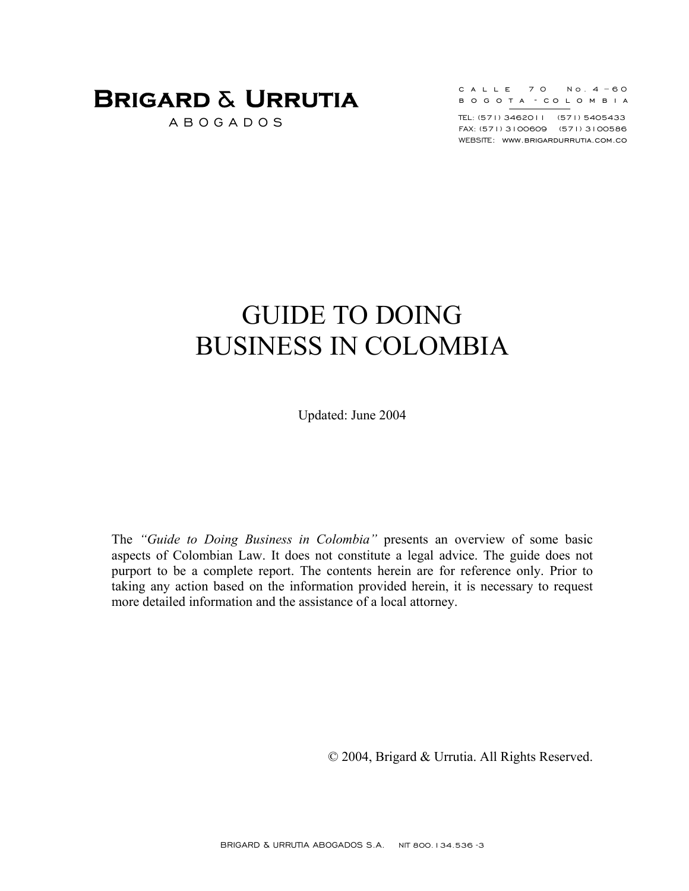**BRIGARD & URRUTIA**
ABOGADOS

CALLE 70 No. 4 – 60
BOGOTA - COLOMBIA

TEL: (571) 3462011 (571) 5405433
FAX: (571) 3100609 (571) 3100586
WEBSITE: WWW.BRIGARDURRUTIA.COM.CO

# GUIDE TO DOING BUSINESS IN COLOMBIA

Updated: June 2004

The *"Guide to Doing Business in Colombia"* presents an overview of some basic aspects of Colombian Law. It does not constitute a legal advice. The guide does not purport to be a complete report. The contents herein are for reference only. Prior to taking any action based on the information provided herein, it is necessary to request more detailed information and the assistance of a local attorney.

© 2004, Brigard & Urrutia. All Rights Reserved.

BRIGARD & URRUTIA ABOGADOS S.A. NIT 800.134.536 -3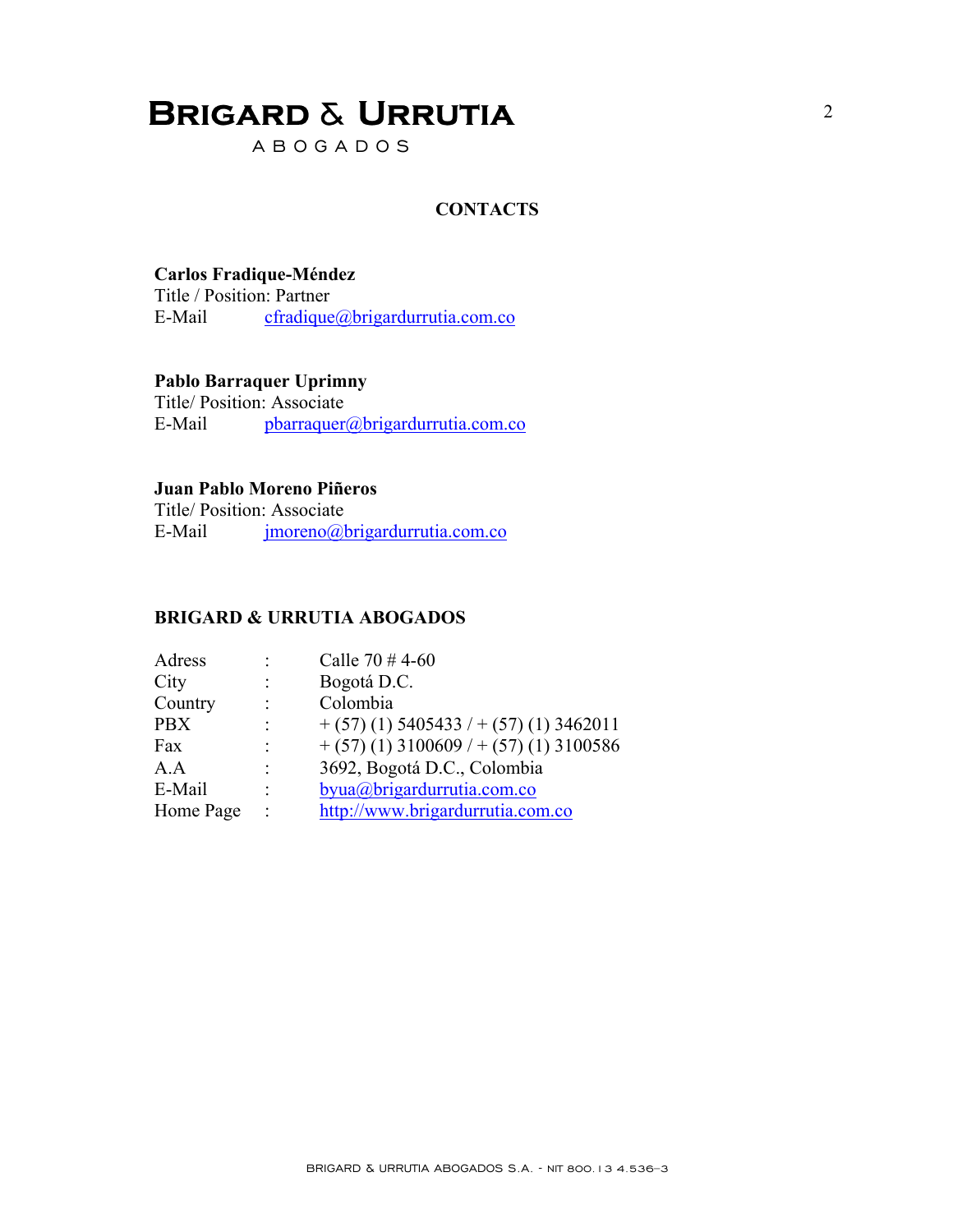# BRIGARD & URRUTIA

ABOGADOS

## CONTACTS

**Carlos Fradique-Méndez**
Title / Position: Partner
E-Mail cfradique@brigardurrutia.com.co

**Pablo Barraquer Uprimny**
Title/ Position: Associate
E-Mail pbarraquer@brigardurrutia.com.co

**Juan Pablo Moreno Piñeros**
Title/ Position: Associate
E-Mail jmoreno@brigardurrutia.com.co

**BRIGARD & URRUTIA ABOGADOS**

| | | |
|---|---|---|
| Adress | : | Calle 70 # 4-60 |
| City | : | Bogotá D.C. |
| Country | : | Colombia |
| PBX | : | + (57) (1) 5405433 / + (57) (1) 3462011 |
| Fax | : | + (57) (1) 3100609 / + (57) (1) 3100586 |
| A.A | : | 3692, Bogotá D.C., Colombia |
| E-Mail | : | byua@brigardurrutia.com.co |
| Home Page | : | http://www.brigardurrutia.com.co |

BRIGARD & URRUTIA ABOGADOS S.A. - NIT 800.134.536-3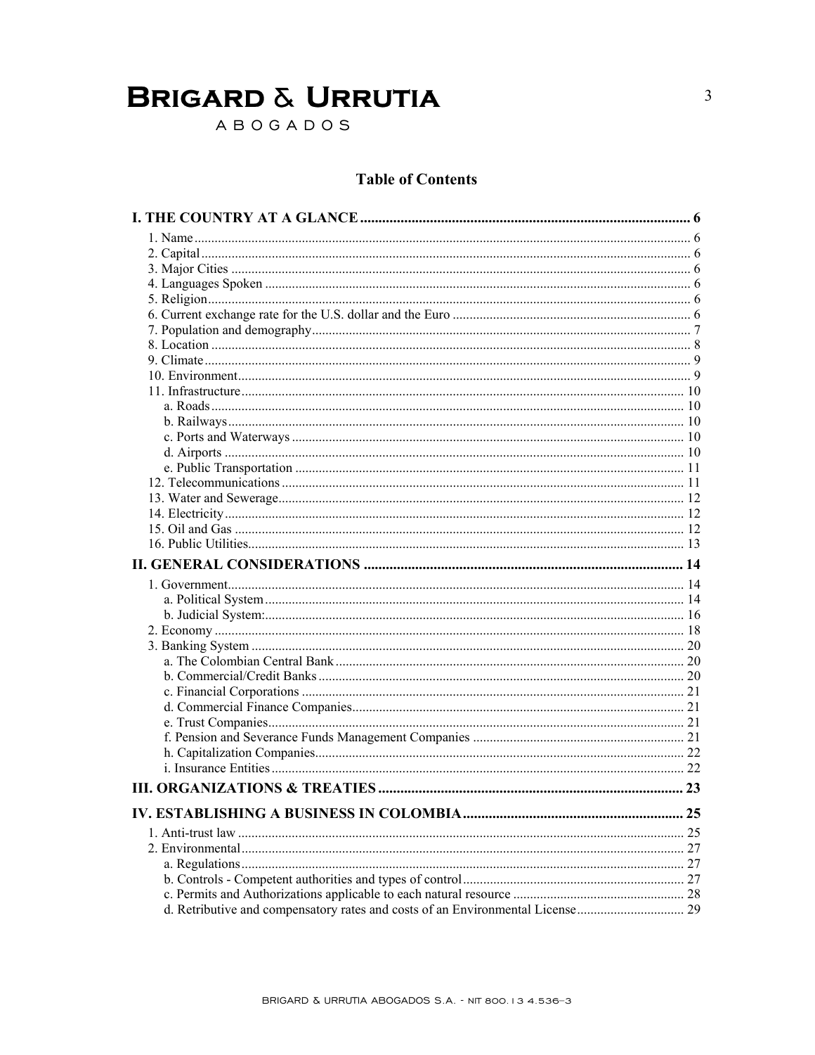## Table of Contents

**I. THE COUNTRY AT A GLANCE** ........ 6

1. Name ........ 6
2. Capital ........ 6
3. Major Cities ........ 6
4. Languages Spoken ........ 6
5. Religion ........ 6
6. Current exchange rate for the U.S. dollar and the Euro ........ 6
7. Population and demography ........ 7
8. Location ........ 8
9. Climate ........ 9
10. Environment ........ 9
11. Infrastructure ........ 10
    - a. Roads ........ 10
    - b. Railways ........ 10
    - c. Ports and Waterways ........ 10
    - d. Airports ........ 10
    - e. Public Transportation ........ 11
12. Telecommunications ........ 11
13. Water and Sewerage ........ 12
14. Electricity ........ 12
15. Oil and Gas ........ 12
16. Public Utilities ........ 13

**II. GENERAL CONSIDERATIONS** ........ 14

1. Government ........ 14
    - a. Political System ........ 14
    - b. Judicial System: ........ 16
2. Economy ........ 18
3. Banking System ........ 20
    - a. The Colombian Central Bank ........ 20
    - b. Commercial/Credit Banks ........ 20
    - c. Financial Corporations ........ 21
    - d. Commercial Finance Companies ........ 21
    - e. Trust Companies ........ 21
    - f. Pension and Severance Funds Management Companies ........ 21
    - h. Capitalization Companies ........ 22
    - i. Insurance Entities ........ 22

**III. ORGANIZATIONS & TREATIES** ........ 23

**IV. ESTABLISHING A BUSINESS IN COLOMBIA** ........ 25

1. Anti-trust law ........ 25
2. Environmental ........ 27
    - a. Regulations ........ 27
    - b. Controls - Competent authorities and types of control ........ 27
    - c. Permits and Authorizations applicable to each natural resource ........ 28
    - d. Retributive and compensatory rates and costs of an Environmental License ........ 29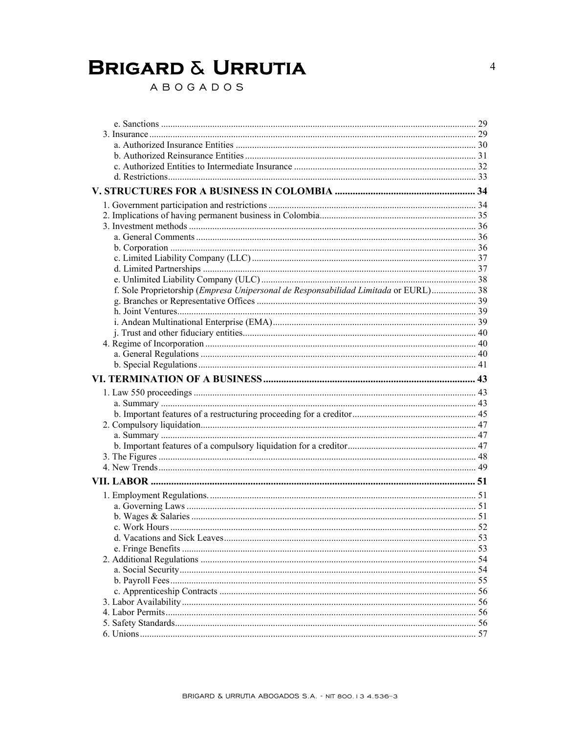e. Sanctions ..... 29
3. Insurance ..... 29
a. Authorized Insurance Entities ..... 30
b. Authorized Reinsurance Entities ..... 31
c. Authorized Entities to Intermediate Insurance ..... 32
d. Restrictions ..... 33

**V. STRUCTURES FOR A BUSINESS IN COLOMBIA ..... 34**

1. Government participation and restrictions ..... 34
2. Implications of having permanent business in Colombia ..... 35
3. Investment methods ..... 36
a. General Comments ..... 36
b. Corporation ..... 36
c. Limited Liability Company (LLC) ..... 37
d. Limited Partnerships ..... 37
e. Unlimited Liability Company (ULC) ..... 38
f. Sole Proprietorship (*Empresa Unipersonal de Responsabilidad Limitada* or EURL) ..... 38
g. Branches or Representative Offices ..... 39
h. Joint Ventures ..... 39
i. Andean Multinational Enterprise (EMA) ..... 39
j. Trust and other fiduciary entities ..... 40
4. Regime of Incorporation ..... 40
a. General Regulations ..... 40
b. Special Regulations ..... 41

**VI. TERMINATION OF A BUSINESS ..... 43**

1. Law 550 proceedings ..... 43
a. Summary ..... 43
b. Important features of a restructuring proceeding for a creditor ..... 45
2. Compulsory liquidation ..... 47
a. Summary ..... 47
b. Important features of a compulsory liquidation for a creditor ..... 47
3. The Figures ..... 48
4. New Trends ..... 49

**VII. LABOR ..... 51**

1. Employment Regulations. ..... 51
a. Governing Laws ..... 51
b. Wages & Salaries ..... 51
c. Work Hours ..... 52
d. Vacations and Sick Leaves ..... 53
e. Fringe Benefits ..... 53
2. Additional Regulations ..... 54
a. Social Security ..... 54
b. Payroll Fees ..... 55
c. Apprenticeship Contracts ..... 56
3. Labor Availability ..... 56
4. Labor Permits ..... 56
5. Safety Standards ..... 56
6. Unions ..... 57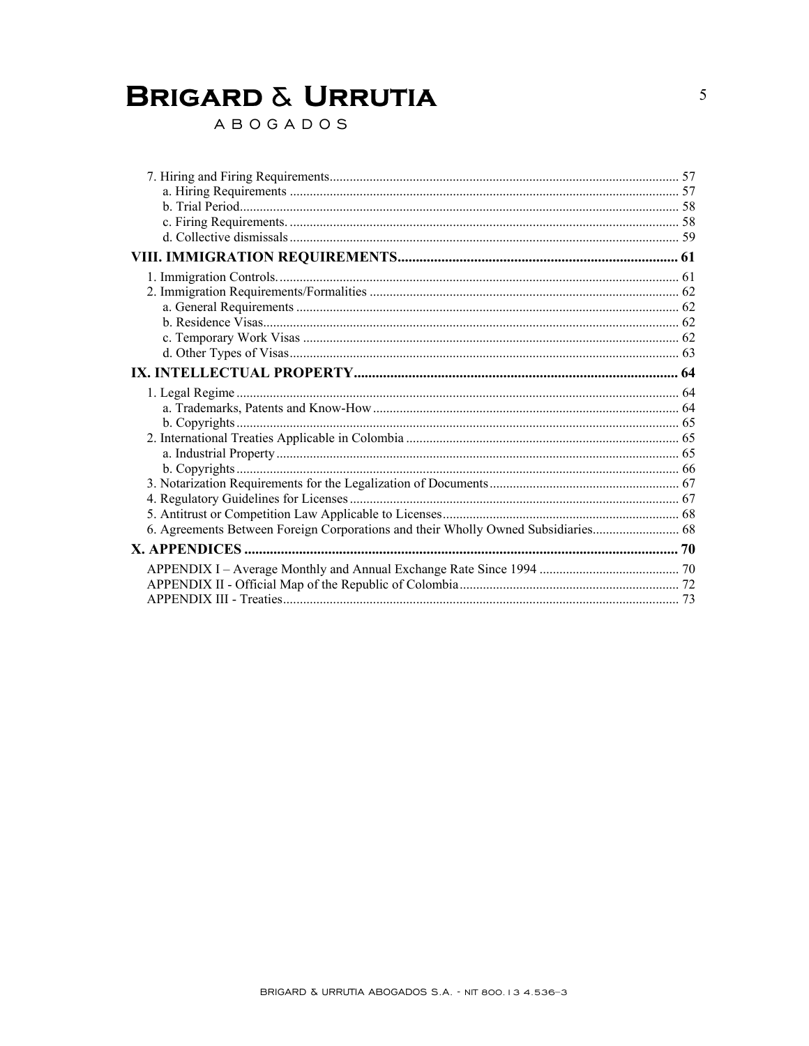7. Hiring and Firing Requirements ........ 57
   a. Hiring Requirements ........ 57
   b. Trial Period ........ 58
   c. Firing Requirements. ........ 58
   d. Collective dismissals ........ 59

**VIII. IMMIGRATION REQUIREMENTS ........ 61**

1. Immigration Controls. ........ 61
2. Immigration Requirements/Formalities ........ 62
   a. General Requirements ........ 62
   b. Residence Visas ........ 62
   c. Temporary Work Visas ........ 62
   d. Other Types of Visas ........ 63

**IX. INTELLECTUAL PROPERTY ........ 64**

1. Legal Regime ........ 64
   a. Trademarks, Patents and Know-How ........ 64
   b. Copyrights ........ 65
2. International Treaties Applicable in Colombia ........ 65
   a. Industrial Property ........ 65
   b. Copyrights ........ 66
3. Notarization Requirements for the Legalization of Documents ........ 67
4. Regulatory Guidelines for Licenses ........ 67
5. Antitrust or Competition Law Applicable to Licenses ........ 68
6. Agreements Between Foreign Corporations and their Wholly Owned Subsidiaries ........ 68

**X. APPENDICES ........ 70**

APPENDIX I – Average Monthly and Annual Exchange Rate Since 1994 ........ 70
APPENDIX II - Official Map of the Republic of Colombia ........ 72
APPENDIX III - Treaties ........ 73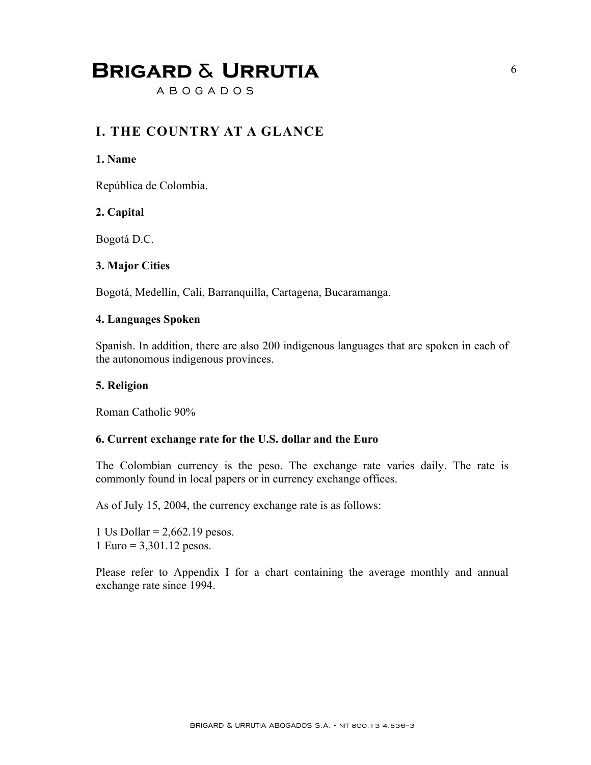# I. THE COUNTRY AT A GLANCE

### 1. Name

República de Colombia.

### 2. Capital

Bogotá D.C.

### 3. Major Cities

Bogotá, Medellín, Cali, Barranquilla, Cartagena, Bucaramanga.

### 4. Languages Spoken

Spanish. In addition, there are also 200 indigenous languages that are spoken in each of the autonomous indigenous provinces.

### 5. Religion

Roman Catholic 90%

### 6. Current exchange rate for the U.S. dollar and the Euro

The Colombian currency is the peso. The exchange rate varies daily. The rate is commonly found in local papers or in currency exchange offices.

As of July 15, 2004, the currency exchange rate is as follows:

1 Us Dollar = 2,662.19 pesos.
1 Euro = 3,301.12 pesos.

Please refer to Appendix I for a chart containing the average monthly and annual exchange rate since 1994.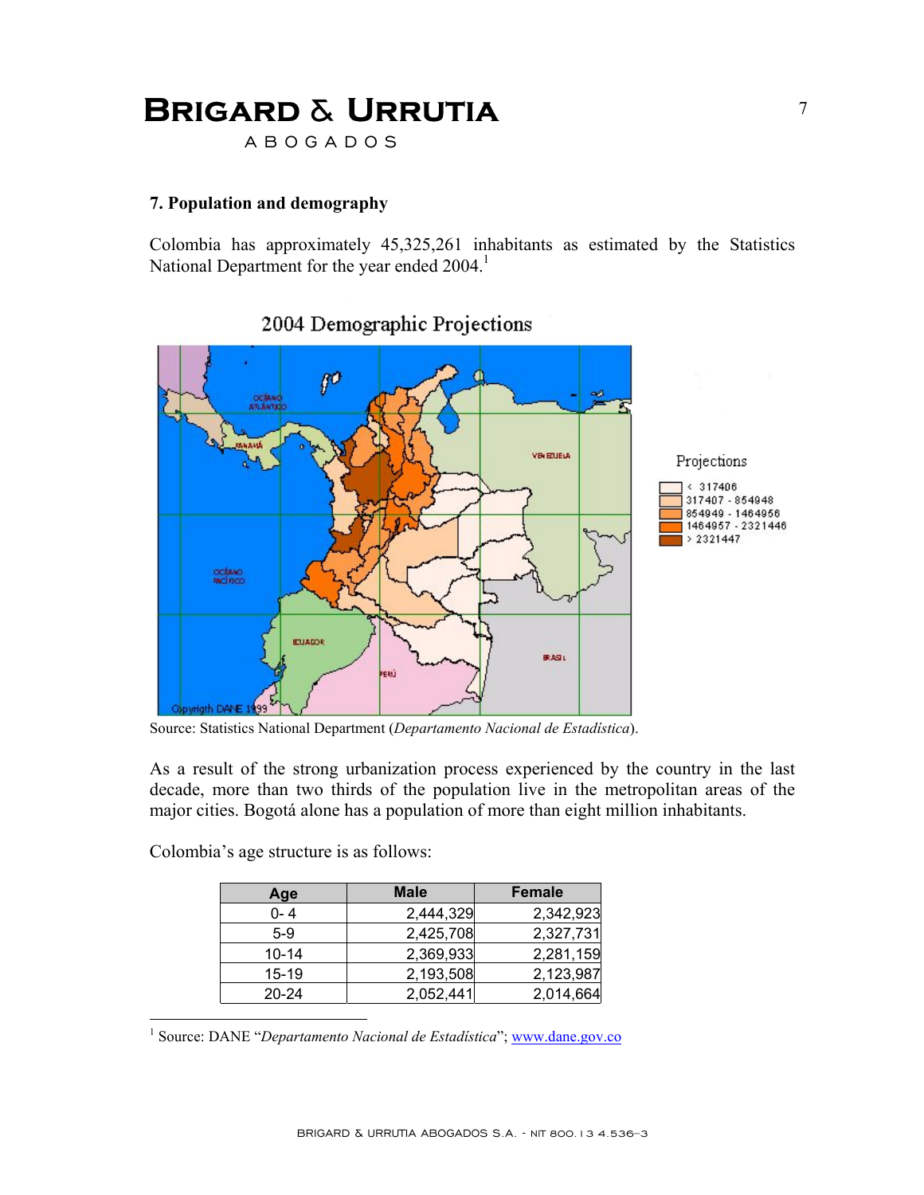## 7. Population and demography

Colombia has approximately 45,325,261 inhabitants as estimated by the Statistics National Department for the year ended 2004.[1]

Source: Statistics National Department (*Departamento Nacional de Estadística*).

As a result of the strong urbanization process experienced by the country in the last decade, more than two thirds of the population live in the metropolitan areas of the major cities. Bogotá alone has a population of more than eight million inhabitants.

Colombia's age structure is as follows:

| Age | Male | Female |
|---|---|---|
| 0- 4 | 2,444,329 | 2,342,923 |
| 5-9 | 2,425,708 | 2,327,731 |
| 10-14 | 2,369,933 | 2,281,159 |
| 15-19 | 2,193,508 | 2,123,987 |
| 20-24 | 2,052,441 | 2,014,664 |

[1] Source: DANE "*Departamento Nacional de Estadística*"; www.dane.gov.co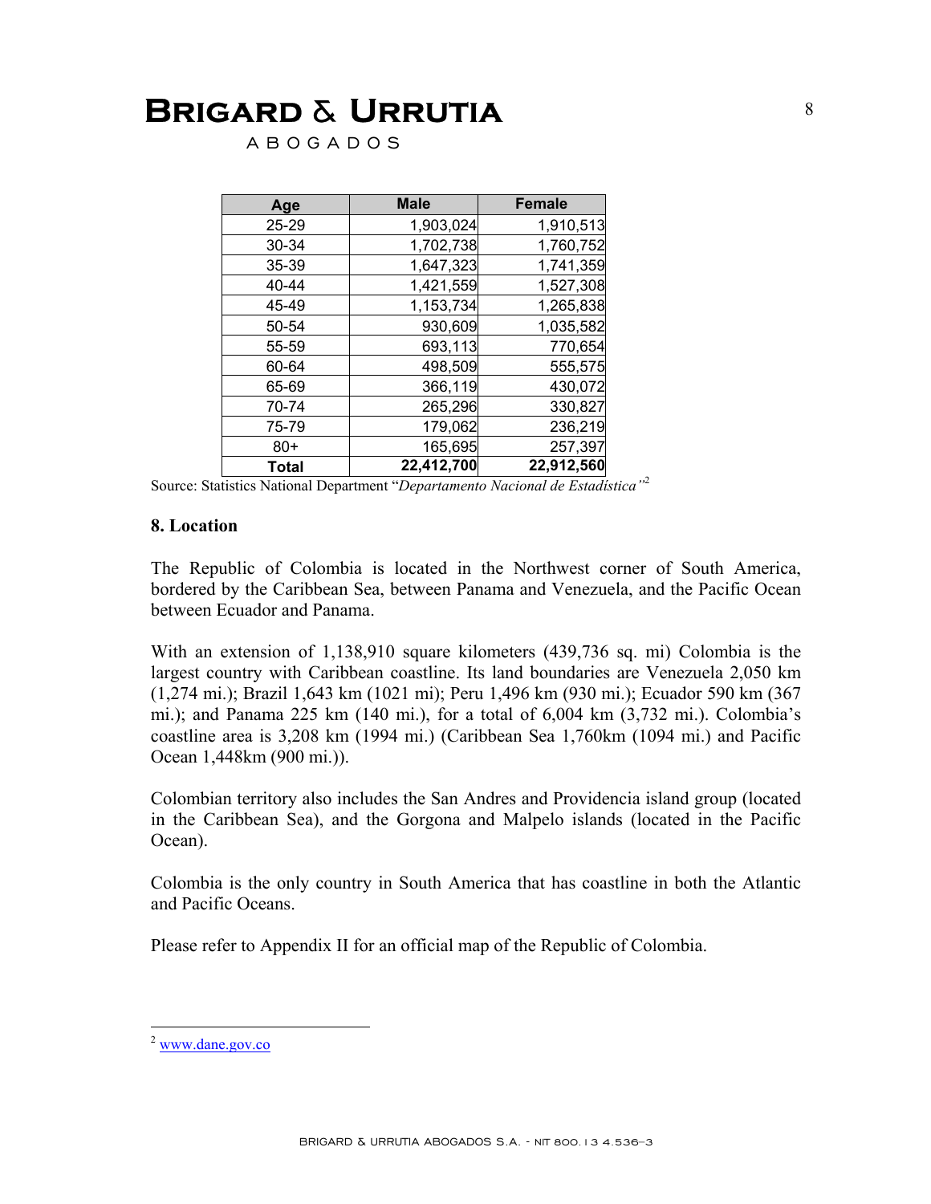| Age | Male | Female |
|---|---|---|
| 25-29 | 1,903,024 | 1,910,513 |
| 30-34 | 1,702,738 | 1,760,752 |
| 35-39 | 1,647,323 | 1,741,359 |
| 40-44 | 1,421,559 | 1,527,308 |
| 45-49 | 1,153,734 | 1,265,838 |
| 50-54 | 930,609 | 1,035,582 |
| 55-59 | 693,113 | 770,654 |
| 60-64 | 498,509 | 555,575 |
| 65-69 | 366,119 | 430,072 |
| 70-74 | 265,296 | 330,827 |
| 75-79 | 179,062 | 236,219 |
| 80+ | 165,695 | 257,397 |
| **Total** | **22,412,700** | **22,912,560** |

Source: Statistics National Department "*Departamento Nacional de Estadística*"[2]

**8. Location**

The Republic of Colombia is located in the Northwest corner of South America, bordered by the Caribbean Sea, between Panama and Venezuela, and the Pacific Ocean between Ecuador and Panama.

With an extension of 1,138,910 square kilometers (439,736 sq. mi) Colombia is the largest country with Caribbean coastline. Its land boundaries are Venezuela 2,050 km (1,274 mi.); Brazil 1,643 km (1021 mi); Peru 1,496 km (930 mi.); Ecuador 590 km (367 mi.); and Panama 225 km (140 mi.), for a total of 6,004 km (3,732 mi.). Colombia's coastline area is 3,208 km (1994 mi.) (Caribbean Sea 1,760km (1094 mi.) and Pacific Ocean 1,448km (900 mi.)).

Colombian territory also includes the San Andres and Providencia island group (located in the Caribbean Sea), and the Gorgona and Malpelo islands (located in the Pacific Ocean).

Colombia is the only country in South America that has coastline in both the Atlantic and Pacific Oceans.

Please refer to Appendix II for an official map of the Republic of Colombia.

---

[2] www.dane.gov.co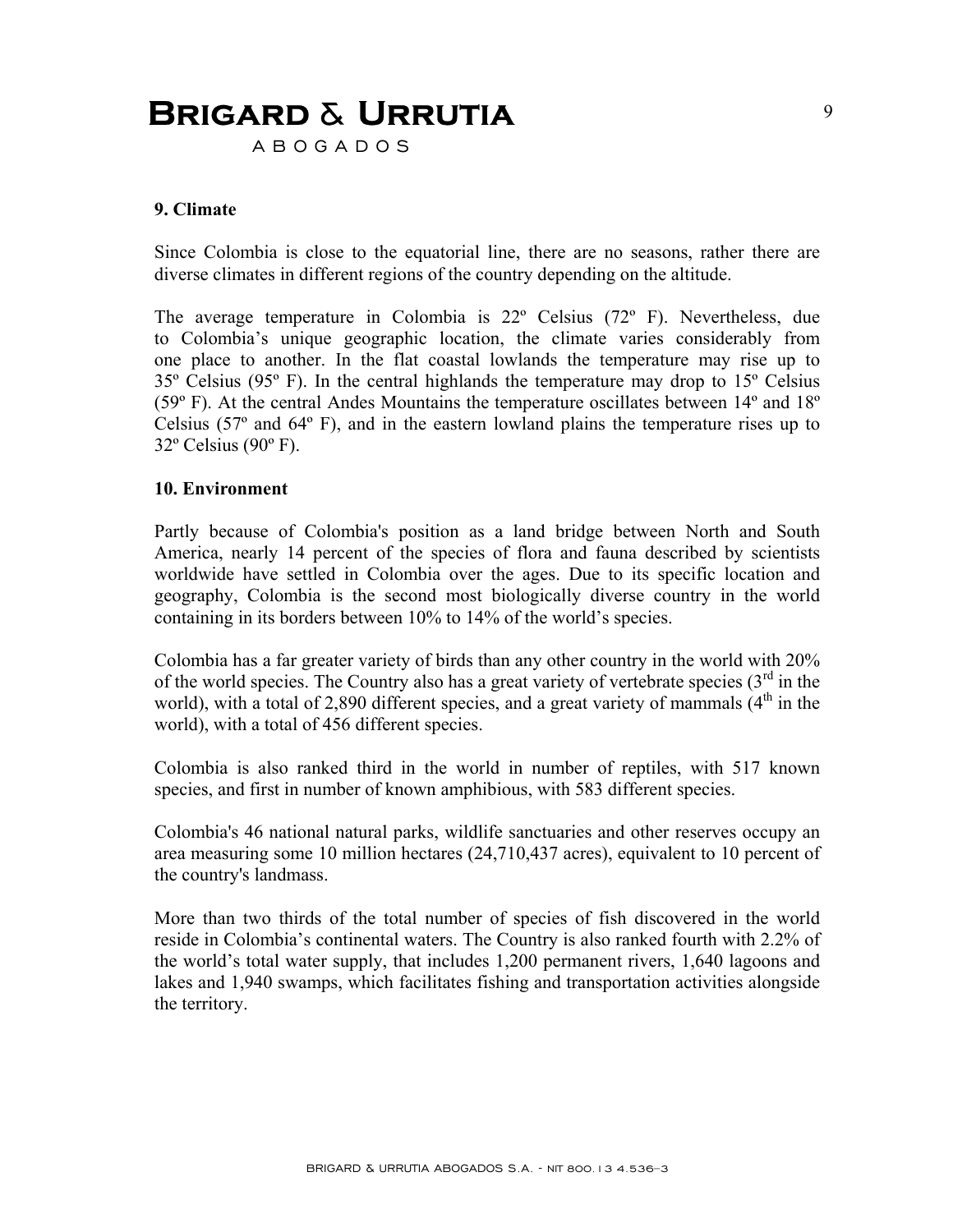## 9. Climate

Since Colombia is close to the equatorial line, there are no seasons, rather there are diverse climates in different regions of the country depending on the altitude.

The average temperature in Colombia is 22º Celsius (72º F). Nevertheless, due to Colombia's unique geographic location, the climate varies considerably from one place to another. In the flat coastal lowlands the temperature may rise up to 35º Celsius (95º F). In the central highlands the temperature may drop to 15º Celsius (59º F). At the central Andes Mountains the temperature oscillates between 14º and 18º Celsius (57º and 64º F), and in the eastern lowland plains the temperature rises up to 32º Celsius (90º F).

## 10. Environment

Partly because of Colombia's position as a land bridge between North and South America, nearly 14 percent of the species of flora and fauna described by scientists worldwide have settled in Colombia over the ages. Due to its specific location and geography, Colombia is the second most biologically diverse country in the world containing in its borders between 10% to 14% of the world's species.

Colombia has a far greater variety of birds than any other country in the world with 20% of the world species. The Country also has a great variety of vertebrate species (3rd in the world), with a total of 2,890 different species, and a great variety of mammals (4th in the world), with a total of 456 different species.

Colombia is also ranked third in the world in number of reptiles, with 517 known species, and first in number of known amphibious, with 583 different species.

Colombia's 46 national natural parks, wildlife sanctuaries and other reserves occupy an area measuring some 10 million hectares (24,710,437 acres), equivalent to 10 percent of the country's landmass.

More than two thirds of the total number of species of fish discovered in the world reside in Colombia's continental waters. The Country is also ranked fourth with 2.2% of the world's total water supply, that includes 1,200 permanent rivers, 1,640 lagoons and lakes and 1,940 swamps, which facilitates fishing and transportation activities alongside the territory.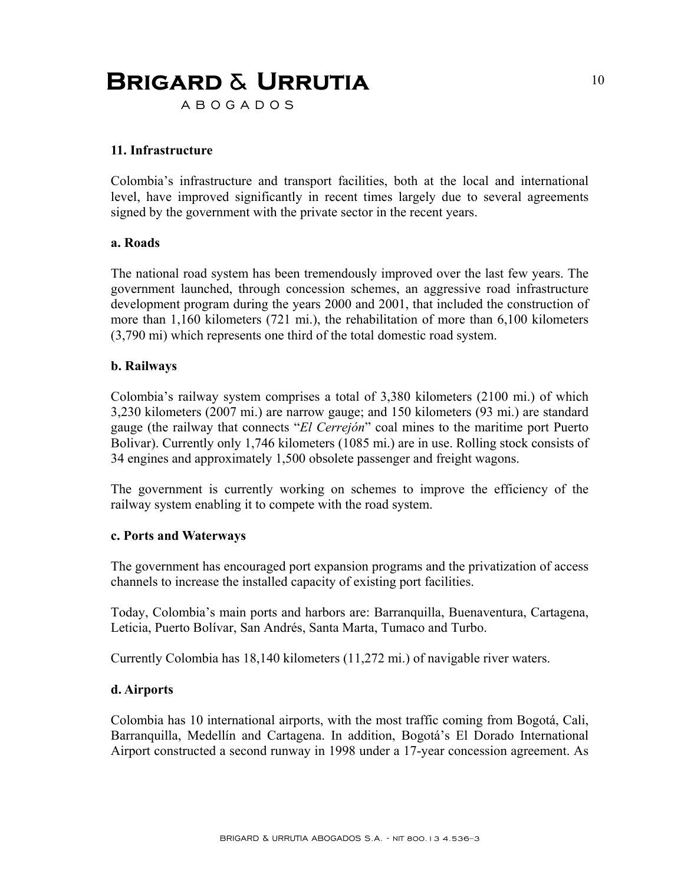## 11. Infrastructure

Colombia's infrastructure and transport facilities, both at the local and international level, have improved significantly in recent times largely due to several agreements signed by the government with the private sector in the recent years.

### a. Roads

The national road system has been tremendously improved over the last few years. The government launched, through concession schemes, an aggressive road infrastructure development program during the years 2000 and 2001, that included the construction of more than 1,160 kilometers (721 mi.), the rehabilitation of more than 6,100 kilometers (3,790 mi) which represents one third of the total domestic road system.

### b. Railways

Colombia's railway system comprises a total of 3,380 kilometers (2100 mi.) of which 3,230 kilometers (2007 mi.) are narrow gauge; and 150 kilometers (93 mi.) are standard gauge (the railway that connects "*El Cerrejón*" coal mines to the maritime port Puerto Bolivar). Currently only 1,746 kilometers (1085 mi.) are in use. Rolling stock consists of 34 engines and approximately 1,500 obsolete passenger and freight wagons.

The government is currently working on schemes to improve the efficiency of the railway system enabling it to compete with the road system.

### c. Ports and Waterways

The government has encouraged port expansion programs and the privatization of access channels to increase the installed capacity of existing port facilities.

Today, Colombia's main ports and harbors are: Barranquilla, Buenaventura, Cartagena, Leticia, Puerto Bolívar, San Andrés, Santa Marta, Tumaco and Turbo.

Currently Colombia has 18,140 kilometers (11,272 mi.) of navigable river waters.

### d. Airports

Colombia has 10 international airports, with the most traffic coming from Bogotá, Cali, Barranquilla, Medellín and Cartagena. In addition, Bogotá's El Dorado International Airport constructed a second runway in 1998 under a 17-year concession agreement. As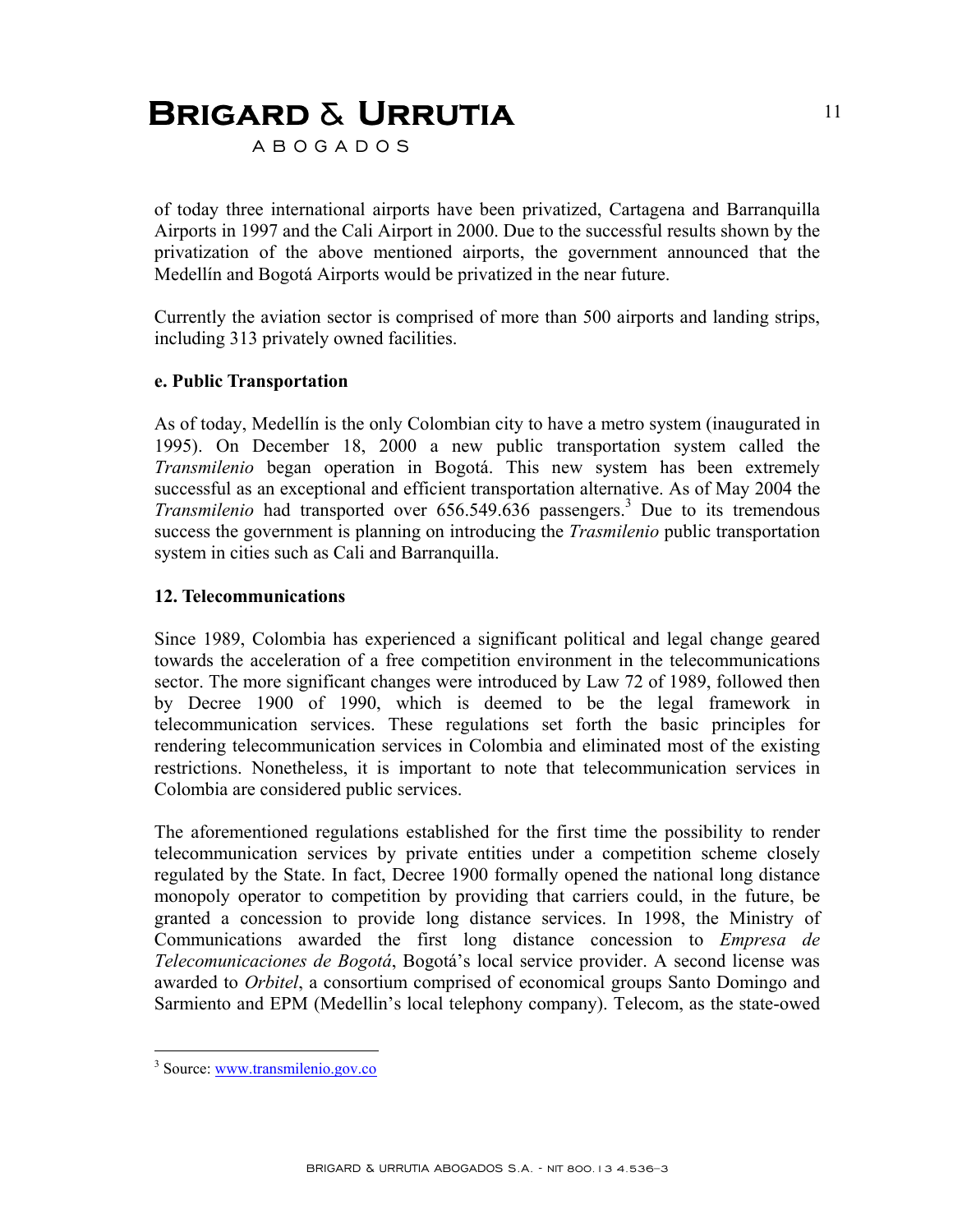of today three international airports have been privatized, Cartagena and Barranquilla Airports in 1997 and the Cali Airport in 2000. Due to the successful results shown by the privatization of the above mentioned airports, the government announced that the Medellín and Bogotá Airports would be privatized in the near future.

Currently the aviation sector is comprised of more than 500 airports and landing strips, including 313 privately owned facilities.

**e. Public Transportation**

As of today, Medellín is the only Colombian city to have a metro system (inaugurated in 1995). On December 18, 2000 a new public transportation system called the *Transmilenio* began operation in Bogotá. This new system has been extremely successful as an exceptional and efficient transportation alternative. As of May 2004 the *Transmilenio* had transported over 656.549.636 passengers.[3] Due to its tremendous success the government is planning on introducing the *Trasmilenio* public transportation system in cities such as Cali and Barranquilla.

**12. Telecommunications**

Since 1989, Colombia has experienced a significant political and legal change geared towards the acceleration of a free competition environment in the telecommunications sector. The more significant changes were introduced by Law 72 of 1989, followed then by Decree 1900 of 1990, which is deemed to be the legal framework in telecommunication services. These regulations set forth the basic principles for rendering telecommunication services in Colombia and eliminated most of the existing restrictions. Nonetheless, it is important to note that telecommunication services in Colombia are considered public services.

The aforementioned regulations established for the first time the possibility to render telecommunication services by private entities under a competition scheme closely regulated by the State. In fact, Decree 1900 formally opened the national long distance monopoly operator to competition by providing that carriers could, in the future, be granted a concession to provide long distance services. In 1998, the Ministry of Communications awarded the first long distance concession to *Empresa de Telecomunicaciones de Bogotá*, Bogotá's local service provider. A second license was awarded to *Orbitel*, a consortium comprised of economical groups Santo Domingo and Sarmiento and EPM (Medellin's local telephony company). Telecom, as the state-owed

[3] Source: www.transmilenio.gov.co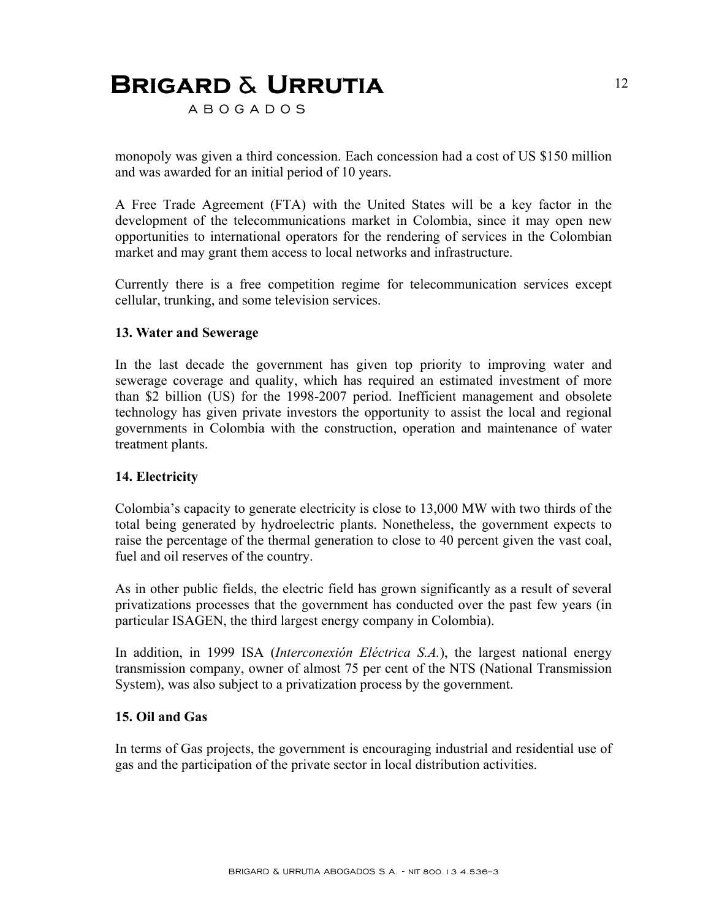monopoly was given a third concession. Each concession had a cost of US $150 million and was awarded for an initial period of 10 years.

A Free Trade Agreement (FTA) with the United States will be a key factor in the development of the telecommunications market in Colombia, since it may open new opportunities to international operators for the rendering of services in the Colombian market and may grant them access to local networks and infrastructure.

Currently there is a free competition regime for telecommunication services except cellular, trunking, and some television services.

**13. Water and Sewerage**

In the last decade the government has given top priority to improving water and sewerage coverage and quality, which has required an estimated investment of more than $2 billion (US) for the 1998-2007 period. Inefficient management and obsolete technology has given private investors the opportunity to assist the local and regional governments in Colombia with the construction, operation and maintenance of water treatment plants.

**14. Electricity**

Colombia's capacity to generate electricity is close to 13,000 MW with two thirds of the total being generated by hydroelectric plants. Nonetheless, the government expects to raise the percentage of the thermal generation to close to 40 percent given the vast coal, fuel and oil reserves of the country.

As in other public fields, the electric field has grown significantly as a result of several privatizations processes that the government has conducted over the past few years (in particular ISAGEN, the third largest energy company in Colombia).

In addition, in 1999 ISA (*Interconexión Eléctrica S.A.*), the largest national energy transmission company, owner of almost 75 per cent of the NTS (National Transmission System), was also subject to a privatization process by the government.

**15. Oil and Gas**

In terms of Gas projects, the government is encouraging industrial and residential use of gas and the participation of the private sector in local distribution activities.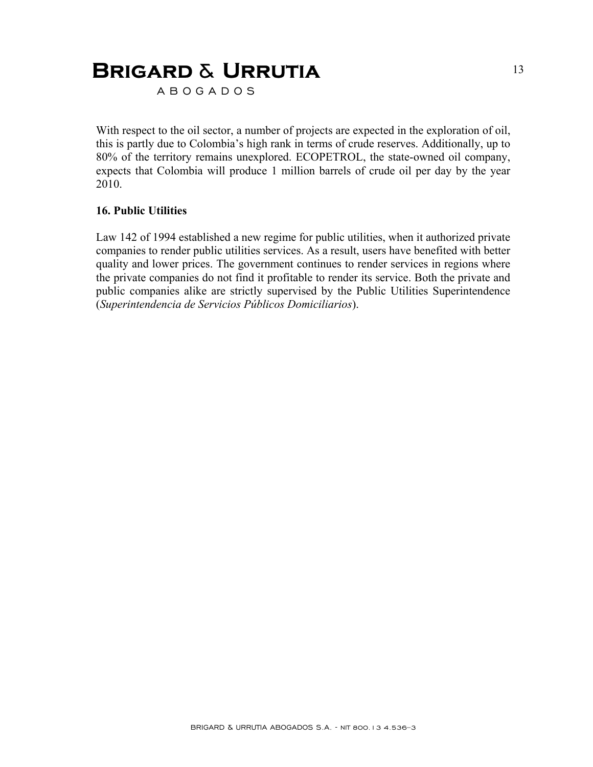With respect to the oil sector, a number of projects are expected in the exploration of oil, this is partly due to Colombia's high rank in terms of crude reserves. Additionally, up to 80% of the territory remains unexplored. ECOPETROL, the state-owned oil company, expects that Colombia will produce 1 million barrels of crude oil per day by the year 2010.

## 16. Public Utilities

Law 142 of 1994 established a new regime for public utilities, when it authorized private companies to render public utilities services. As a result, users have benefited with better quality and lower prices. The government continues to render services in regions where the private companies do not find it profitable to render its service. Both the private and public companies alike are strictly supervised by the Public Utilities Superintendence (*Superintendencia de Servicios Públicos Domiciliarios*).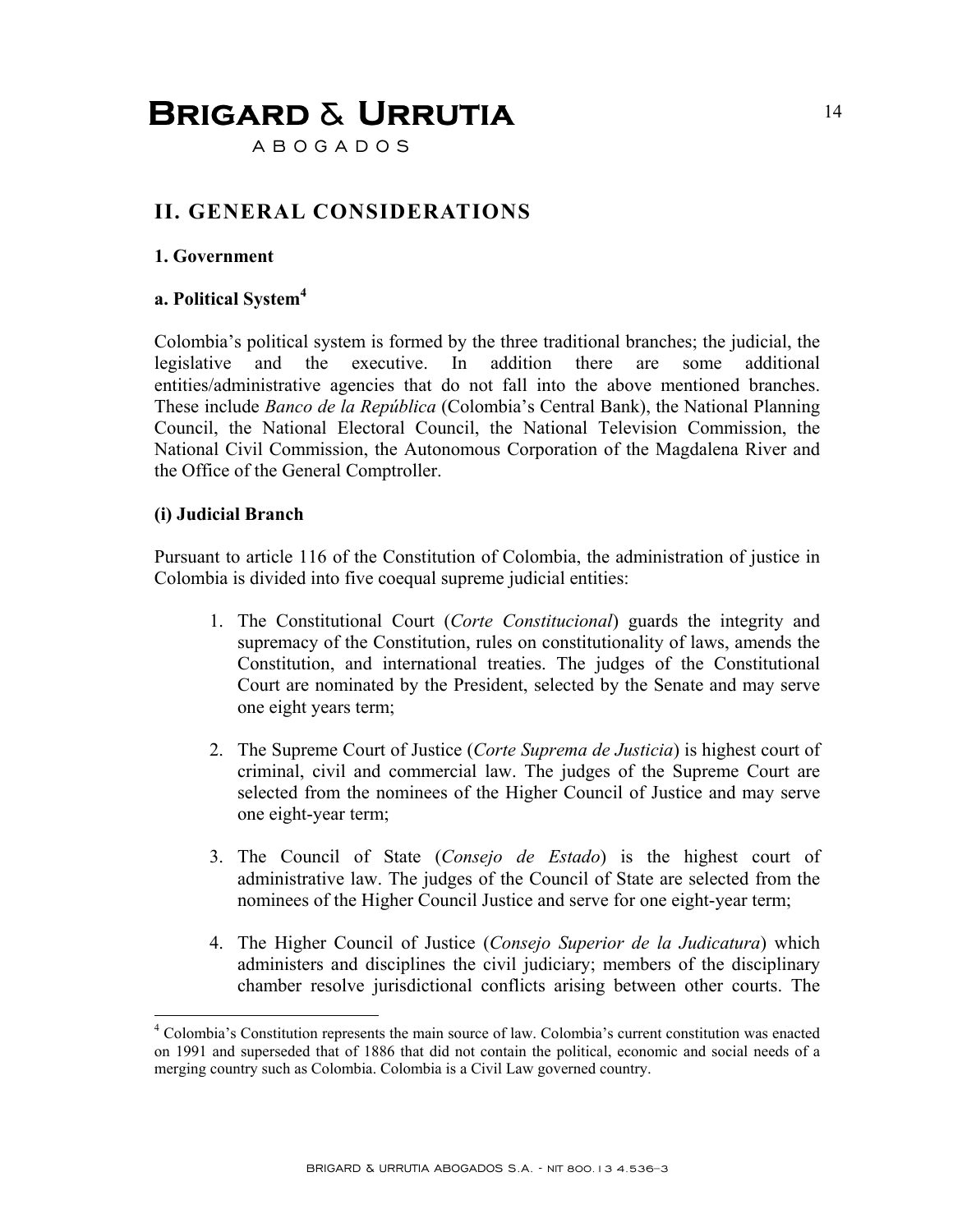## II. GENERAL CONSIDERATIONS

### 1. Government

#### a. Political System[4]

Colombia's political system is formed by the three traditional branches; the judicial, the legislative and the executive. In addition there are some additional entities/administrative agencies that do not fall into the above mentioned branches. These include *Banco de la República* (Colombia's Central Bank), the National Planning Council, the National Electoral Council, the National Television Commission, the National Civil Commission, the Autonomous Corporation of the Magdalena River and the Office of the General Comptroller.

#### (i) Judicial Branch

Pursuant to article 116 of the Constitution of Colombia, the administration of justice in Colombia is divided into five coequal supreme judicial entities:

1. The Constitutional Court (*Corte Constitucional*) guards the integrity and supremacy of the Constitution, rules on constitutionality of laws, amends the Constitution, and international treaties. The judges of the Constitutional Court are nominated by the President, selected by the Senate and may serve one eight years term;

2. The Supreme Court of Justice (*Corte Suprema de Justicia*) is highest court of criminal, civil and commercial law. The judges of the Supreme Court are selected from the nominees of the Higher Council of Justice and may serve one eight-year term;

3. The Council of State (*Consejo de Estado*) is the highest court of administrative law. The judges of the Council of State are selected from the nominees of the Higher Council Justice and serve for one eight-year term;

4. The Higher Council of Justice (*Consejo Superior de la Judicatura*) which administers and disciplines the civil judiciary; members of the disciplinary chamber resolve jurisdictional conflicts arising between other courts. The

---

[4] Colombia's Constitution represents the main source of law. Colombia's current constitution was enacted on 1991 and superseded that of 1886 that did not contain the political, economic and social needs of a merging country such as Colombia. Colombia is a Civil Law governed country.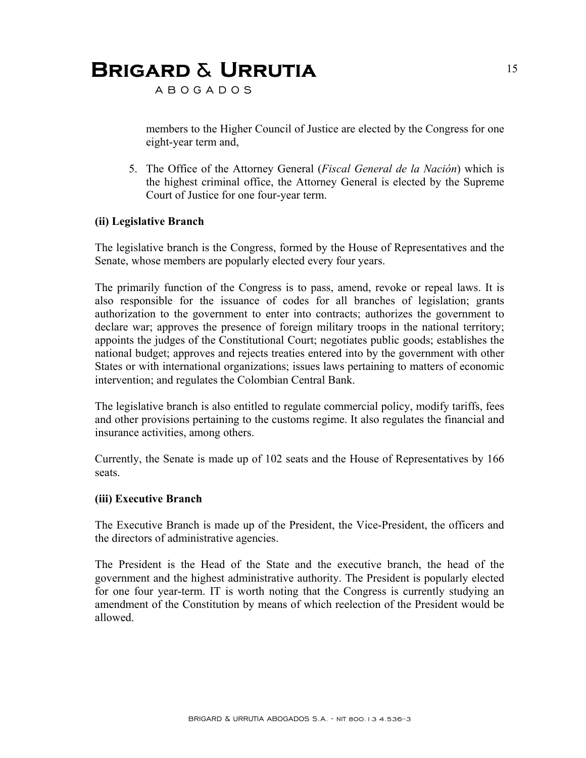members to the Higher Council of Justice are elected by the Congress for one eight-year term and,

5. The Office of the Attorney General (*Fiscal General de la Nación*) which is the highest criminal office, the Attorney General is elected by the Supreme Court of Justice for one four-year term.

**(ii) Legislative Branch**

The legislative branch is the Congress, formed by the House of Representatives and the Senate, whose members are popularly elected every four years.

The primarily function of the Congress is to pass, amend, revoke or repeal laws. It is also responsible for the issuance of codes for all branches of legislation; grants authorization to the government to enter into contracts; authorizes the government to declare war; approves the presence of foreign military troops in the national territory; appoints the judges of the Constitutional Court; negotiates public goods; establishes the national budget; approves and rejects treaties entered into by the government with other States or with international organizations; issues laws pertaining to matters of economic intervention; and regulates the Colombian Central Bank.

The legislative branch is also entitled to regulate commercial policy, modify tariffs, fees and other provisions pertaining to the customs regime. It also regulates the financial and insurance activities, among others.

Currently, the Senate is made up of 102 seats and the House of Representatives by 166 seats.

**(iii) Executive Branch**

The Executive Branch is made up of the President, the Vice-President, the officers and the directors of administrative agencies.

The President is the Head of the State and the executive branch, the head of the government and the highest administrative authority. The President is popularly elected for one four year-term. IT is worth noting that the Congress is currently studying an amendment of the Constitution by means of which reelection of the President would be allowed.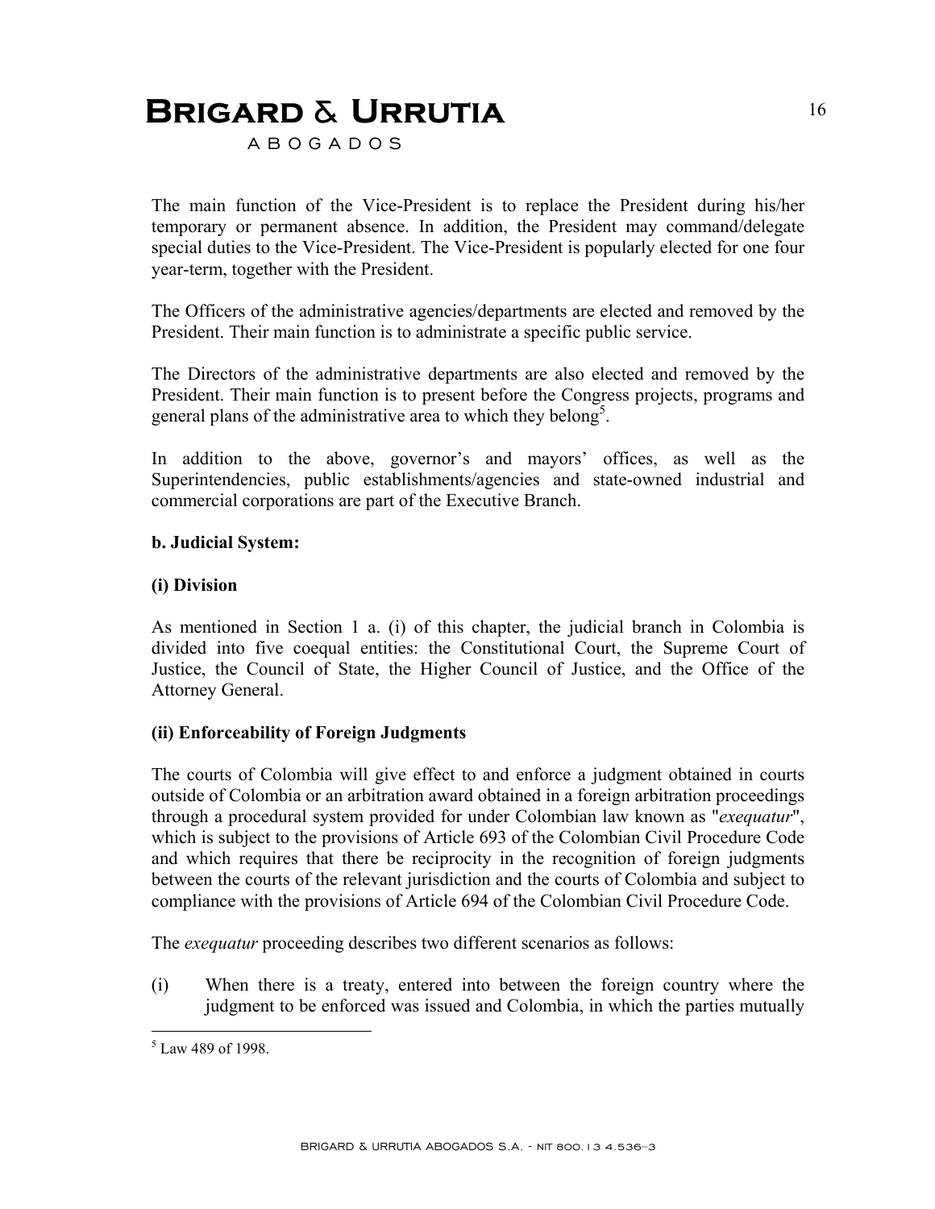The main function of the Vice-President is to replace the President during his/her temporary or permanent absence. In addition, the President may command/delegate special duties to the Vice-President. The Vice-President is popularly elected for one four year-term, together with the President.

The Officers of the administrative agencies/departments are elected and removed by the President. Their main function is to administrate a specific public service.

The Directors of the administrative departments are also elected and removed by the President. Their main function is to present before the Congress projects, programs and general plans of the administrative area to which they belong[5].

In addition to the above, governor's and mayors' offices, as well as the Superintendencies, public establishments/agencies and state-owned industrial and commercial corporations are part of the Executive Branch.

**b. Judicial System:**

**(i) Division**

As mentioned in Section 1 a. (i) of this chapter, the judicial branch in Colombia is divided into five coequal entities: the Constitutional Court, the Supreme Court of Justice, the Council of State, the Higher Council of Justice, and the Office of the Attorney General.

**(ii) Enforceability of Foreign Judgments**

The courts of Colombia will give effect to and enforce a judgment obtained in courts outside of Colombia or an arbitration award obtained in a foreign arbitration proceedings through a procedural system provided for under Colombian law known as "*exequatur*", which is subject to the provisions of Article 693 of the Colombian Civil Procedure Code and which requires that there be reciprocity in the recognition of foreign judgments between the courts of the relevant jurisdiction and the courts of Colombia and subject to compliance with the provisions of Article 694 of the Colombian Civil Procedure Code.

The *exequatur* proceeding describes two different scenarios as follows:

(i) When there is a treaty, entered into between the foreign country where the judgment to be enforced was issued and Colombia, in which the parties mutually

[5] Law 489 of 1998.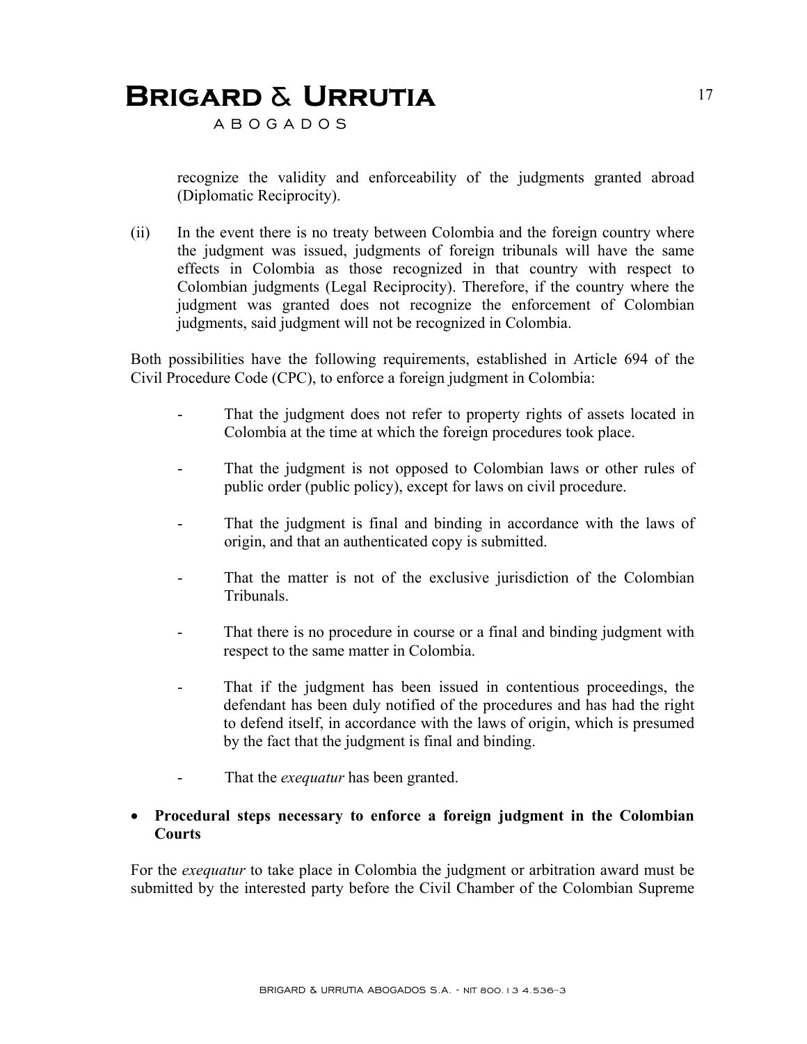recognize the validity and enforceability of the judgments granted abroad (Diplomatic Reciprocity).

(ii) In the event there is no treaty between Colombia and the foreign country where the judgment was issued, judgments of foreign tribunals will have the same effects in Colombia as those recognized in that country with respect to Colombian judgments (Legal Reciprocity). Therefore, if the country where the judgment was granted does not recognize the enforcement of Colombian judgments, said judgment will not be recognized in Colombia.

Both possibilities have the following requirements, established in Article 694 of the Civil Procedure Code (CPC), to enforce a foreign judgment in Colombia:

- That the judgment does not refer to property rights of assets located in Colombia at the time at which the foreign procedures took place.
- That the judgment is not opposed to Colombian laws or other rules of public order (public policy), except for laws on civil procedure.
- That the judgment is final and binding in accordance with the laws of origin, and that an authenticated copy is submitted.
- That the matter is not of the exclusive jurisdiction of the Colombian Tribunals.
- That there is no procedure in course or a final and binding judgment with respect to the same matter in Colombia.
- That if the judgment has been issued in contentious proceedings, the defendant has been duly notified of the procedures and has had the right to defend itself, in accordance with the laws of origin, which is presumed by the fact that the judgment is final and binding.
- That the *exequatur* has been granted.

- **Procedural steps necessary to enforce a foreign judgment in the Colombian Courts**

For the *exequatur* to take place in Colombia the judgment or arbitration award must be submitted by the interested party before the Civil Chamber of the Colombian Supreme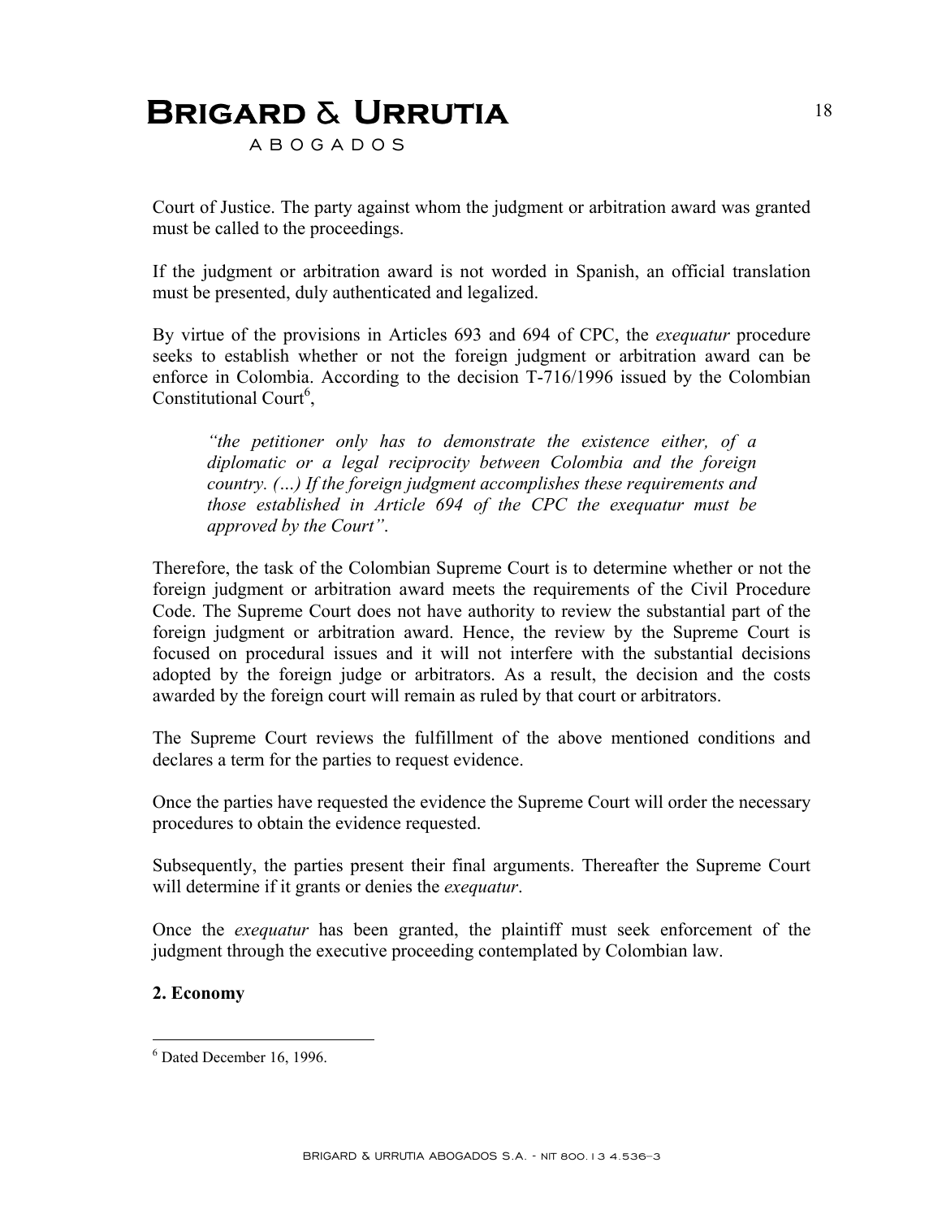Court of Justice. The party against whom the judgment or arbitration award was granted must be called to the proceedings.

If the judgment or arbitration award is not worded in Spanish, an official translation must be presented, duly authenticated and legalized.

By virtue of the provisions in Articles 693 and 694 of CPC, the *exequatur* procedure seeks to establish whether or not the foreign judgment or arbitration award can be enforce in Colombia. According to the decision T-716/1996 issued by the Colombian Constitutional Court[6],

> *"the petitioner only has to demonstrate the existence either, of a diplomatic or a legal reciprocity between Colombia and the foreign country. (…) If the foreign judgment accomplishes these requirements and those established in Article 694 of the CPC the exequatur must be approved by the Court".*

Therefore, the task of the Colombian Supreme Court is to determine whether or not the foreign judgment or arbitration award meets the requirements of the Civil Procedure Code. The Supreme Court does not have authority to review the substantial part of the foreign judgment or arbitration award. Hence, the review by the Supreme Court is focused on procedural issues and it will not interfere with the substantial decisions adopted by the foreign judge or arbitrators. As a result, the decision and the costs awarded by the foreign court will remain as ruled by that court or arbitrators.

The Supreme Court reviews the fulfillment of the above mentioned conditions and declares a term for the parties to request evidence.

Once the parties have requested the evidence the Supreme Court will order the necessary procedures to obtain the evidence requested.

Subsequently, the parties present their final arguments. Thereafter the Supreme Court will determine if it grants or denies the *exequatur*.

Once the *exequatur* has been granted, the plaintiff must seek enforcement of the judgment through the executive proceeding contemplated by Colombian law.

## 2. Economy

[6] Dated December 16, 1996.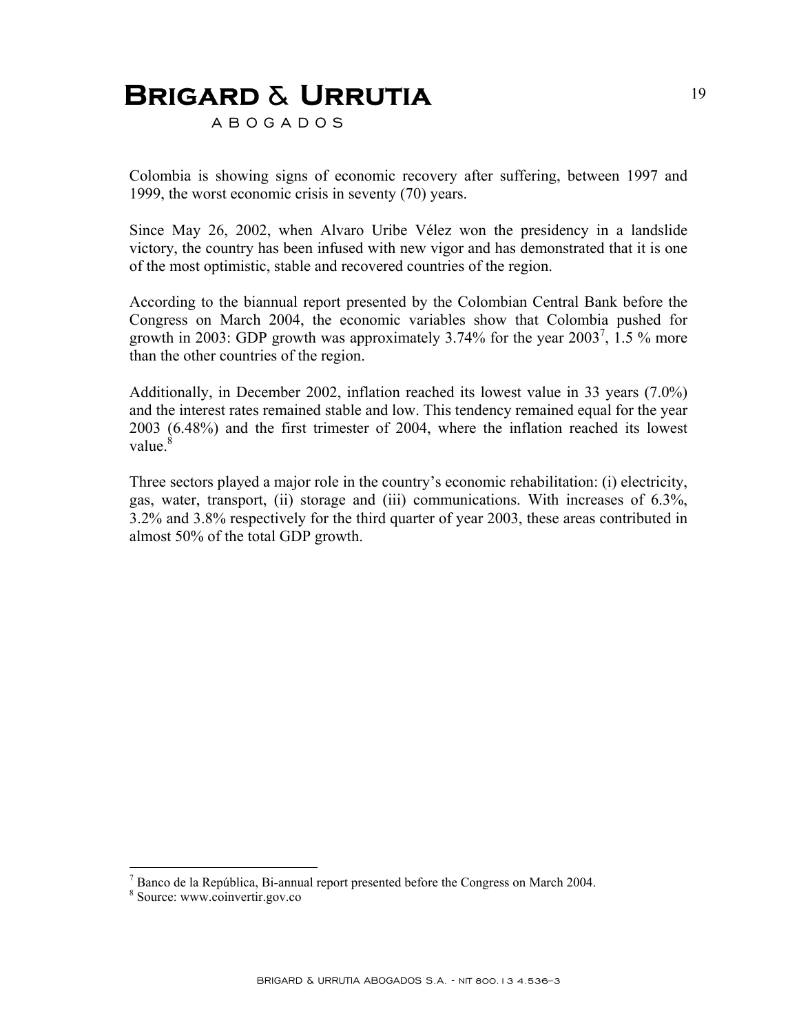Colombia is showing signs of economic recovery after suffering, between 1997 and 1999, the worst economic crisis in seventy (70) years.

Since May 26, 2002, when Alvaro Uribe Vélez won the presidency in a landslide victory, the country has been infused with new vigor and has demonstrated that it is one of the most optimistic, stable and recovered countries of the region.

According to the biannual report presented by the Colombian Central Bank before the Congress on March 2004, the economic variables show that Colombia pushed for growth in 2003: GDP growth was approximately 3.74% for the year 2003[7], 1.5 % more than the other countries of the region.

Additionally, in December 2002, inflation reached its lowest value in 33 years (7.0%) and the interest rates remained stable and low. This tendency remained equal for the year 2003 (6.48%) and the first trimester of 2004, where the inflation reached its lowest value.[8]

Three sectors played a major role in the country's economic rehabilitation: (i) electricity, gas, water, transport, (ii) storage and (iii) communications. With increases of 6.3%, 3.2% and 3.8% respectively for the third quarter of year 2003, these areas contributed in almost 50% of the total GDP growth.

---

[7] Banco de la República, Bi-annual report presented before the Congress on March 2004.

[8] Source: www.coinvertir.gov.co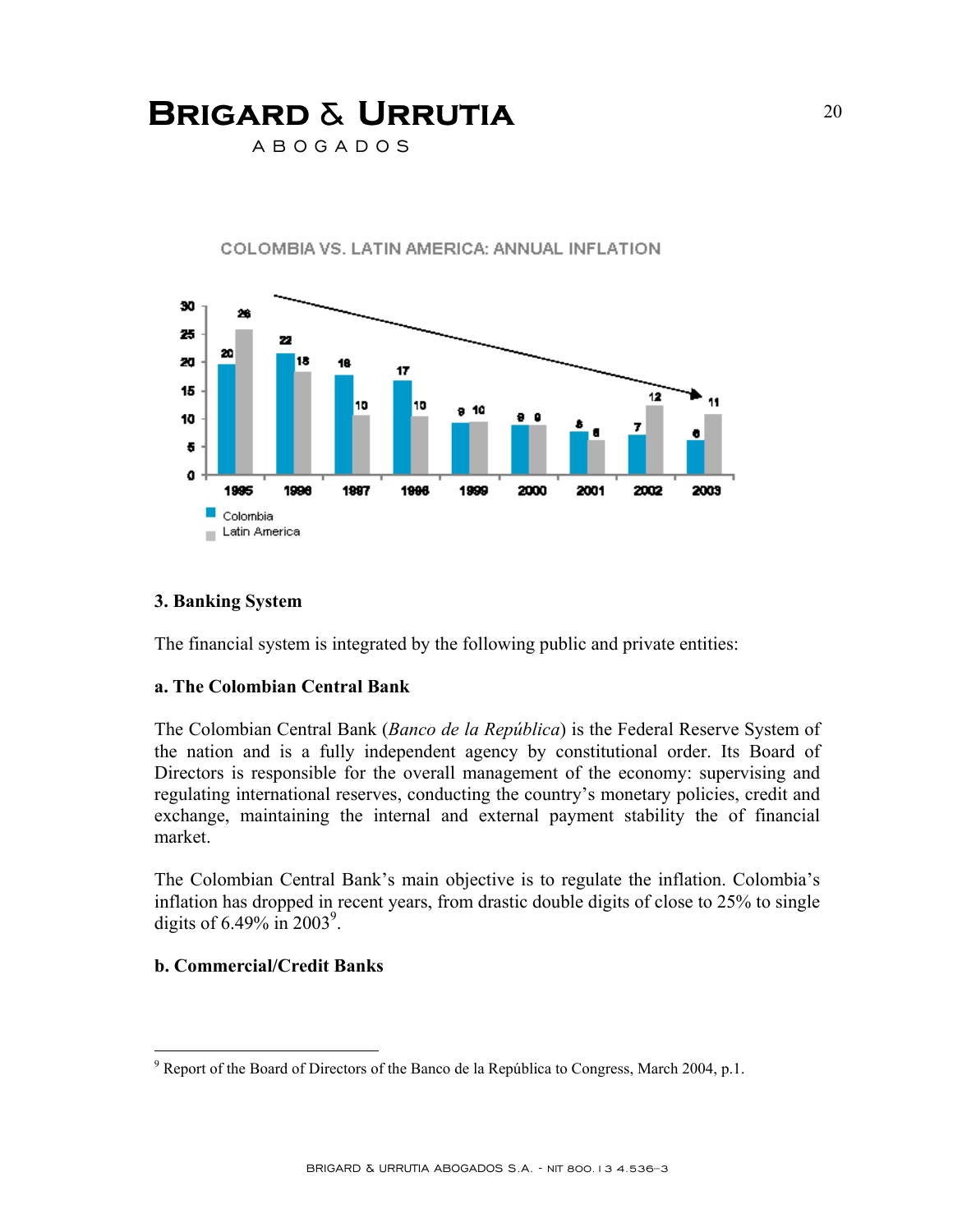COLOMBIA VS. LATIN AMERICA: ANNUAL INFLATION

| Year | Colombia | Latin America |
| --- | --- | --- |
| 1995 | 20 | 26 |
| 1996 | 22 | 18 |
| 1997 | 18 | 10 |
| 1998 | 17 | 10 |
| 1999 | 9 | 10 |
| 2000 | 9 | 9 |
| 2001 | 8 | 6 |
| 2002 | 7 | 12 |
| 2003 | 6 | 11 |

### 3. Banking System

The financial system is integrated by the following public and private entities:

#### a. The Colombian Central Bank

The Colombian Central Bank (*Banco de la República*) is the Federal Reserve System of the nation and is a fully independent agency by constitutional order. Its Board of Directors is responsible for the overall management of the economy: supervising and regulating international reserves, conducting the country's monetary policies, credit and exchange, maintaining the internal and external payment stability the of financial market.

The Colombian Central Bank's main objective is to regulate the inflation. Colombia's inflation has dropped in recent years, from drastic double digits of close to 25% to single digits of 6.49% in 2003[9].

#### b. Commercial/Credit Banks

---

[9] Report of the Board of Directors of the Banco de la República to Congress, March 2004, p.1.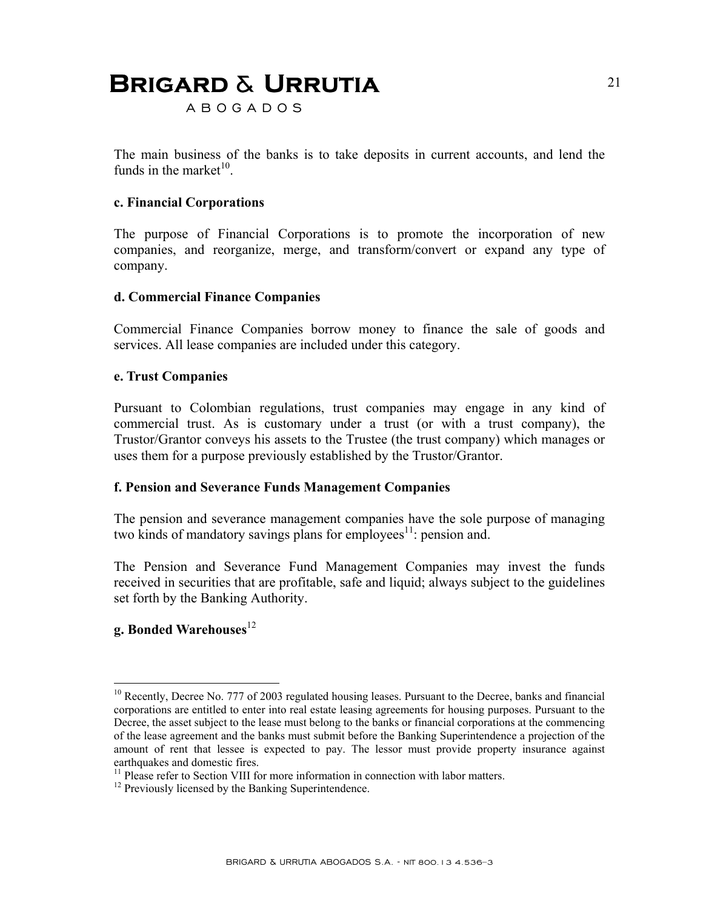The main business of the banks is to take deposits in current accounts, and lend the funds in the market[10].

**c. Financial Corporations**

The purpose of Financial Corporations is to promote the incorporation of new companies, and reorganize, merge, and transform/convert or expand any type of company.

**d. Commercial Finance Companies**

Commercial Finance Companies borrow money to finance the sale of goods and services. All lease companies are included under this category.

**e. Trust Companies**

Pursuant to Colombian regulations, trust companies may engage in any kind of commercial trust. As is customary under a trust (or with a trust company), the Trustor/Grantor conveys his assets to the Trustee (the trust company) which manages or uses them for a purpose previously established by the Trustor/Grantor.

**f. Pension and Severance Funds Management Companies**

The pension and severance management companies have the sole purpose of managing two kinds of mandatory savings plans for employees[11]: pension and.

The Pension and Severance Fund Management Companies may invest the funds received in securities that are profitable, safe and liquid; always subject to the guidelines set forth by the Banking Authority.

**g. Bonded Warehouses**[12]

---

[10] Recently, Decree No. 777 of 2003 regulated housing leases. Pursuant to the Decree, banks and financial corporations are entitled to enter into real estate leasing agreements for housing purposes. Pursuant to the Decree, the asset subject to the lease must belong to the banks or financial corporations at the commencing of the lease agreement and the banks must submit before the Banking Superintendence a projection of the amount of rent that lessee is expected to pay. The lessor must provide property insurance against earthquakes and domestic fires.

[11] Please refer to Section VIII for more information in connection with labor matters.

[12] Previously licensed by the Banking Superintendence.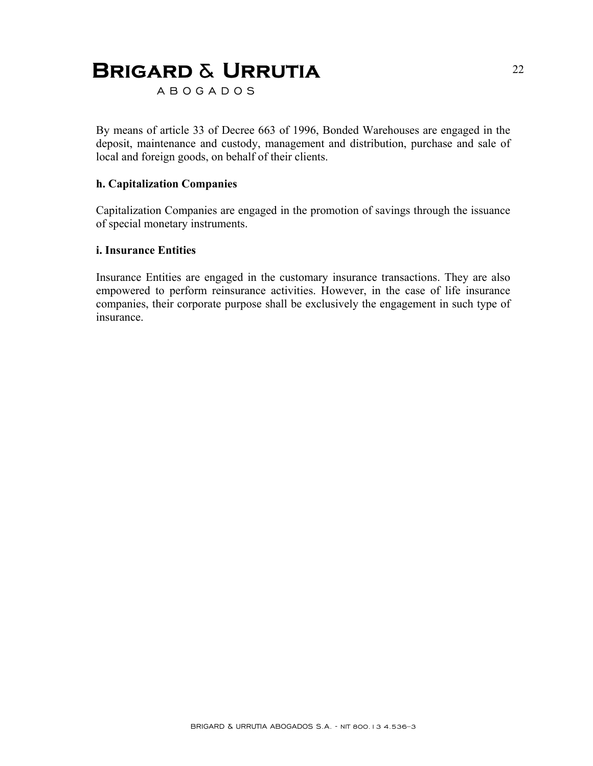By means of article 33 of Decree 663 of 1996, Bonded Warehouses are engaged in the deposit, maintenance and custody, management and distribution, purchase and sale of local and foreign goods, on behalf of their clients.

**h. Capitalization Companies**

Capitalization Companies are engaged in the promotion of savings through the issuance of special monetary instruments.

**i. Insurance Entities**

Insurance Entities are engaged in the customary insurance transactions. They are also empowered to perform reinsurance activities. However, in the case of life insurance companies, their corporate purpose shall be exclusively the engagement in such type of insurance.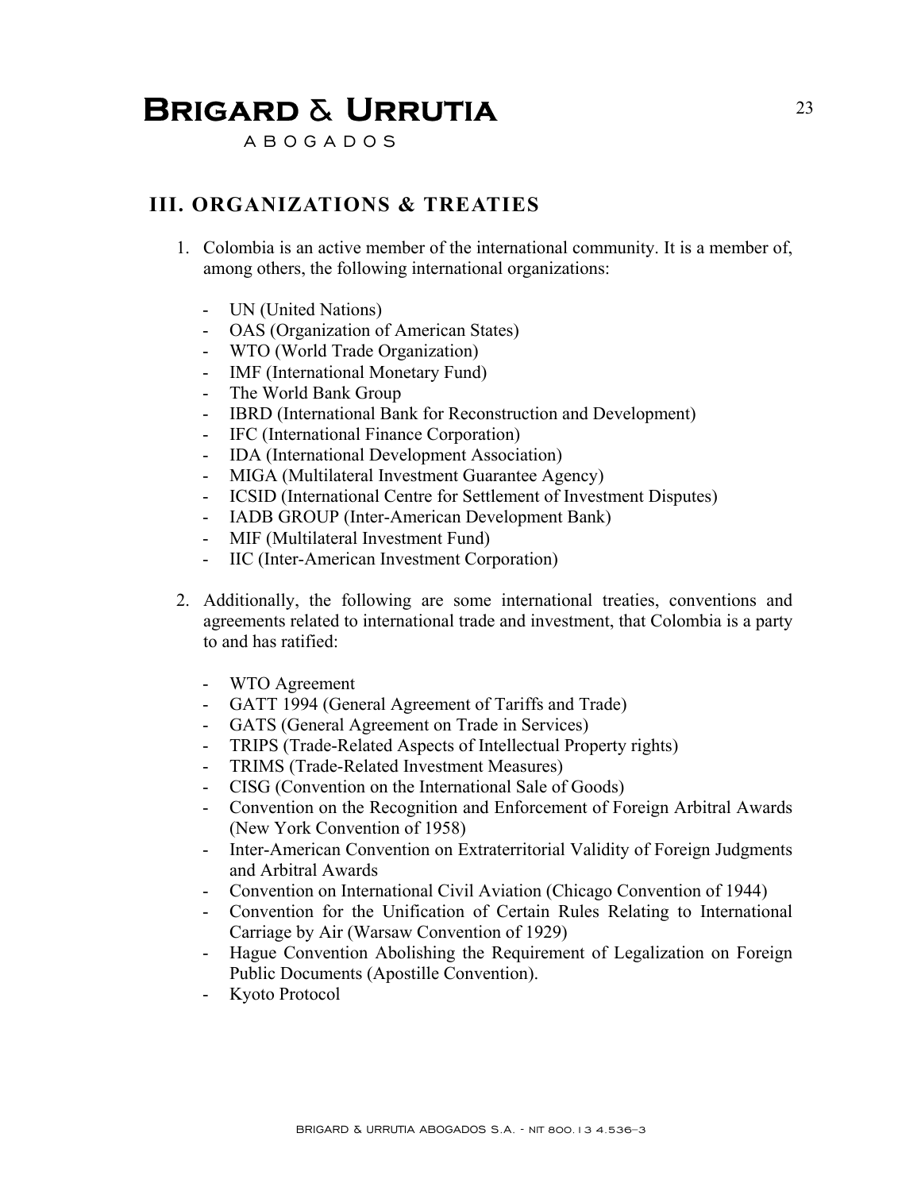## III. ORGANIZATIONS & TREATIES

1. Colombia is an active member of the international community. It is a member of, among others, the following international organizations:

   - UN (United Nations)
   - OAS (Organization of American States)
   - WTO (World Trade Organization)
   - IMF (International Monetary Fund)
   - The World Bank Group
   - IBRD (International Bank for Reconstruction and Development)
   - IFC (International Finance Corporation)
   - IDA (International Development Association)
   - MIGA (Multilateral Investment Guarantee Agency)
   - ICSID (International Centre for Settlement of Investment Disputes)
   - IADB GROUP (Inter-American Development Bank)
   - MIF (Multilateral Investment Fund)
   - IIC (Inter-American Investment Corporation)

2. Additionally, the following are some international treaties, conventions and agreements related to international trade and investment, that Colombia is a party to and has ratified:

   - WTO Agreement
   - GATT 1994 (General Agreement of Tariffs and Trade)
   - GATS (General Agreement on Trade in Services)
   - TRIPS (Trade-Related Aspects of Intellectual Property rights)
   - TRIMS (Trade-Related Investment Measures)
   - CISG (Convention on the International Sale of Goods)
   - Convention on the Recognition and Enforcement of Foreign Arbitral Awards (New York Convention of 1958)
   - Inter-American Convention on Extraterritorial Validity of Foreign Judgments and Arbitral Awards
   - Convention on International Civil Aviation (Chicago Convention of 1944)
   - Convention for the Unification of Certain Rules Relating to International Carriage by Air (Warsaw Convention of 1929)
   - Hague Convention Abolishing the Requirement of Legalization on Foreign Public Documents (Apostille Convention).
   - Kyoto Protocol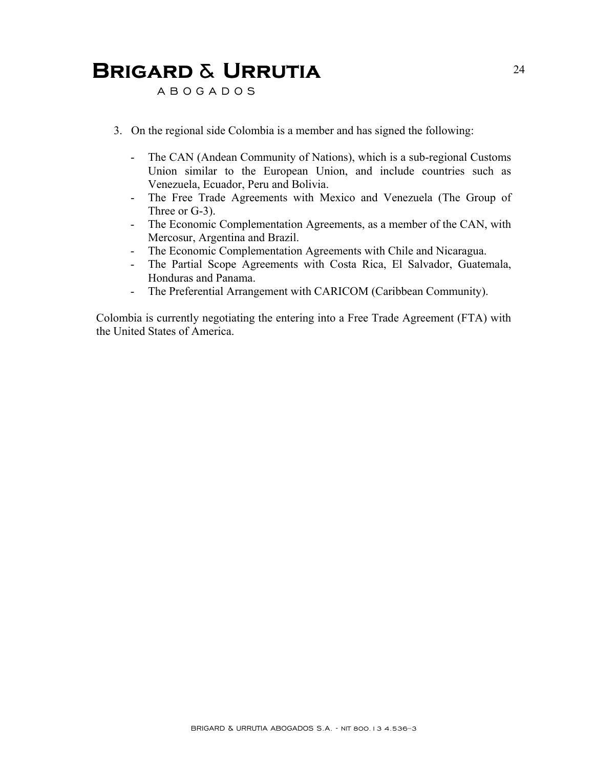3. On the regional side Colombia is a member and has signed the following:

   - The CAN (Andean Community of Nations), which is a sub-regional Customs Union similar to the European Union, and include countries such as Venezuela, Ecuador, Peru and Bolivia.
   - The Free Trade Agreements with Mexico and Venezuela (The Group of Three or G-3).
   - The Economic Complementation Agreements, as a member of the CAN, with Mercosur, Argentina and Brazil.
   - The Economic Complementation Agreements with Chile and Nicaragua.
   - The Partial Scope Agreements with Costa Rica, El Salvador, Guatemala, Honduras and Panama.
   - The Preferential Arrangement with CARICOM (Caribbean Community).

Colombia is currently negotiating the entering into a Free Trade Agreement (FTA) with the United States of America.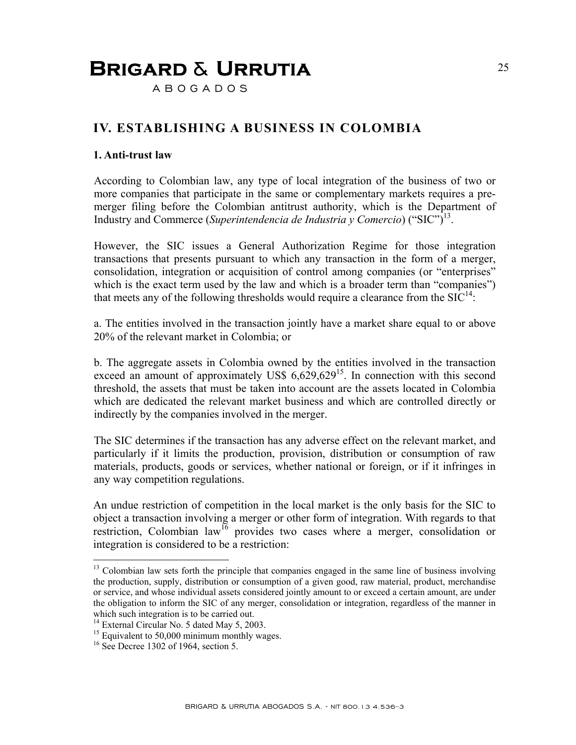## IV. ESTABLISHING A BUSINESS IN COLOMBIA

### 1. Anti-trust law

According to Colombian law, any type of local integration of the business of two or more companies that participate in the same or complementary markets requires a pre-merger filing before the Colombian antitrust authority, which is the Department of Industry and Commerce (*Superintendencia de Industria y Comercio*) ("SIC")[13].

However, the SIC issues a General Authorization Regime for those integration transactions that presents pursuant to which any transaction in the form of a merger, consolidation, integration or acquisition of control among companies (or "enterprises" which is the exact term used by the law and which is a broader term than "companies") that meets any of the following thresholds would require a clearance from the SIC[14]:

a. The entities involved in the transaction jointly have a market share equal to or above 20% of the relevant market in Colombia; or

b. The aggregate assets in Colombia owned by the entities involved in the transaction exceed an amount of approximately US$ 6,629,629[15]. In connection with this second threshold, the assets that must be taken into account are the assets located in Colombia which are dedicated the relevant market business and which are controlled directly or indirectly by the companies involved in the merger.

The SIC determines if the transaction has any adverse effect on the relevant market, and particularly if it limits the production, provision, distribution or consumption of raw materials, products, goods or services, whether national or foreign, or if it infringes in any way competition regulations.

An undue restriction of competition in the local market is the only basis for the SIC to object a transaction involving a merger or other form of integration. With regards to that restriction, Colombian law[16] provides two cases where a merger, consolidation or integration is considered to be a restriction:

---

[13] Colombian law sets forth the principle that companies engaged in the same line of business involving the production, supply, distribution or consumption of a given good, raw material, product, merchandise or service, and whose individual assets considered jointly amount to or exceed a certain amount, are under the obligation to inform the SIC of any merger, consolidation or integration, regardless of the manner in which such integration is to be carried out.

[14] External Circular No. 5 dated May 5, 2003.

[15] Equivalent to 50,000 minimum monthly wages.

[16] See Decree 1302 of 1964, section 5.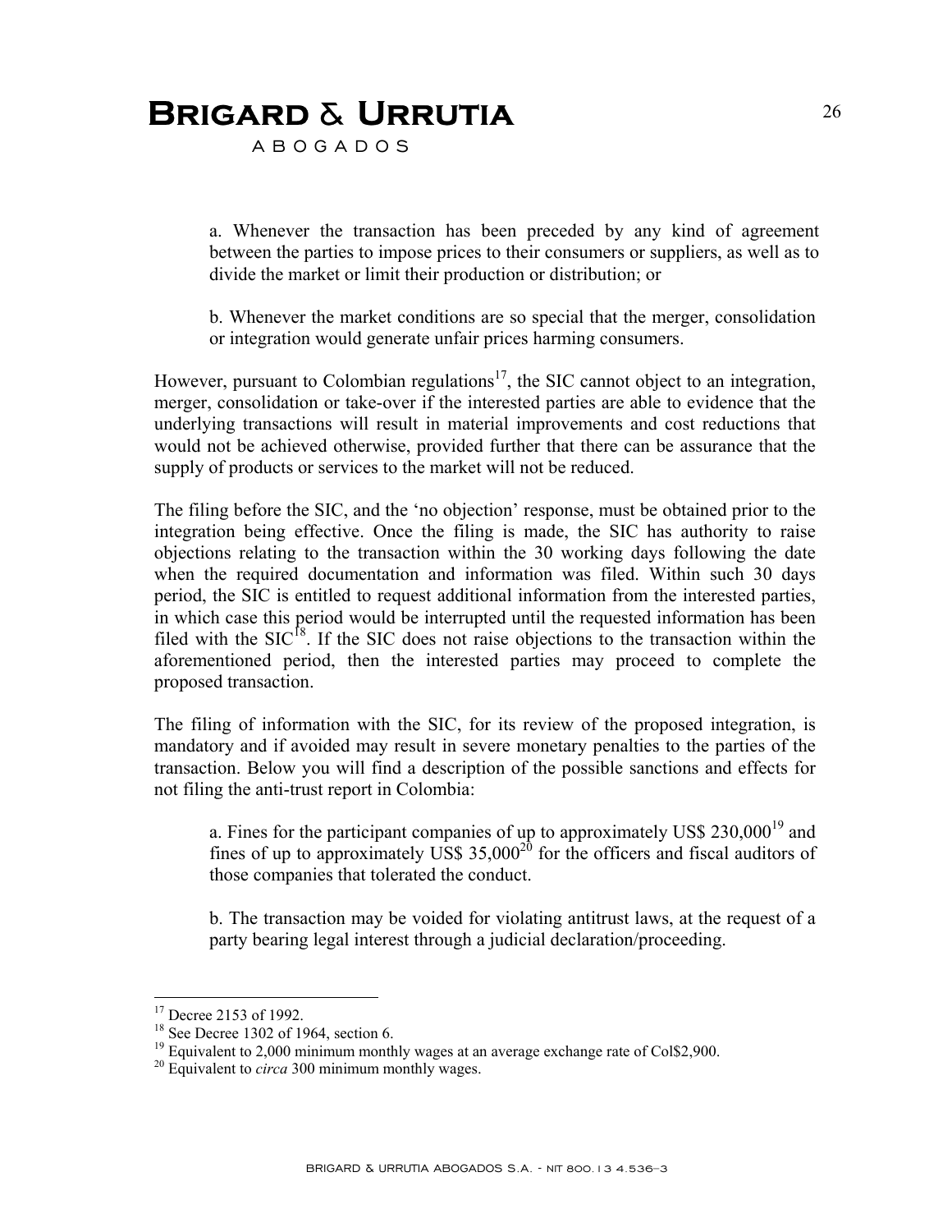a. Whenever the transaction has been preceded by any kind of agreement between the parties to impose prices to their consumers or suppliers, as well as to divide the market or limit their production or distribution; or

b. Whenever the market conditions are so special that the merger, consolidation or integration would generate unfair prices harming consumers.

However, pursuant to Colombian regulations[17], the SIC cannot object to an integration, merger, consolidation or take-over if the interested parties are able to evidence that the underlying transactions will result in material improvements and cost reductions that would not be achieved otherwise, provided further that there can be assurance that the supply of products or services to the market will not be reduced.

The filing before the SIC, and the 'no objection' response, must be obtained prior to the integration being effective. Once the filing is made, the SIC has authority to raise objections relating to the transaction within the 30 working days following the date when the required documentation and information was filed. Within such 30 days period, the SIC is entitled to request additional information from the interested parties, in which case this period would be interrupted until the requested information has been filed with the SIC[18]. If the SIC does not raise objections to the transaction within the aforementioned period, then the interested parties may proceed to complete the proposed transaction.

The filing of information with the SIC, for its review of the proposed integration, is mandatory and if avoided may result in severe monetary penalties to the parties of the transaction. Below you will find a description of the possible sanctions and effects for not filing the anti-trust report in Colombia:

a. Fines for the participant companies of up to approximately US$ 230,000[19] and fines of up to approximately US$ 35,000[20] for the officers and fiscal auditors of those companies that tolerated the conduct.

b. The transaction may be voided for violating antitrust laws, at the request of a party bearing legal interest through a judicial declaration/proceeding.

---

[17] Decree 2153 of 1992.

[18] See Decree 1302 of 1964, section 6.

[19] Equivalent to 2,000 minimum monthly wages at an average exchange rate of Col$2,900.

[20] Equivalent to *circa* 300 minimum monthly wages.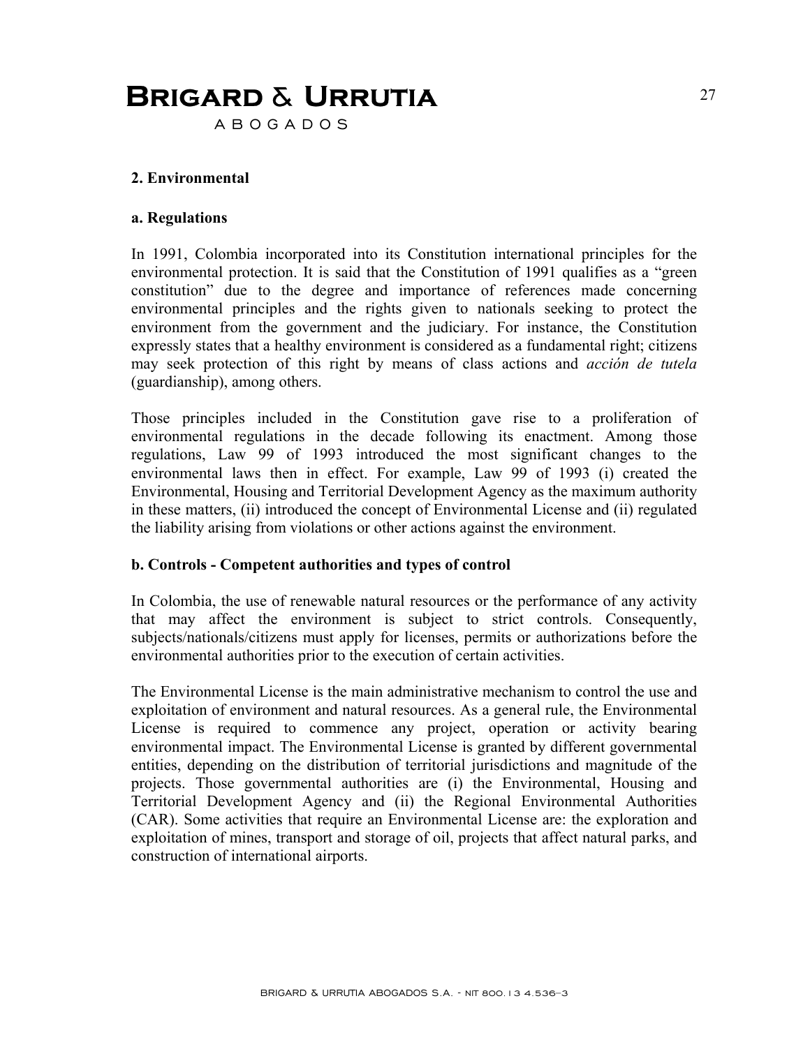## 2. Environmental

### a. Regulations

In 1991, Colombia incorporated into its Constitution international principles for the environmental protection. It is said that the Constitution of 1991 qualifies as a "green constitution" due to the degree and importance of references made concerning environmental principles and the rights given to nationals seeking to protect the environment from the government and the judiciary. For instance, the Constitution expressly states that a healthy environment is considered as a fundamental right; citizens may seek protection of this right by means of class actions and *acción de tutela* (guardianship), among others.

Those principles included in the Constitution gave rise to a proliferation of environmental regulations in the decade following its enactment. Among those regulations, Law 99 of 1993 introduced the most significant changes to the environmental laws then in effect. For example, Law 99 of 1993 (i) created the Environmental, Housing and Territorial Development Agency as the maximum authority in these matters, (ii) introduced the concept of Environmental License and (ii) regulated the liability arising from violations or other actions against the environment.

### b. Controls - Competent authorities and types of control

In Colombia, the use of renewable natural resources or the performance of any activity that may affect the environment is subject to strict controls. Consequently, subjects/nationals/citizens must apply for licenses, permits or authorizations before the environmental authorities prior to the execution of certain activities.

The Environmental License is the main administrative mechanism to control the use and exploitation of environment and natural resources. As a general rule, the Environmental License is required to commence any project, operation or activity bearing environmental impact. The Environmental License is granted by different governmental entities, depending on the distribution of territorial jurisdictions and magnitude of the projects. Those governmental authorities are (i) the Environmental, Housing and Territorial Development Agency and (ii) the Regional Environmental Authorities (CAR). Some activities that require an Environmental License are: the exploration and exploitation of mines, transport and storage of oil, projects that affect natural parks, and construction of international airports.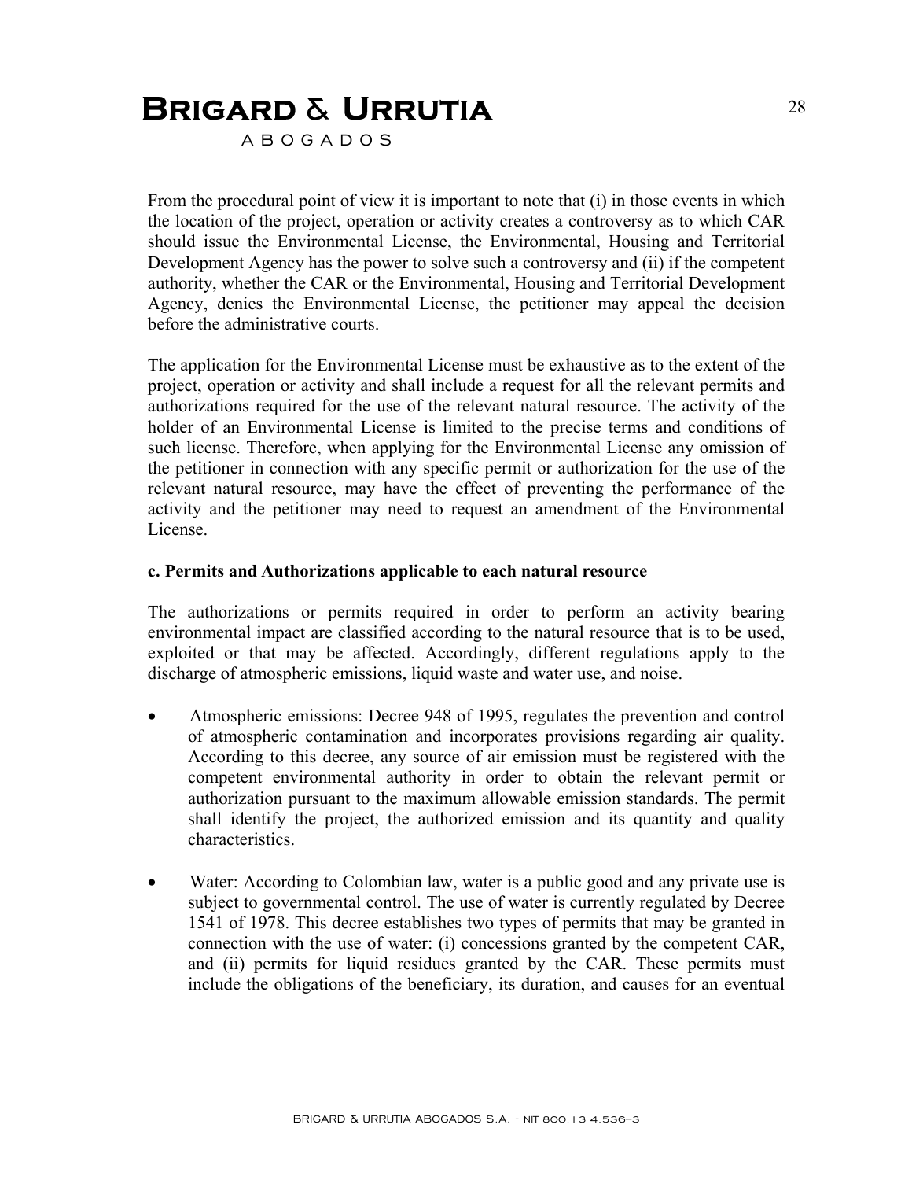From the procedural point of view it is important to note that (i) in those events in which the location of the project, operation or activity creates a controversy as to which CAR should issue the Environmental License, the Environmental, Housing and Territorial Development Agency has the power to solve such a controversy and (ii) if the competent authority, whether the CAR or the Environmental, Housing and Territorial Development Agency, denies the Environmental License, the petitioner may appeal the decision before the administrative courts.

The application for the Environmental License must be exhaustive as to the extent of the project, operation or activity and shall include a request for all the relevant permits and authorizations required for the use of the relevant natural resource. The activity of the holder of an Environmental License is limited to the precise terms and conditions of such license. Therefore, when applying for the Environmental License any omission of the petitioner in connection with any specific permit or authorization for the use of the relevant natural resource, may have the effect of preventing the performance of the activity and the petitioner may need to request an amendment of the Environmental License.

**c. Permits and Authorizations applicable to each natural resource**

The authorizations or permits required in order to perform an activity bearing environmental impact are classified according to the natural resource that is to be used, exploited or that may be affected. Accordingly, different regulations apply to the discharge of atmospheric emissions, liquid waste and water use, and noise.

- Atmospheric emissions: Decree 948 of 1995, regulates the prevention and control of atmospheric contamination and incorporates provisions regarding air quality. According to this decree, any source of air emission must be registered with the competent environmental authority in order to obtain the relevant permit or authorization pursuant to the maximum allowable emission standards. The permit shall identify the project, the authorized emission and its quantity and quality characteristics.

- Water: According to Colombian law, water is a public good and any private use is subject to governmental control. The use of water is currently regulated by Decree 1541 of 1978. This decree establishes two types of permits that may be granted in connection with the use of water: (i) concessions granted by the competent CAR, and (ii) permits for liquid residues granted by the CAR. These permits must include the obligations of the beneficiary, its duration, and causes for an eventual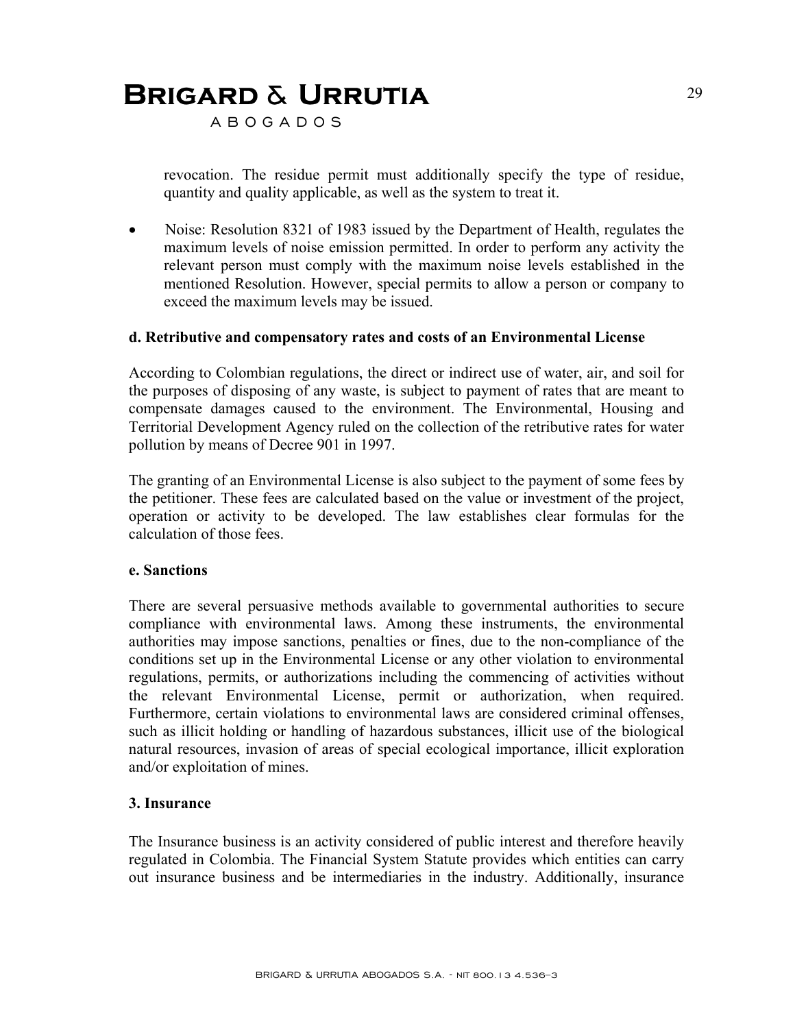revocation. The residue permit must additionally specify the type of residue, quantity and quality applicable, as well as the system to treat it.

- Noise: Resolution 8321 of 1983 issued by the Department of Health, regulates the maximum levels of noise emission permitted. In order to perform any activity the relevant person must comply with the maximum noise levels established in the mentioned Resolution. However, special permits to allow a person or company to exceed the maximum levels may be issued.

**d. Retributive and compensatory rates and costs of an Environmental License**

According to Colombian regulations, the direct or indirect use of water, air, and soil for the purposes of disposing of any waste, is subject to payment of rates that are meant to compensate damages caused to the environment. The Environmental, Housing and Territorial Development Agency ruled on the collection of the retributive rates for water pollution by means of Decree 901 in 1997.

The granting of an Environmental License is also subject to the payment of some fees by the petitioner. These fees are calculated based on the value or investment of the project, operation or activity to be developed. The law establishes clear formulas for the calculation of those fees.

**e. Sanctions**

There are several persuasive methods available to governmental authorities to secure compliance with environmental laws. Among these instruments, the environmental authorities may impose sanctions, penalties or fines, due to the non-compliance of the conditions set up in the Environmental License or any other violation to environmental regulations, permits, or authorizations including the commencing of activities without the relevant Environmental License, permit or authorization, when required. Furthermore, certain violations to environmental laws are considered criminal offenses, such as illicit holding or handling of hazardous substances, illicit use of the biological natural resources, invasion of areas of special ecological importance, illicit exploration and/or exploitation of mines.

**3. Insurance**

The Insurance business is an activity considered of public interest and therefore heavily regulated in Colombia. The Financial System Statute provides which entities can carry out insurance business and be intermediaries in the industry. Additionally, insurance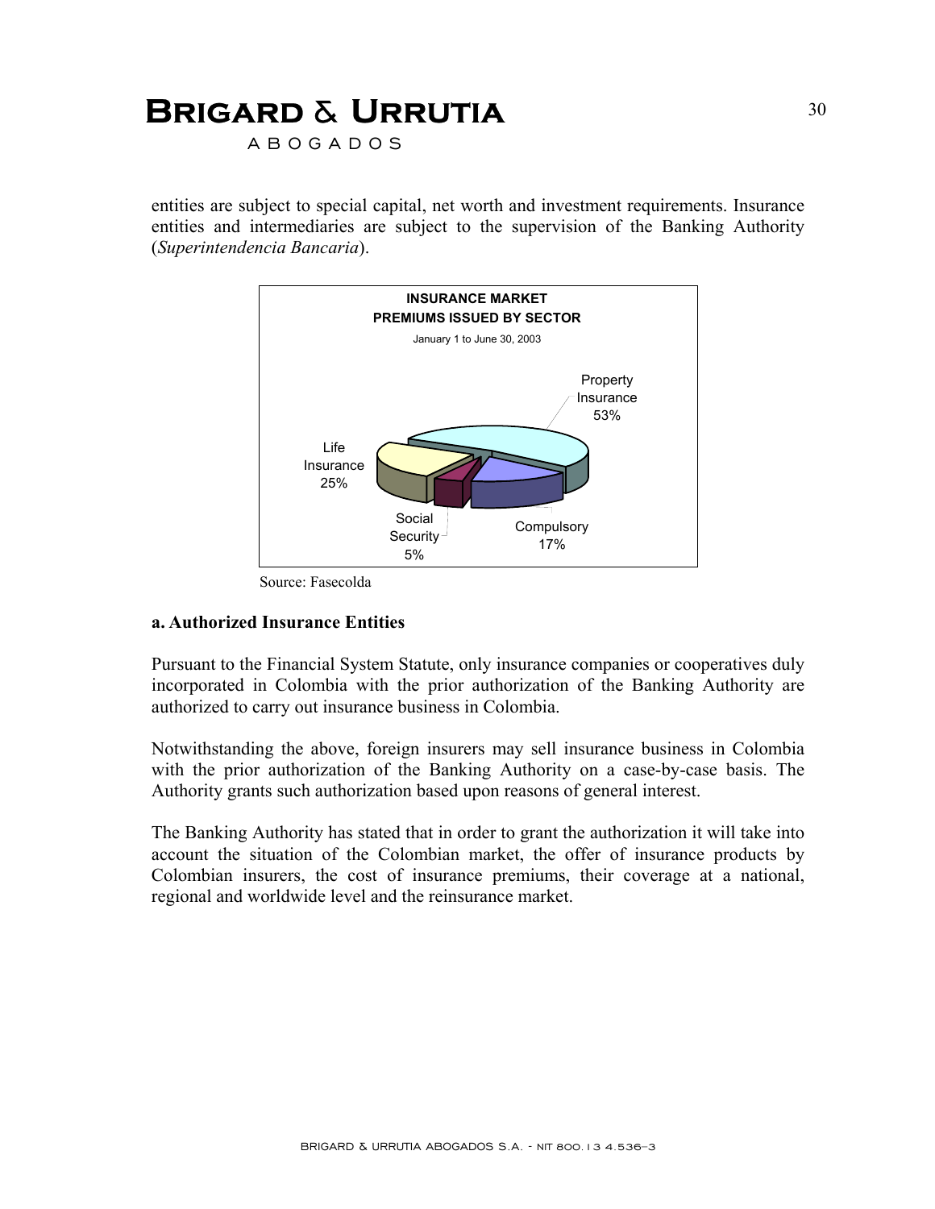entities are subject to special capital, net worth and investment requirements. Insurance entities and intermediaries are subject to the supervision of the Banking Authority (*Superintendencia Bancaria*).

**INSURANCE MARKET**
**PREMIUMS ISSUED BY SECTOR**
January 1 to June 30, 2003

| Sector | Share |
|---|---|
| Property Insurance | 53% |
| Life Insurance | 25% |
| Compulsory | 17% |
| Social Security | 5% |

Source: Fasecolda

**a. Authorized Insurance Entities**

Pursuant to the Financial System Statute, only insurance companies or cooperatives duly incorporated in Colombia with the prior authorization of the Banking Authority are authorized to carry out insurance business in Colombia.

Notwithstanding the above, foreign insurers may sell insurance business in Colombia with the prior authorization of the Banking Authority on a case-by-case basis. The Authority grants such authorization based upon reasons of general interest.

The Banking Authority has stated that in order to grant the authorization it will take into account the situation of the Colombian market, the offer of insurance products by Colombian insurers, the cost of insurance premiums, their coverage at a national, regional and worldwide level and the reinsurance market.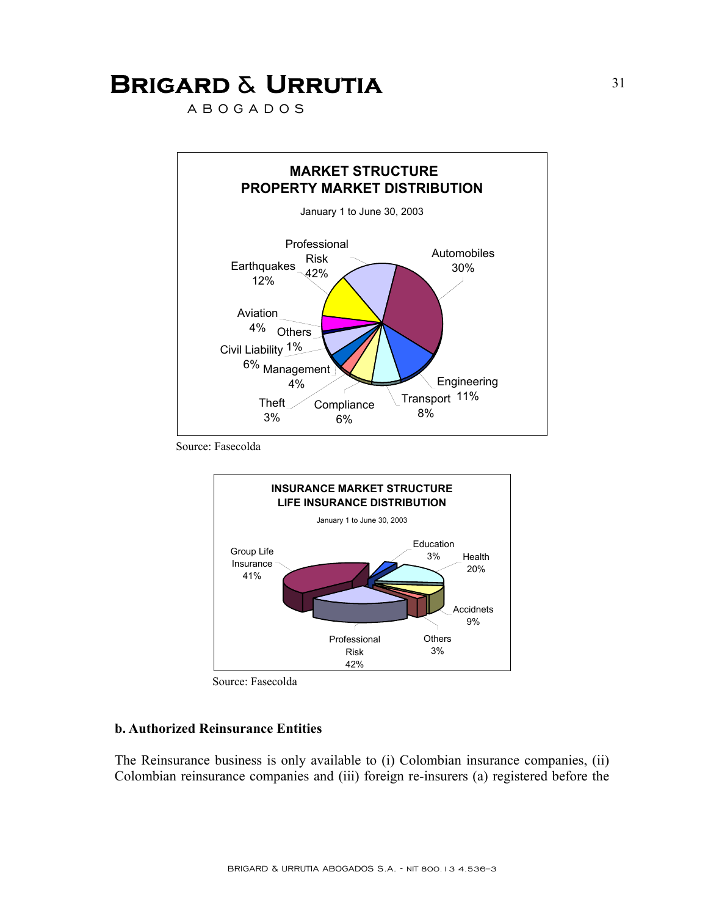**MARKET STRUCTURE**
**PROPERTY MARKET DISTRIBUTION**

January 1 to June 30, 2003

| Line | Share |
|---|---|
| Professional Risk | 42% |
| Automobiles | 30% |
| Earthquakes | 12% |
| Aviation | 4% |
| Others | 1% |
| Civil Liability | 6% |
| Management | 4% |
| Theft | 3% |
| Compliance | 6% |
| Transport | 8% |
| Engineering | 11% |

Source: Fasecolda

**INSURANCE MARKET STRUCTURE**
**LIFE INSURANCE DISTRIBUTION**

January 1 to June 30, 2003

| Line | Share |
|---|---|
| Group Life Insurance | 41% |
| Education | 3% |
| Health | 20% |
| Accidnets | 9% |
| Others | 3% |
| Professional Risk | 42% |

Source: Fasecolda

**b. Authorized Reinsurance Entities**

The Reinsurance business is only available to (i) Colombian insurance companies, (ii) Colombian reinsurance companies and (iii) foreign re-insurers (a) registered before the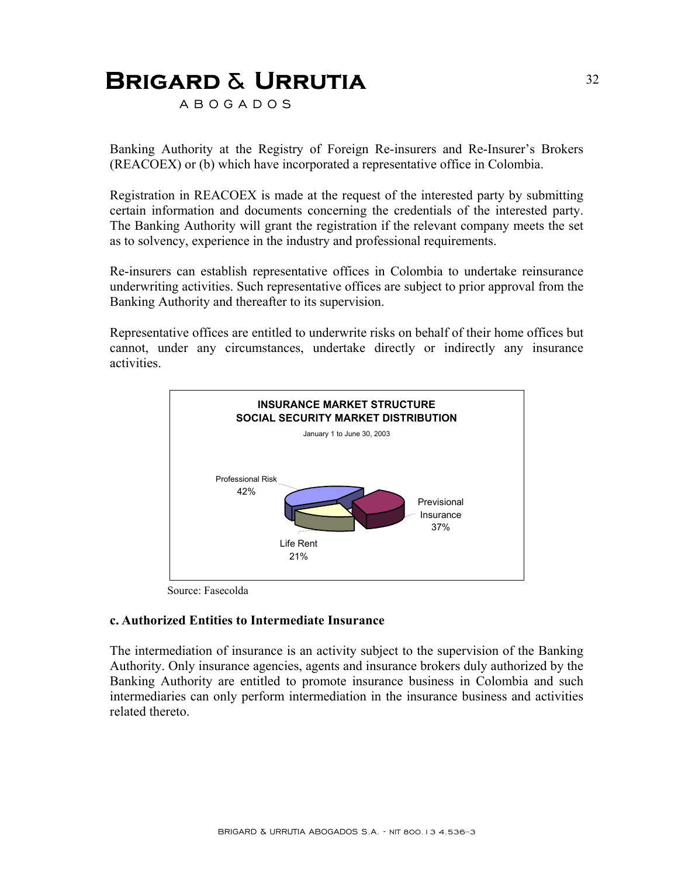Banking Authority at the Registry of Foreign Re-insurers and Re-Insurer's Brokers (REACOEX) or (b) which have incorporated a representative office in Colombia.

Registration in REACOEX is made at the request of the interested party by submitting certain information and documents concerning the credentials of the interested party. The Banking Authority will grant the registration if the relevant company meets the set as to solvency, experience in the industry and professional requirements.

Re-insurers can establish representative offices in Colombia to undertake reinsurance underwriting activities. Such representative offices are subject to prior approval from the Banking Authority and thereafter to its supervision.

Representative offices are entitled to underwrite risks on behalf of their home offices but cannot, under any circumstances, undertake directly or indirectly any insurance activities.

**INSURANCE MARKET STRUCTURE**
**SOCIAL SECURITY MARKET DISTRIBUTION**

January 1 to June 30, 2003

| Segment | Share |
|---|---|
| Professional Risk | 42% |
| Previsional Insurance | 37% |
| Life Rent | 21% |

Source: Fasecolda

**c. Authorized Entities to Intermediate Insurance**

The intermediation of insurance is an activity subject to the supervision of the Banking Authority. Only insurance agencies, agents and insurance brokers duly authorized by the Banking Authority are entitled to promote insurance business in Colombia and such intermediaries can only perform intermediation in the insurance business and activities related thereto.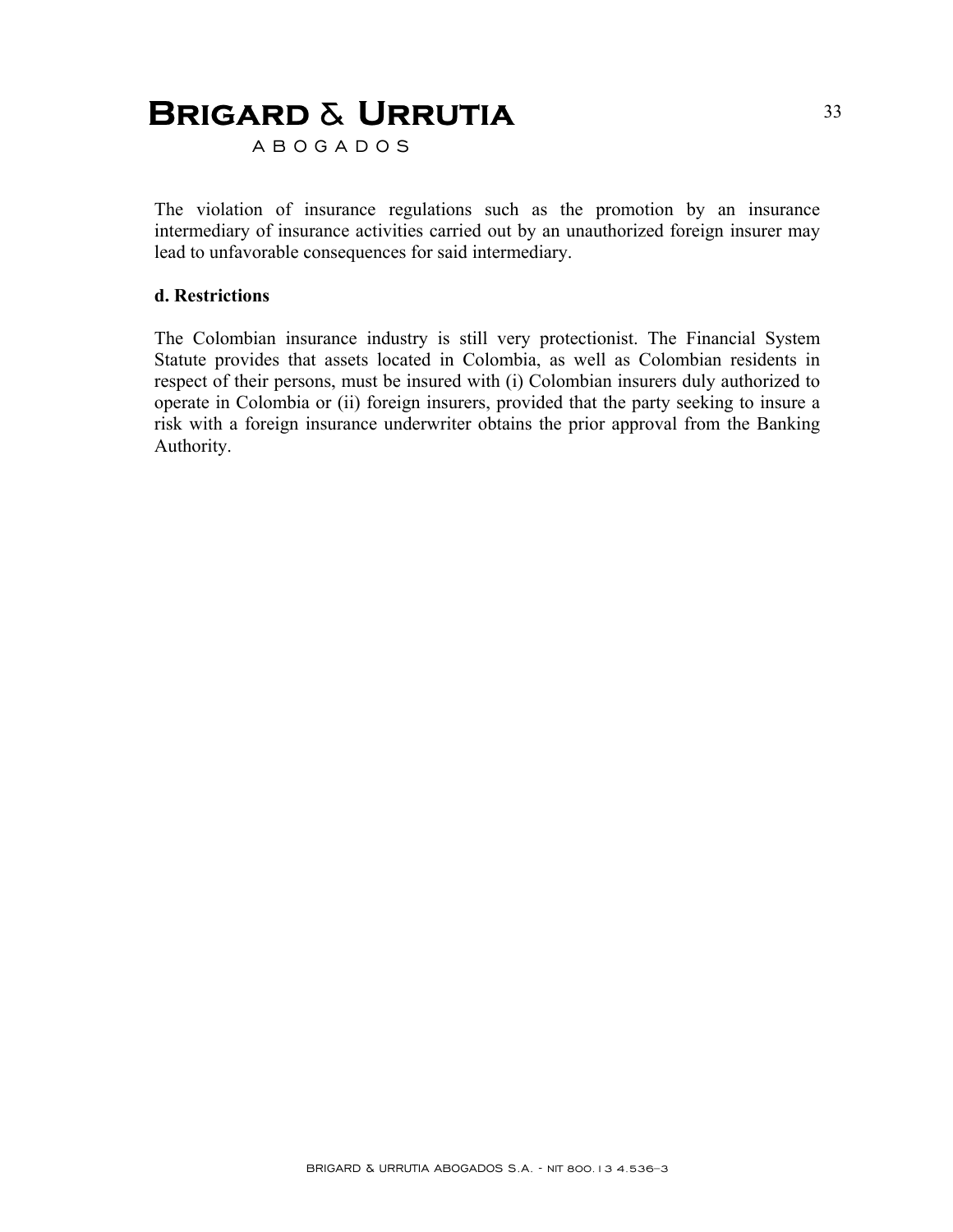The violation of insurance regulations such as the promotion by an insurance intermediary of insurance activities carried out by an unauthorized foreign insurer may lead to unfavorable consequences for said intermediary.

**d. Restrictions**

The Colombian insurance industry is still very protectionist. The Financial System Statute provides that assets located in Colombia, as well as Colombian residents in respect of their persons, must be insured with (i) Colombian insurers duly authorized to operate in Colombia or (ii) foreign insurers, provided that the party seeking to insure a risk with a foreign insurance underwriter obtains the prior approval from the Banking Authority.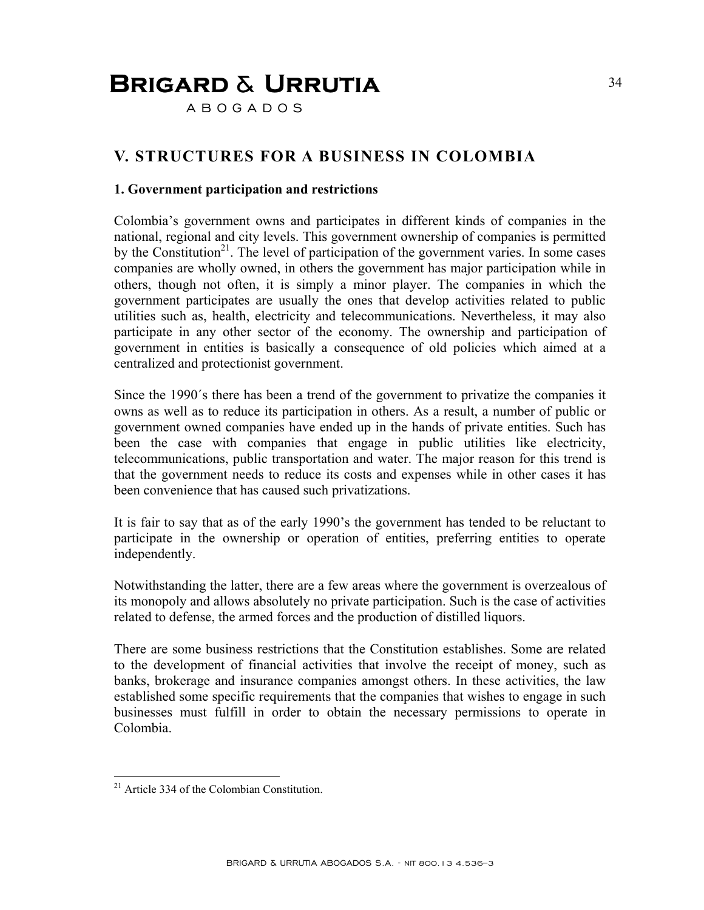## V. STRUCTURES FOR A BUSINESS IN COLOMBIA

### 1. Government participation and restrictions

Colombia's government owns and participates in different kinds of companies in the national, regional and city levels. This government ownership of companies is permitted by the Constitution[21]. The level of participation of the government varies. In some cases companies are wholly owned, in others the government has major participation while in others, though not often, it is simply a minor player. The companies in which the government participates are usually the ones that develop activities related to public utilities such as, health, electricity and telecommunications. Nevertheless, it may also participate in any other sector of the economy. The ownership and participation of government in entities is basically a consequence of old policies which aimed at a centralized and protectionist government.

Since the 1990´s there has been a trend of the government to privatize the companies it owns as well as to reduce its participation in others. As a result, a number of public or government owned companies have ended up in the hands of private entities. Such has been the case with companies that engage in public utilities like electricity, telecommunications, public transportation and water. The major reason for this trend is that the government needs to reduce its costs and expenses while in other cases it has been convenience that has caused such privatizations.

It is fair to say that as of the early 1990's the government has tended to be reluctant to participate in the ownership or operation of entities, preferring entities to operate independently.

Notwithstanding the latter, there are a few areas where the government is overzealous of its monopoly and allows absolutely no private participation. Such is the case of activities related to defense, the armed forces and the production of distilled liquors.

There are some business restrictions that the Constitution establishes. Some are related to the development of financial activities that involve the receipt of money, such as banks, brokerage and insurance companies amongst others. In these activities, the law established some specific requirements that the companies that wishes to engage in such businesses must fulfill in order to obtain the necessary permissions to operate in Colombia.

---

[21] Article 334 of the Colombian Constitution.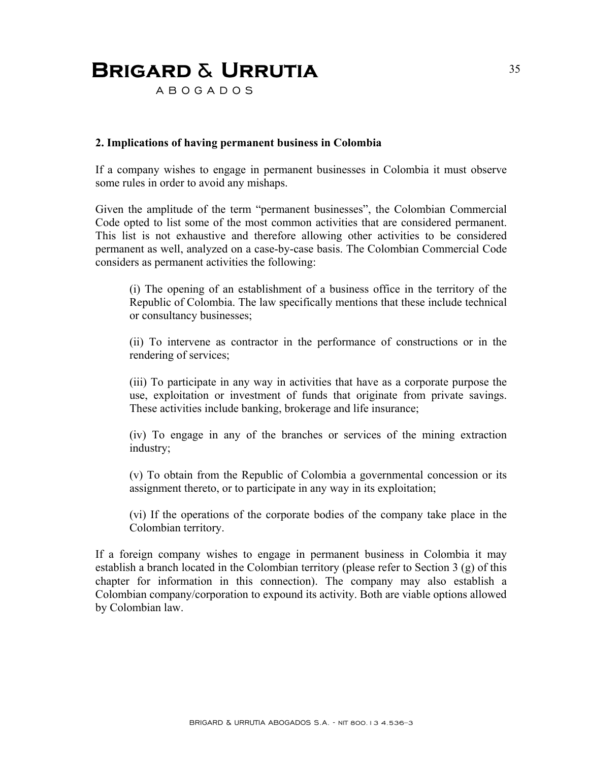## 2. Implications of having permanent business in Colombia

If a company wishes to engage in permanent businesses in Colombia it must observe some rules in order to avoid any mishaps.

Given the amplitude of the term "permanent businesses", the Colombian Commercial Code opted to list some of the most common activities that are considered permanent. This list is not exhaustive and therefore allowing other activities to be considered permanent as well, analyzed on a case-by-case basis. The Colombian Commercial Code considers as permanent activities the following:

> (i) The opening of an establishment of a business office in the territory of the Republic of Colombia. The law specifically mentions that these include technical or consultancy businesses;
>
> (ii) To intervene as contractor in the performance of constructions or in the rendering of services;
>
> (iii) To participate in any way in activities that have as a corporate purpose the use, exploitation or investment of funds that originate from private savings. These activities include banking, brokerage and life insurance;
>
> (iv) To engage in any of the branches or services of the mining extraction industry;
>
> (v) To obtain from the Republic of Colombia a governmental concession or its assignment thereto, or to participate in any way in its exploitation;
>
> (vi) If the operations of the corporate bodies of the company take place in the Colombian territory.

If a foreign company wishes to engage in permanent business in Colombia it may establish a branch located in the Colombian territory (please refer to Section 3 (g) of this chapter for information in this connection). The company may also establish a Colombian company/corporation to expound its activity. Both are viable options allowed by Colombian law.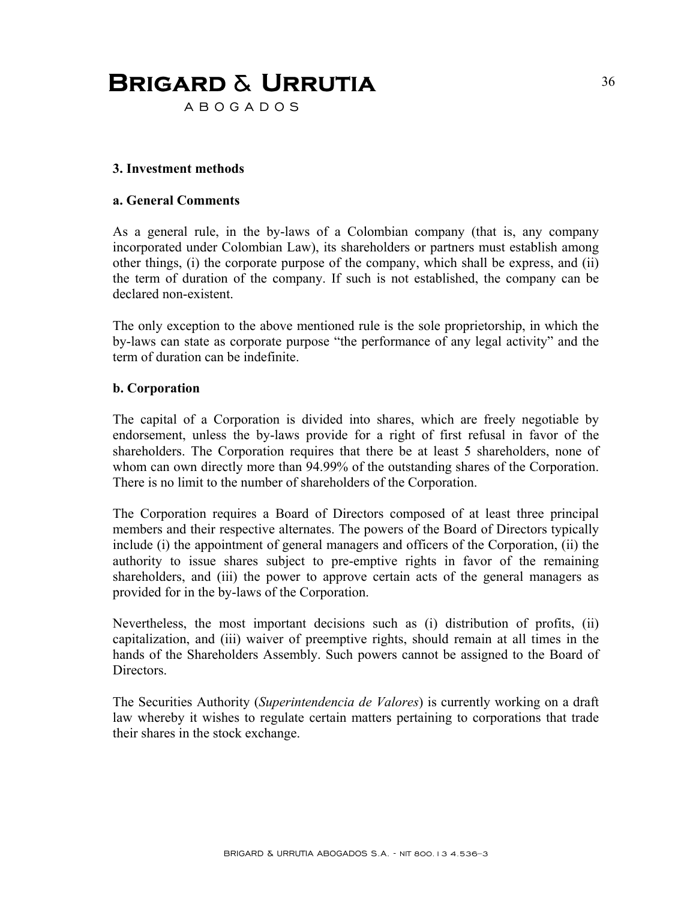### 3. Investment methods

#### a. General Comments

As a general rule, in the by-laws of a Colombian company (that is, any company incorporated under Colombian Law), its shareholders or partners must establish among other things, (i) the corporate purpose of the company, which shall be express, and (ii) the term of duration of the company. If such is not established, the company can be declared non-existent.

The only exception to the above mentioned rule is the sole proprietorship, in which the by-laws can state as corporate purpose "the performance of any legal activity" and the term of duration can be indefinite.

#### b. Corporation

The capital of a Corporation is divided into shares, which are freely negotiable by endorsement, unless the by-laws provide for a right of first refusal in favor of the shareholders. The Corporation requires that there be at least 5 shareholders, none of whom can own directly more than 94.99% of the outstanding shares of the Corporation. There is no limit to the number of shareholders of the Corporation.

The Corporation requires a Board of Directors composed of at least three principal members and their respective alternates. The powers of the Board of Directors typically include (i) the appointment of general managers and officers of the Corporation, (ii) the authority to issue shares subject to pre-emptive rights in favor of the remaining shareholders, and (iii) the power to approve certain acts of the general managers as provided for in the by-laws of the Corporation.

Nevertheless, the most important decisions such as (i) distribution of profits, (ii) capitalization, and (iii) waiver of preemptive rights, should remain at all times in the hands of the Shareholders Assembly. Such powers cannot be assigned to the Board of Directors.

The Securities Authority (*Superintendencia de Valores*) is currently working on a draft law whereby it wishes to regulate certain matters pertaining to corporations that trade their shares in the stock exchange.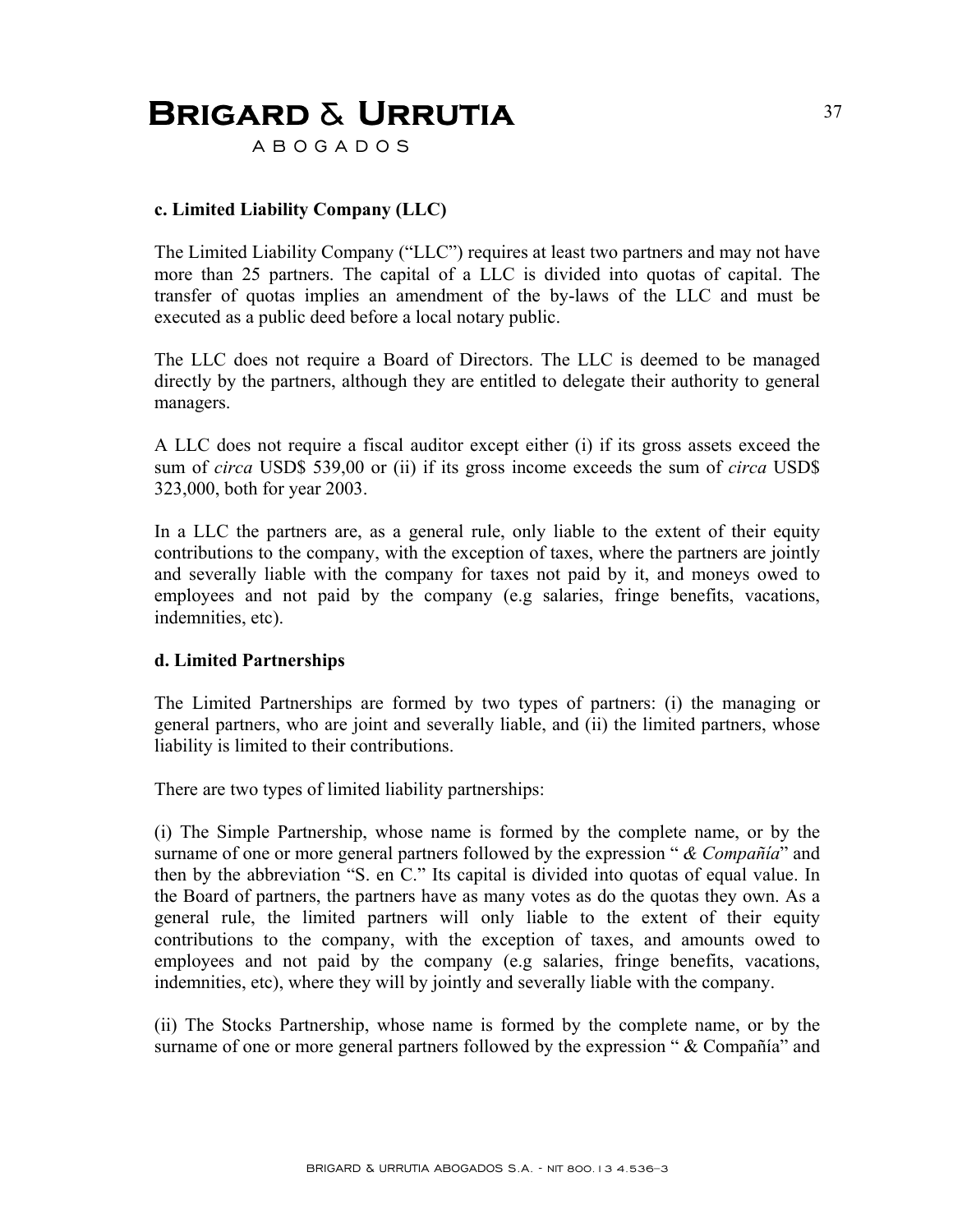**c. Limited Liability Company (LLC)**

The Limited Liability Company ("LLC") requires at least two partners and may not have more than 25 partners. The capital of a LLC is divided into quotas of capital. The transfer of quotas implies an amendment of the by-laws of the LLC and must be executed as a public deed before a local notary public.

The LLC does not require a Board of Directors. The LLC is deemed to be managed directly by the partners, although they are entitled to delegate their authority to general managers.

A LLC does not require a fiscal auditor except either (i) if its gross assets exceed the sum of *circa* USD$ 539,00 or (ii) if its gross income exceeds the sum of *circa* USD$ 323,000, both for year 2003.

In a LLC the partners are, as a general rule, only liable to the extent of their equity contributions to the company, with the exception of taxes, where the partners are jointly and severally liable with the company for taxes not paid by it, and moneys owed to employees and not paid by the company (e.g salaries, fringe benefits, vacations, indemnities, etc).

**d. Limited Partnerships**

The Limited Partnerships are formed by two types of partners: (i) the managing or general partners, who are joint and severally liable, and (ii) the limited partners, whose liability is limited to their contributions.

There are two types of limited liability partnerships:

(i) The Simple Partnership, whose name is formed by the complete name, or by the surname of one or more general partners followed by the expression " *& Compañía*" and then by the abbreviation "S. en C." Its capital is divided into quotas of equal value. In the Board of partners, the partners have as many votes as do the quotas they own. As a general rule, the limited partners will only liable to the extent of their equity contributions to the company, with the exception of taxes, and amounts owed to employees and not paid by the company (e.g salaries, fringe benefits, vacations, indemnities, etc), where they will by jointly and severally liable with the company.

(ii) The Stocks Partnership, whose name is formed by the complete name, or by the surname of one or more general partners followed by the expression " & Compañía" and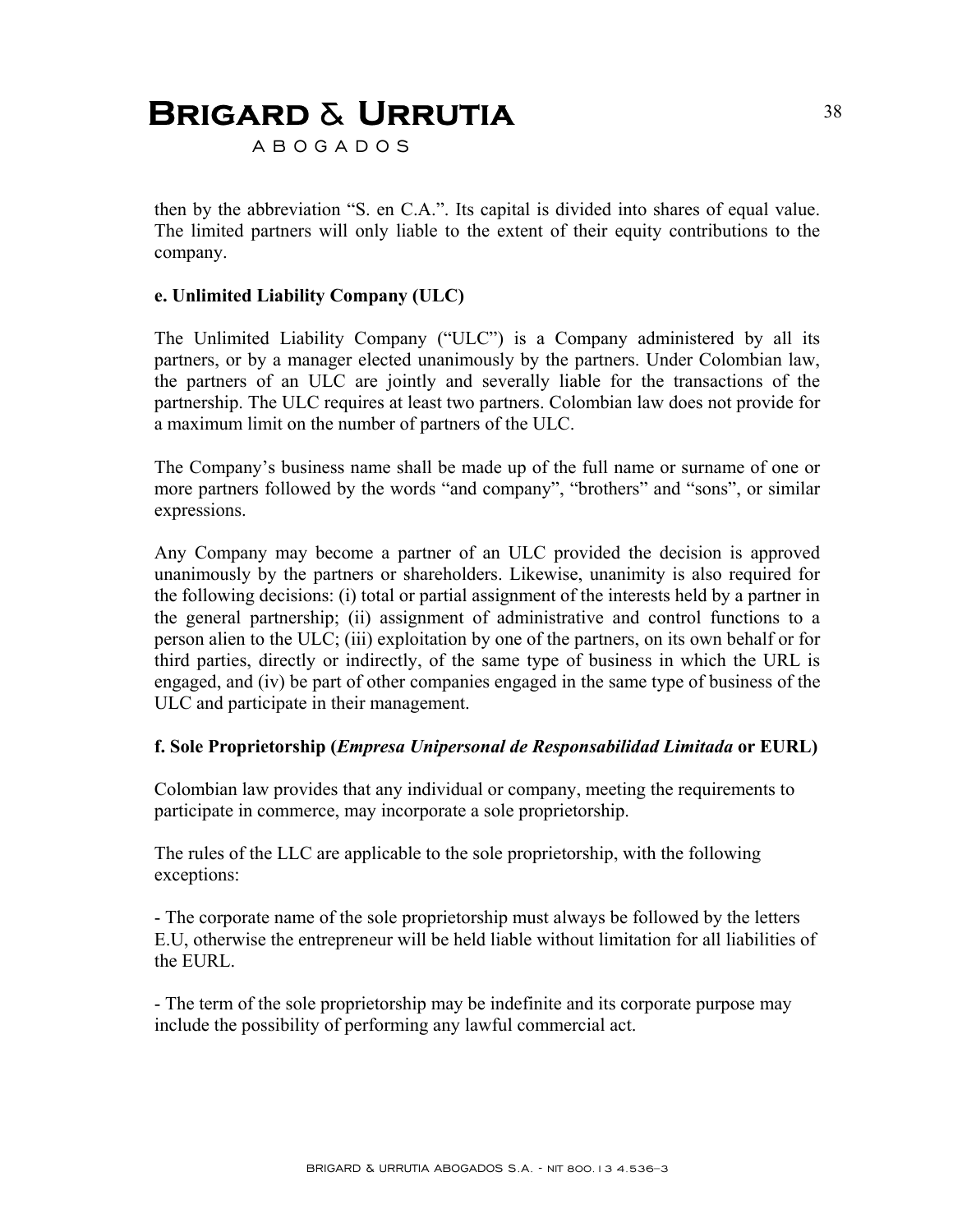then by the abbreviation "S. en C.A.". Its capital is divided into shares of equal value. The limited partners will only liable to the extent of their equity contributions to the company.

**e. Unlimited Liability Company (ULC)**

The Unlimited Liability Company ("ULC") is a Company administered by all its partners, or by a manager elected unanimously by the partners. Under Colombian law, the partners of an ULC are jointly and severally liable for the transactions of the partnership. The ULC requires at least two partners. Colombian law does not provide for a maximum limit on the number of partners of the ULC.

The Company's business name shall be made up of the full name or surname of one or more partners followed by the words "and company", "brothers" and "sons", or similar expressions.

Any Company may become a partner of an ULC provided the decision is approved unanimously by the partners or shareholders. Likewise, unanimity is also required for the following decisions: (i) total or partial assignment of the interests held by a partner in the general partnership; (ii) assignment of administrative and control functions to a person alien to the ULC; (iii) exploitation by one of the partners, on its own behalf or for third parties, directly or indirectly, of the same type of business in which the URL is engaged, and (iv) be part of other companies engaged in the same type of business of the ULC and participate in their management.

**f. Sole Proprietorship (*Empresa Unipersonal de Responsabilidad Limitada* or EURL)**

Colombian law provides that any individual or company, meeting the requirements to participate in commerce, may incorporate a sole proprietorship.

The rules of the LLC are applicable to the sole proprietorship, with the following exceptions:

- The corporate name of the sole proprietorship must always be followed by the letters E.U, otherwise the entrepreneur will be held liable without limitation for all liabilities of the EURL.

- The term of the sole proprietorship may be indefinite and its corporate purpose may include the possibility of performing any lawful commercial act.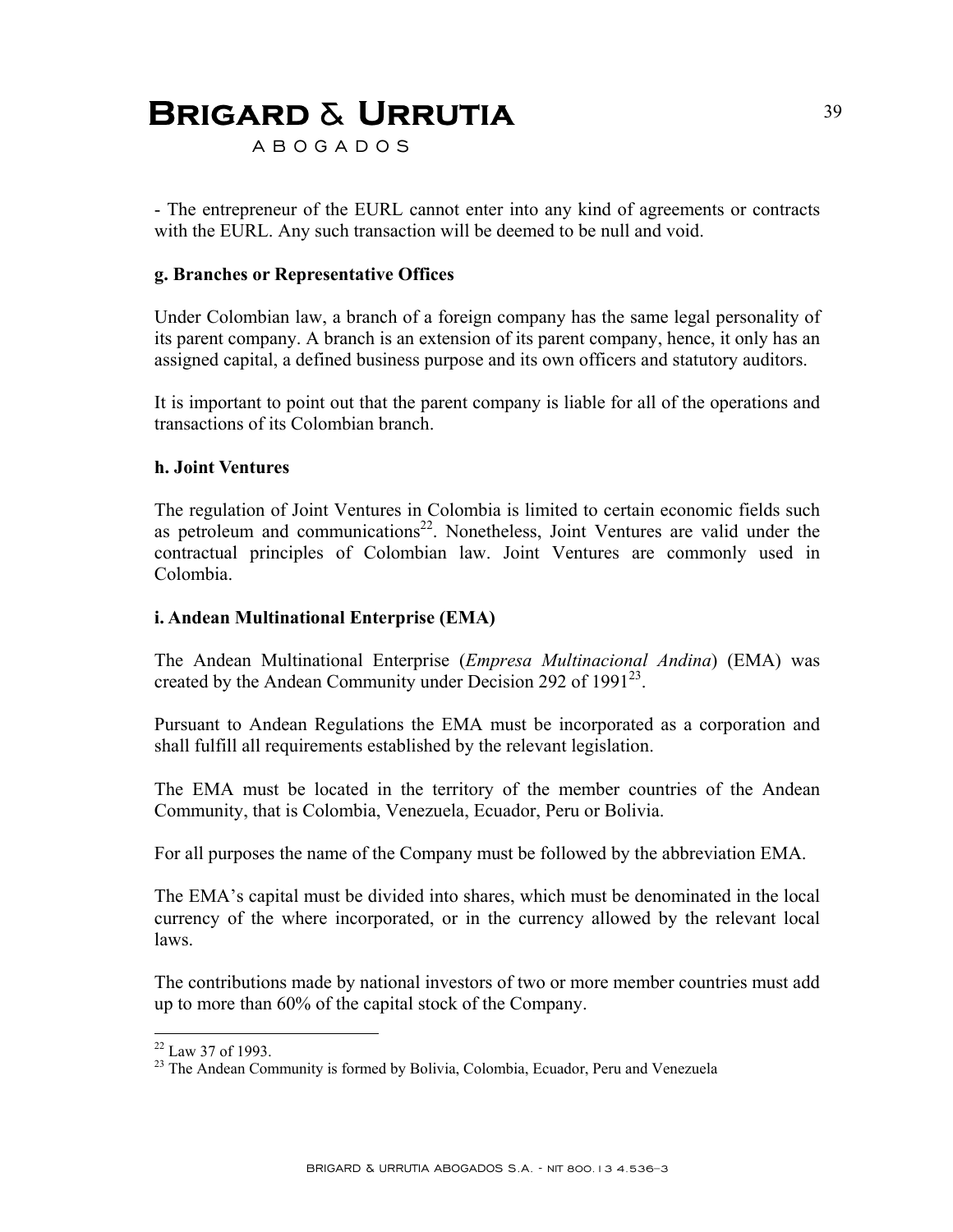- The entrepreneur of the EURL cannot enter into any kind of agreements or contracts with the EURL. Any such transaction will be deemed to be null and void.

**g. Branches or Representative Offices**

Under Colombian law, a branch of a foreign company has the same legal personality of its parent company. A branch is an extension of its parent company, hence, it only has an assigned capital, a defined business purpose and its own officers and statutory auditors.

It is important to point out that the parent company is liable for all of the operations and transactions of its Colombian branch.

**h. Joint Ventures**

The regulation of Joint Ventures in Colombia is limited to certain economic fields such as petroleum and communications[22]. Nonetheless, Joint Ventures are valid under the contractual principles of Colombian law. Joint Ventures are commonly used in Colombia.

**i. Andean Multinational Enterprise (EMA)**

The Andean Multinational Enterprise (*Empresa Multinacional Andina*) (EMA) was created by the Andean Community under Decision 292 of 1991[23].

Pursuant to Andean Regulations the EMA must be incorporated as a corporation and shall fulfill all requirements established by the relevant legislation.

The EMA must be located in the territory of the member countries of the Andean Community, that is Colombia, Venezuela, Ecuador, Peru or Bolivia.

For all purposes the name of the Company must be followed by the abbreviation EMA.

The EMA's capital must be divided into shares, which must be denominated in the local currency of the where incorporated, or in the currency allowed by the relevant local laws.

The contributions made by national investors of two or more member countries must add up to more than 60% of the capital stock of the Company.

---

[22] Law 37 of 1993.

[23] The Andean Community is formed by Bolivia, Colombia, Ecuador, Peru and Venezuela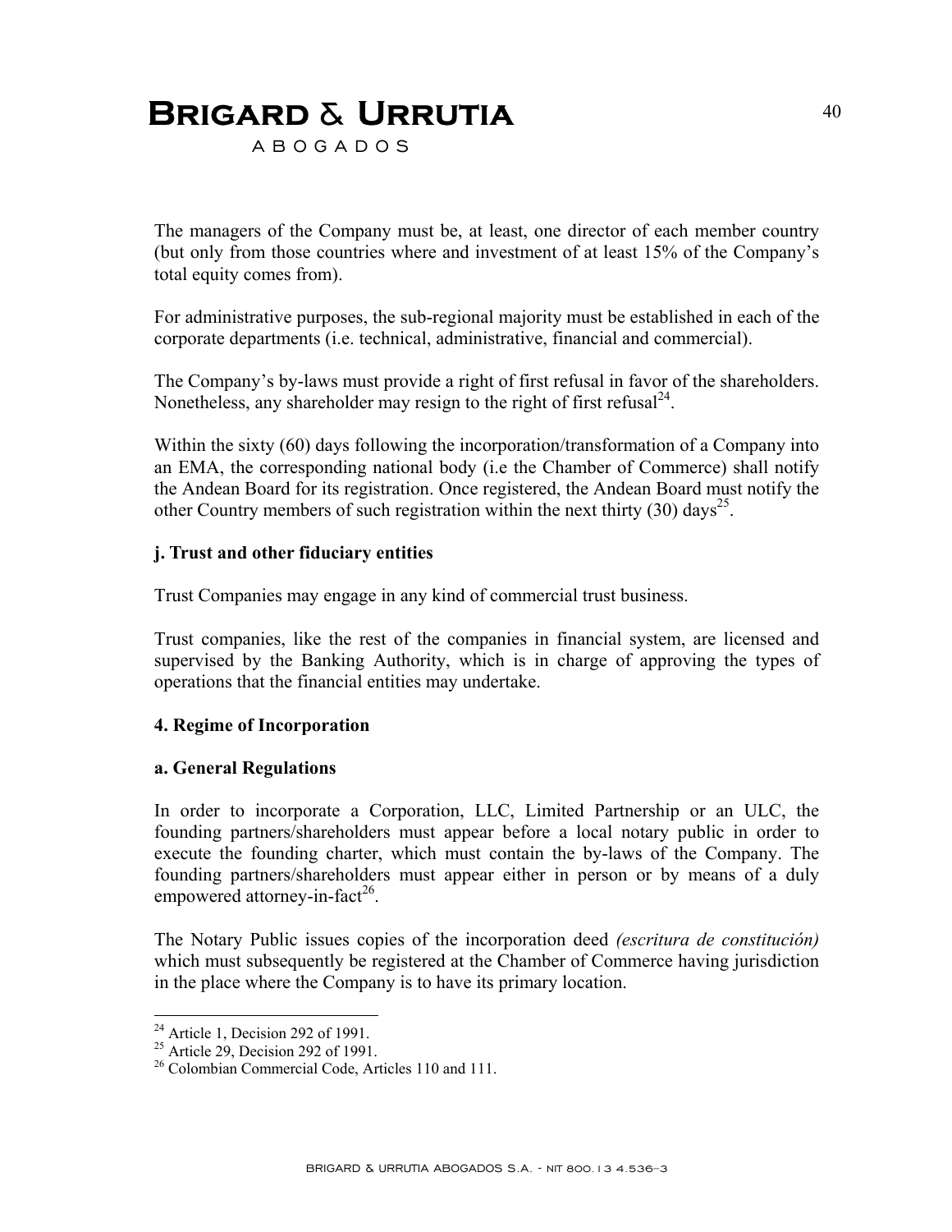The managers of the Company must be, at least, one director of each member country (but only from those countries where and investment of at least 15% of the Company's total equity comes from).

For administrative purposes, the sub-regional majority must be established in each of the corporate departments (i.e. technical, administrative, financial and commercial).

The Company's by-laws must provide a right of first refusal in favor of the shareholders. Nonetheless, any shareholder may resign to the right of first refusal[24].

Within the sixty (60) days following the incorporation/transformation of a Company into an EMA, the corresponding national body (i.e the Chamber of Commerce) shall notify the Andean Board for its registration. Once registered, the Andean Board must notify the other Country members of such registration within the next thirty (30) days[25].

**j. Trust and other fiduciary entities**

Trust Companies may engage in any kind of commercial trust business.

Trust companies, like the rest of the companies in financial system, are licensed and supervised by the Banking Authority, which is in charge of approving the types of operations that the financial entities may undertake.

**4. Regime of Incorporation**

**a. General Regulations**

In order to incorporate a Corporation, LLC, Limited Partnership or an ULC, the founding partners/shareholders must appear before a local notary public in order to execute the founding charter, which must contain the by-laws of the Company. The founding partners/shareholders must appear either in person or by means of a duly empowered attorney-in-fact[26].

The Notary Public issues copies of the incorporation deed *(escritura de constitución)* which must subsequently be registered at the Chamber of Commerce having jurisdiction in the place where the Company is to have its primary location.

---

[24] Article 1, Decision 292 of 1991.
[25] Article 29, Decision 292 of 1991.
[26] Colombian Commercial Code, Articles 110 and 111.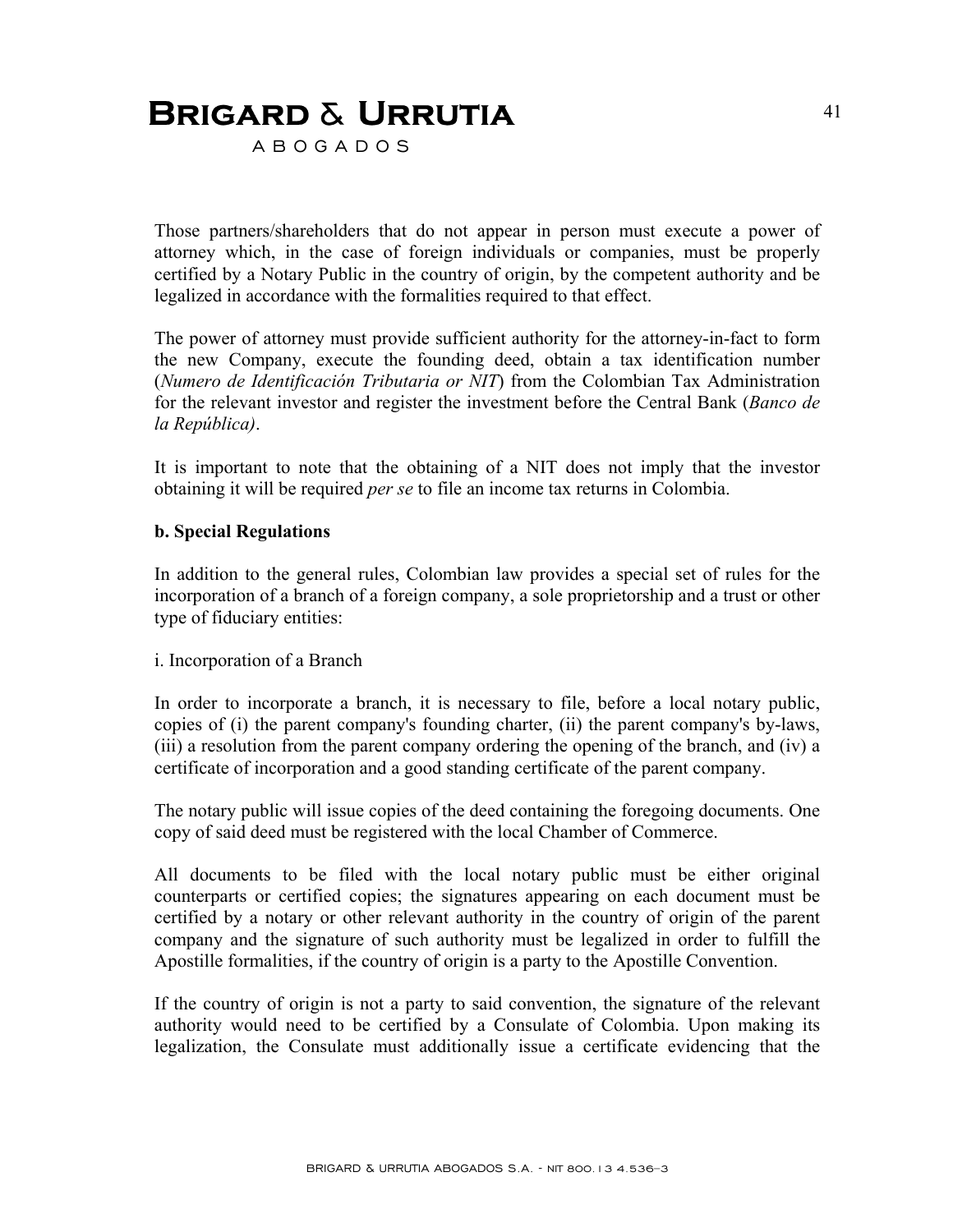Those partners/shareholders that do not appear in person must execute a power of attorney which, in the case of foreign individuals or companies, must be properly certified by a Notary Public in the country of origin, by the competent authority and be legalized in accordance with the formalities required to that effect.

The power of attorney must provide sufficient authority for the attorney-in-fact to form the new Company, execute the founding deed, obtain a tax identification number (*Numero de Identificación Tributaria or NIT*) from the Colombian Tax Administration for the relevant investor and register the investment before the Central Bank (*Banco de la República)*.

It is important to note that the obtaining of a NIT does not imply that the investor obtaining it will be required *per se* to file an income tax returns in Colombia.

**b. Special Regulations**

In addition to the general rules, Colombian law provides a special set of rules for the incorporation of a branch of a foreign company, a sole proprietorship and a trust or other type of fiduciary entities:

i. Incorporation of a Branch

In order to incorporate a branch, it is necessary to file, before a local notary public, copies of (i) the parent company's founding charter, (ii) the parent company's by-laws, (iii) a resolution from the parent company ordering the opening of the branch, and (iv) a certificate of incorporation and a good standing certificate of the parent company.

The notary public will issue copies of the deed containing the foregoing documents. One copy of said deed must be registered with the local Chamber of Commerce.

All documents to be filed with the local notary public must be either original counterparts or certified copies; the signatures appearing on each document must be certified by a notary or other relevant authority in the country of origin of the parent company and the signature of such authority must be legalized in order to fulfill the Apostille formalities, if the country of origin is a party to the Apostille Convention.

If the country of origin is not a party to said convention, the signature of the relevant authority would need to be certified by a Consulate of Colombia. Upon making its legalization, the Consulate must additionally issue a certificate evidencing that the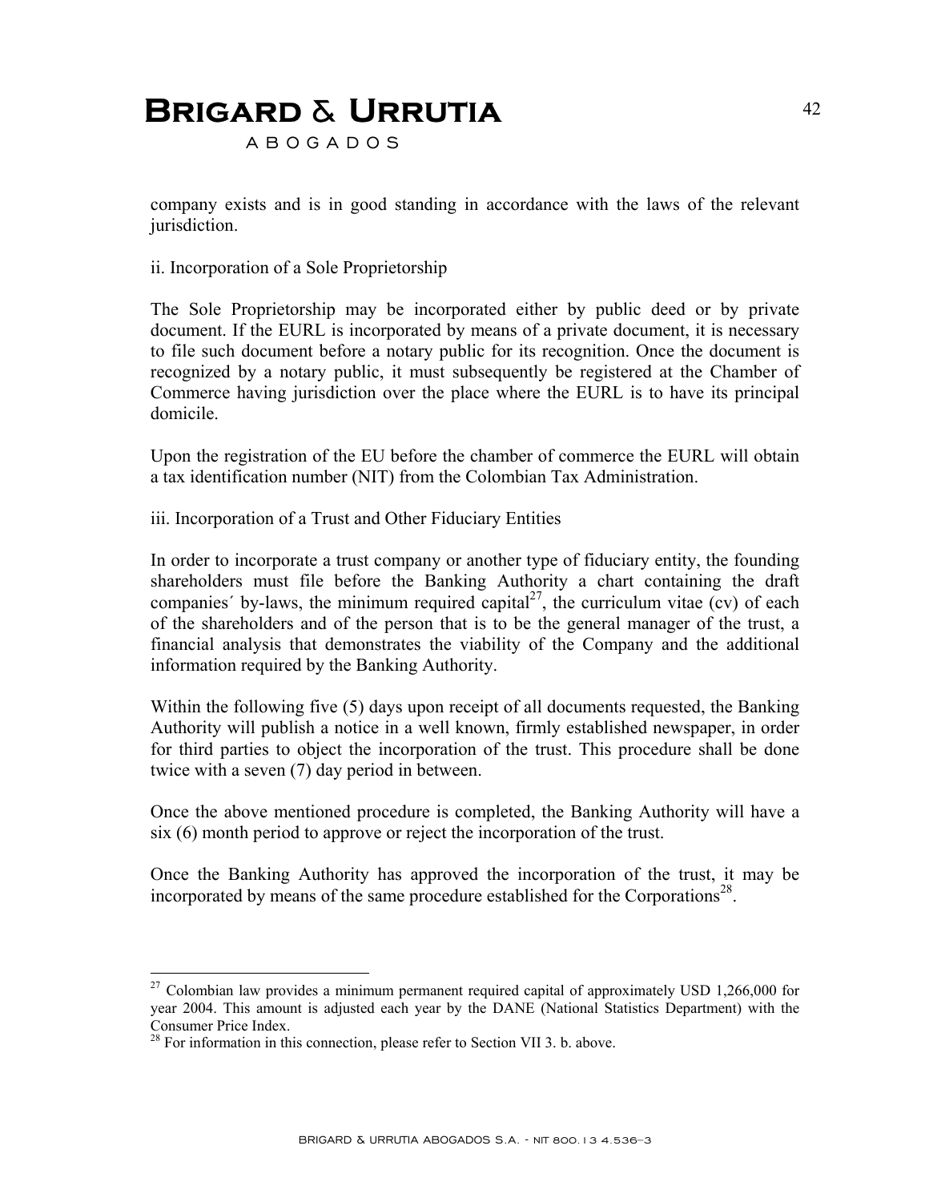company exists and is in good standing in accordance with the laws of the relevant jurisdiction.

ii. Incorporation of a Sole Proprietorship

The Sole Proprietorship may be incorporated either by public deed or by private document. If the EURL is incorporated by means of a private document, it is necessary to file such document before a notary public for its recognition. Once the document is recognized by a notary public, it must subsequently be registered at the Chamber of Commerce having jurisdiction over the place where the EURL is to have its principal domicile.

Upon the registration of the EU before the chamber of commerce the EURL will obtain a tax identification number (NIT) from the Colombian Tax Administration.

iii. Incorporation of a Trust and Other Fiduciary Entities

In order to incorporate a trust company or another type of fiduciary entity, the founding shareholders must file before the Banking Authority a chart containing the draft companies´ by-laws, the minimum required capital[27], the curriculum vitae (cv) of each of the shareholders and of the person that is to be the general manager of the trust, a financial analysis that demonstrates the viability of the Company and the additional information required by the Banking Authority.

Within the following five (5) days upon receipt of all documents requested, the Banking Authority will publish a notice in a well known, firmly established newspaper, in order for third parties to object the incorporation of the trust. This procedure shall be done twice with a seven (7) day period in between.

Once the above mentioned procedure is completed, the Banking Authority will have a six (6) month period to approve or reject the incorporation of the trust.

Once the Banking Authority has approved the incorporation of the trust, it may be incorporated by means of the same procedure established for the Corporations[28].

---

[27] Colombian law provides a minimum permanent required capital of approximately USD 1,266,000 for year 2004. This amount is adjusted each year by the DANE (National Statistics Department) with the Consumer Price Index.

[28] For information in this connection, please refer to Section VII 3. b. above.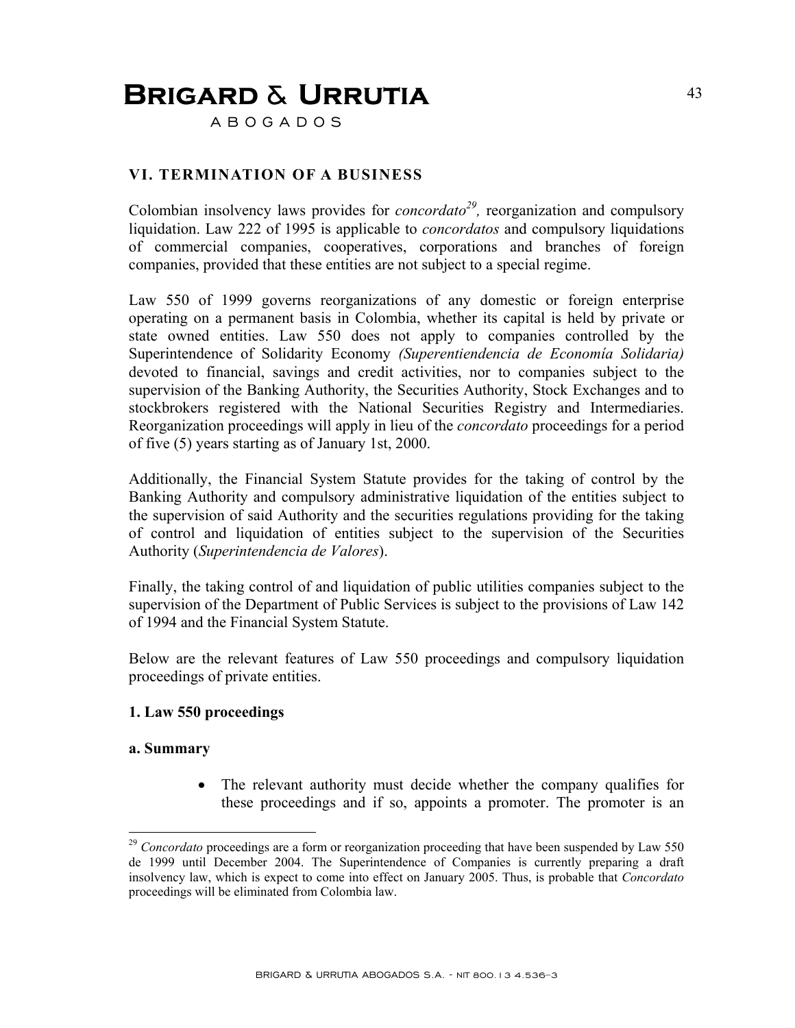## VI. TERMINATION OF A BUSINESS

Colombian insolvency laws provides for *concordato*[29], reorganization and compulsory liquidation. Law 222 of 1995 is applicable to *concordatos* and compulsory liquidations of commercial companies, cooperatives, corporations and branches of foreign companies, provided that these entities are not subject to a special regime.

Law 550 of 1999 governs reorganizations of any domestic or foreign enterprise operating on a permanent basis in Colombia, whether its capital is held by private or state owned entities. Law 550 does not apply to companies controlled by the Superintendence of Solidarity Economy *(Superentiendencia de Economía Solidaria)* devoted to financial, savings and credit activities, nor to companies subject to the supervision of the Banking Authority, the Securities Authority, Stock Exchanges and to stockbrokers registered with the National Securities Registry and Intermediaries. Reorganization proceedings will apply in lieu of the *concordato* proceedings for a period of five (5) years starting as of January 1st, 2000.

Additionally, the Financial System Statute provides for the taking of control by the Banking Authority and compulsory administrative liquidation of the entities subject to the supervision of said Authority and the securities regulations providing for the taking of control and liquidation of entities subject to the supervision of the Securities Authority (*Superintendencia de Valores*).

Finally, the taking control of and liquidation of public utilities companies subject to the supervision of the Department of Public Services is subject to the provisions of Law 142 of 1994 and the Financial System Statute.

Below are the relevant features of Law 550 proceedings and compulsory liquidation proceedings of private entities.

### 1. Law 550 proceedings

#### a. Summary

- The relevant authority must decide whether the company qualifies for these proceedings and if so, appoints a promoter. The promoter is an

---

[29] *Concordato* proceedings are a form or reorganization proceeding that have been suspended by Law 550 de 1999 until December 2004. The Superintendence of Companies is currently preparing a draft insolvency law, which is expect to come into effect on January 2005. Thus, is probable that *Concordato* proceedings will be eliminated from Colombia law.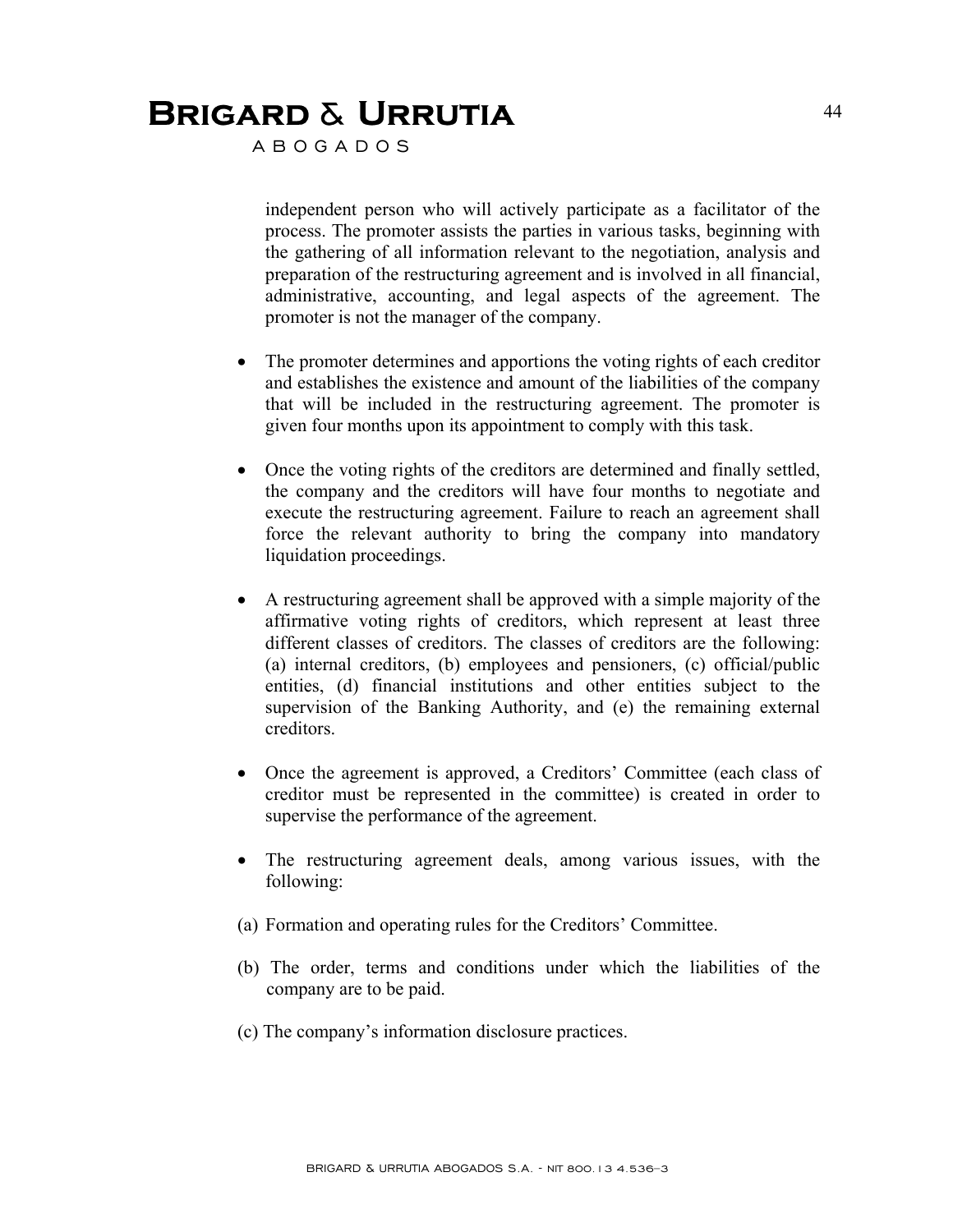independent person who will actively participate as a facilitator of the process. The promoter assists the parties in various tasks, beginning with the gathering of all information relevant to the negotiation, analysis and preparation of the restructuring agreement and is involved in all financial, administrative, accounting, and legal aspects of the agreement. The promoter is not the manager of the company.

- The promoter determines and apportions the voting rights of each creditor and establishes the existence and amount of the liabilities of the company that will be included in the restructuring agreement. The promoter is given four months upon its appointment to comply with this task.

- Once the voting rights of the creditors are determined and finally settled, the company and the creditors will have four months to negotiate and execute the restructuring agreement. Failure to reach an agreement shall force the relevant authority to bring the company into mandatory liquidation proceedings.

- A restructuring agreement shall be approved with a simple majority of the affirmative voting rights of creditors, which represent at least three different classes of creditors. The classes of creditors are the following: (a) internal creditors, (b) employees and pensioners, (c) official/public entities, (d) financial institutions and other entities subject to the supervision of the Banking Authority, and (e) the remaining external creditors.

- Once the agreement is approved, a Creditors' Committee (each class of creditor must be represented in the committee) is created in order to supervise the performance of the agreement.

- The restructuring agreement deals, among various issues, with the following:

(a) Formation and operating rules for the Creditors' Committee.

(b) The order, terms and conditions under which the liabilities of the company are to be paid.

(c) The company's information disclosure practices.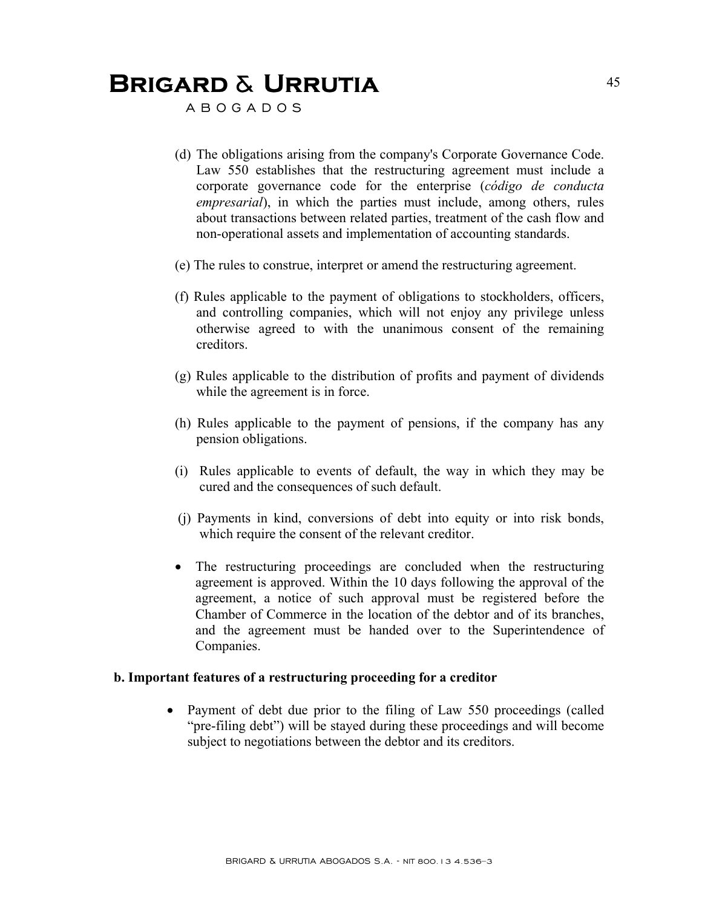(d) The obligations arising from the company's Corporate Governance Code. Law 550 establishes that the restructuring agreement must include a corporate governance code for the enterprise (*código de conducta empresarial*), in which the parties must include, among others, rules about transactions between related parties, treatment of the cash flow and non-operational assets and implementation of accounting standards.

(e) The rules to construe, interpret or amend the restructuring agreement.

(f) Rules applicable to the payment of obligations to stockholders, officers, and controlling companies, which will not enjoy any privilege unless otherwise agreed to with the unanimous consent of the remaining creditors.

(g) Rules applicable to the distribution of profits and payment of dividends while the agreement is in force.

(h) Rules applicable to the payment of pensions, if the company has any pension obligations.

(i) Rules applicable to events of default, the way in which they may be cured and the consequences of such default.

(j) Payments in kind, conversions of debt into equity or into risk bonds, which require the consent of the relevant creditor.

- The restructuring proceedings are concluded when the restructuring agreement is approved. Within the 10 days following the approval of the agreement, a notice of such approval must be registered before the Chamber of Commerce in the location of the debtor and of its branches, and the agreement must be handed over to the Superintendence of Companies.

**b. Important features of a restructuring proceeding for a creditor**

- Payment of debt due prior to the filing of Law 550 proceedings (called "pre-filing debt") will be stayed during these proceedings and will become subject to negotiations between the debtor and its creditors.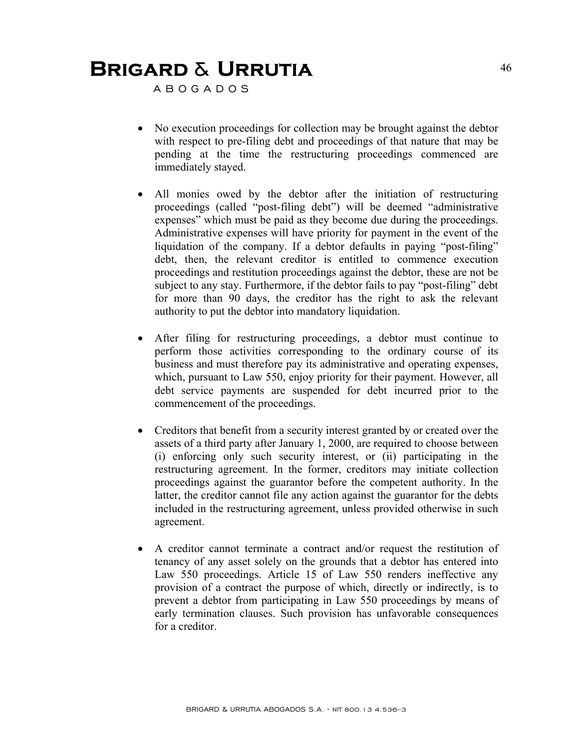- No execution proceedings for collection may be brought against the debtor with respect to pre-filing debt and proceedings of that nature that may be pending at the time the restructuring proceedings commenced are immediately stayed.

- All monies owed by the debtor after the initiation of restructuring proceedings (called "post-filing debt") will be deemed "administrative expenses" which must be paid as they become due during the proceedings. Administrative expenses will have priority for payment in the event of the liquidation of the company. If a debtor defaults in paying "post-filing" debt, then, the relevant creditor is entitled to commence execution proceedings and restitution proceedings against the debtor, these are not be subject to any stay. Furthermore, if the debtor fails to pay "post-filing" debt for more than 90 days, the creditor has the right to ask the relevant authority to put the debtor into mandatory liquidation.

- After filing for restructuring proceedings, a debtor must continue to perform those activities corresponding to the ordinary course of its business and must therefore pay its administrative and operating expenses, which, pursuant to Law 550, enjoy priority for their payment. However, all debt service payments are suspended for debt incurred prior to the commencement of the proceedings.

- Creditors that benefit from a security interest granted by or created over the assets of a third party after January 1, 2000, are required to choose between (i) enforcing only such security interest, or (ii) participating in the restructuring agreement. In the former, creditors may initiate collection proceedings against the guarantor before the competent authority. In the latter, the creditor cannot file any action against the guarantor for the debts included in the restructuring agreement, unless provided otherwise in such agreement.

- A creditor cannot terminate a contract and/or request the restitution of tenancy of any asset solely on the grounds that a debtor has entered into Law 550 proceedings. Article 15 of Law 550 renders ineffective any provision of a contract the purpose of which, directly or indirectly, is to prevent a debtor from participating in Law 550 proceedings by means of early termination clauses. Such provision has unfavorable consequences for a creditor.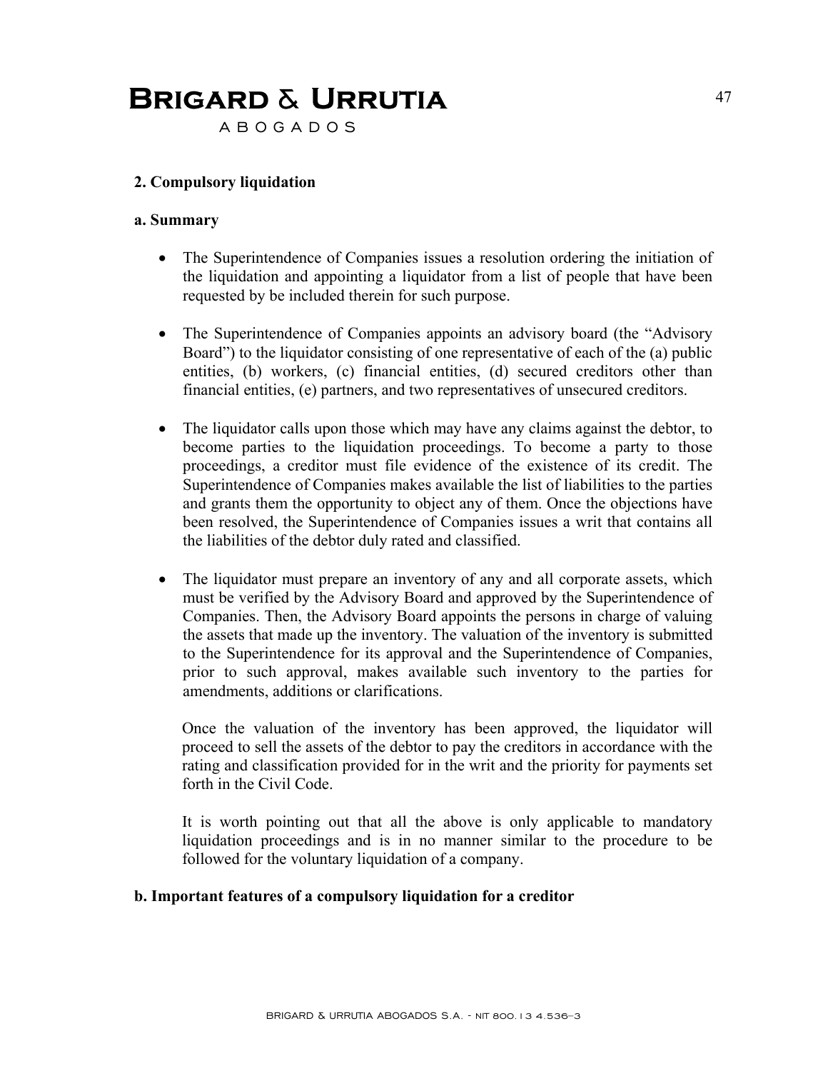### 2. Compulsory liquidation

#### a. Summary

- The Superintendence of Companies issues a resolution ordering the initiation of the liquidation and appointing a liquidator from a list of people that have been requested by be included therein for such purpose.

- The Superintendence of Companies appoints an advisory board (the "Advisory Board") to the liquidator consisting of one representative of each of the (a) public entities, (b) workers, (c) financial entities, (d) secured creditors other than financial entities, (e) partners, and two representatives of unsecured creditors.

- The liquidator calls upon those which may have any claims against the debtor, to become parties to the liquidation proceedings. To become a party to those proceedings, a creditor must file evidence of the existence of its credit. The Superintendence of Companies makes available the list of liabilities to the parties and grants them the opportunity to object any of them. Once the objections have been resolved, the Superintendence of Companies issues a writ that contains all the liabilities of the debtor duly rated and classified.

- The liquidator must prepare an inventory of any and all corporate assets, which must be verified by the Advisory Board and approved by the Superintendence of Companies. Then, the Advisory Board appoints the persons in charge of valuing the assets that made up the inventory. The valuation of the inventory is submitted to the Superintendence for its approval and the Superintendence of Companies, prior to such approval, makes available such inventory to the parties for amendments, additions or clarifications.

  Once the valuation of the inventory has been approved, the liquidator will proceed to sell the assets of the debtor to pay the creditors in accordance with the rating and classification provided for in the writ and the priority for payments set forth in the Civil Code.

  It is worth pointing out that all the above is only applicable to mandatory liquidation proceedings and is in no manner similar to the procedure to be followed for the voluntary liquidation of a company.

#### b. Important features of a compulsory liquidation for a creditor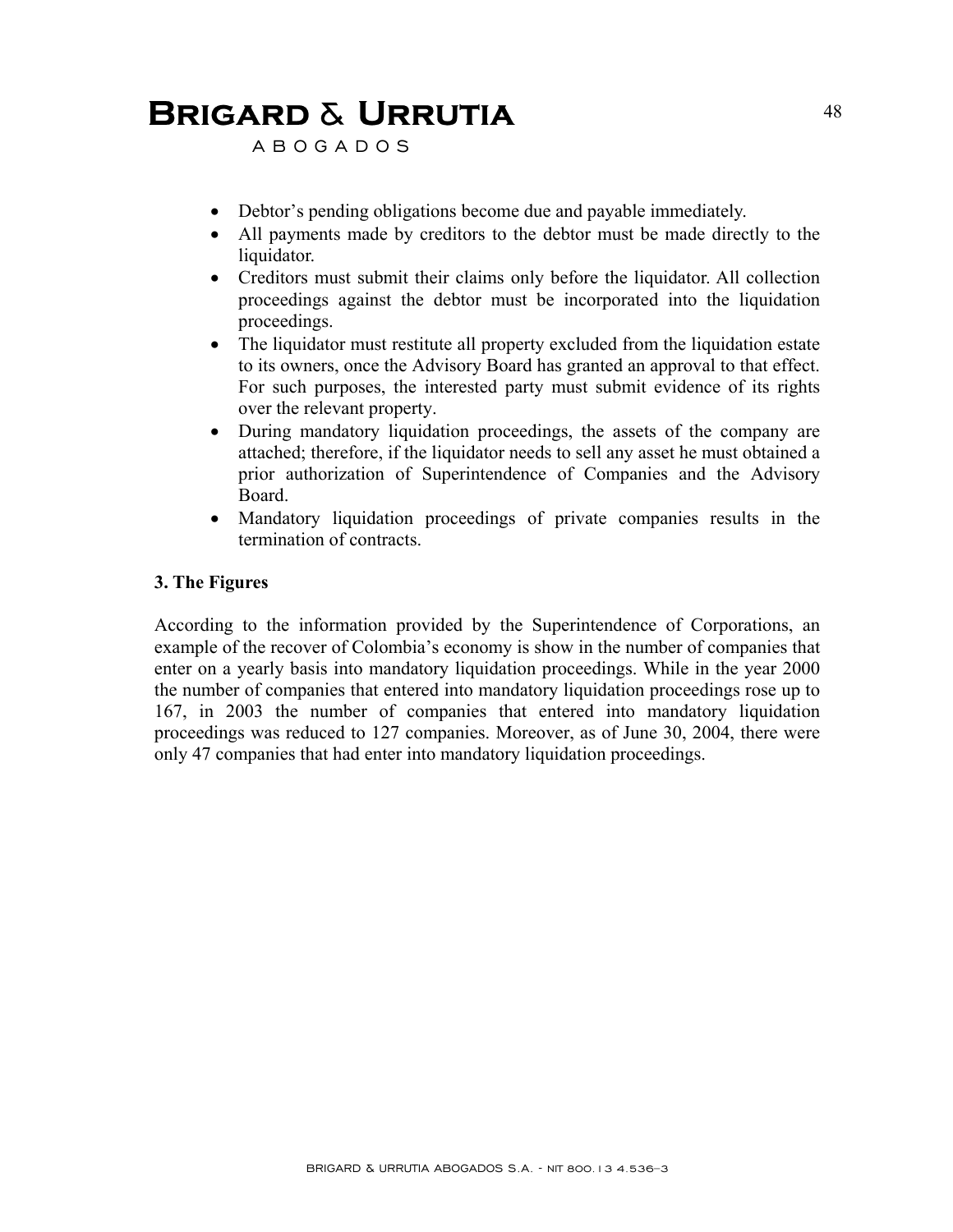- Debtor's pending obligations become due and payable immediately.
- All payments made by creditors to the debtor must be made directly to the liquidator.
- Creditors must submit their claims only before the liquidator. All collection proceedings against the debtor must be incorporated into the liquidation proceedings.
- The liquidator must restitute all property excluded from the liquidation estate to its owners, once the Advisory Board has granted an approval to that effect. For such purposes, the interested party must submit evidence of its rights over the relevant property.
- During mandatory liquidation proceedings, the assets of the company are attached; therefore, if the liquidator needs to sell any asset he must obtained a prior authorization of Superintendence of Companies and the Advisory Board.
- Mandatory liquidation proceedings of private companies results in the termination of contracts.

**3. The Figures**

According to the information provided by the Superintendence of Corporations, an example of the recover of Colombia's economy is show in the number of companies that enter on a yearly basis into mandatory liquidation proceedings. While in the year 2000 the number of companies that entered into mandatory liquidation proceedings rose up to 167, in 2003 the number of companies that entered into mandatory liquidation proceedings was reduced to 127 companies. Moreover, as of June 30, 2004, there were only 47 companies that had enter into mandatory liquidation proceedings.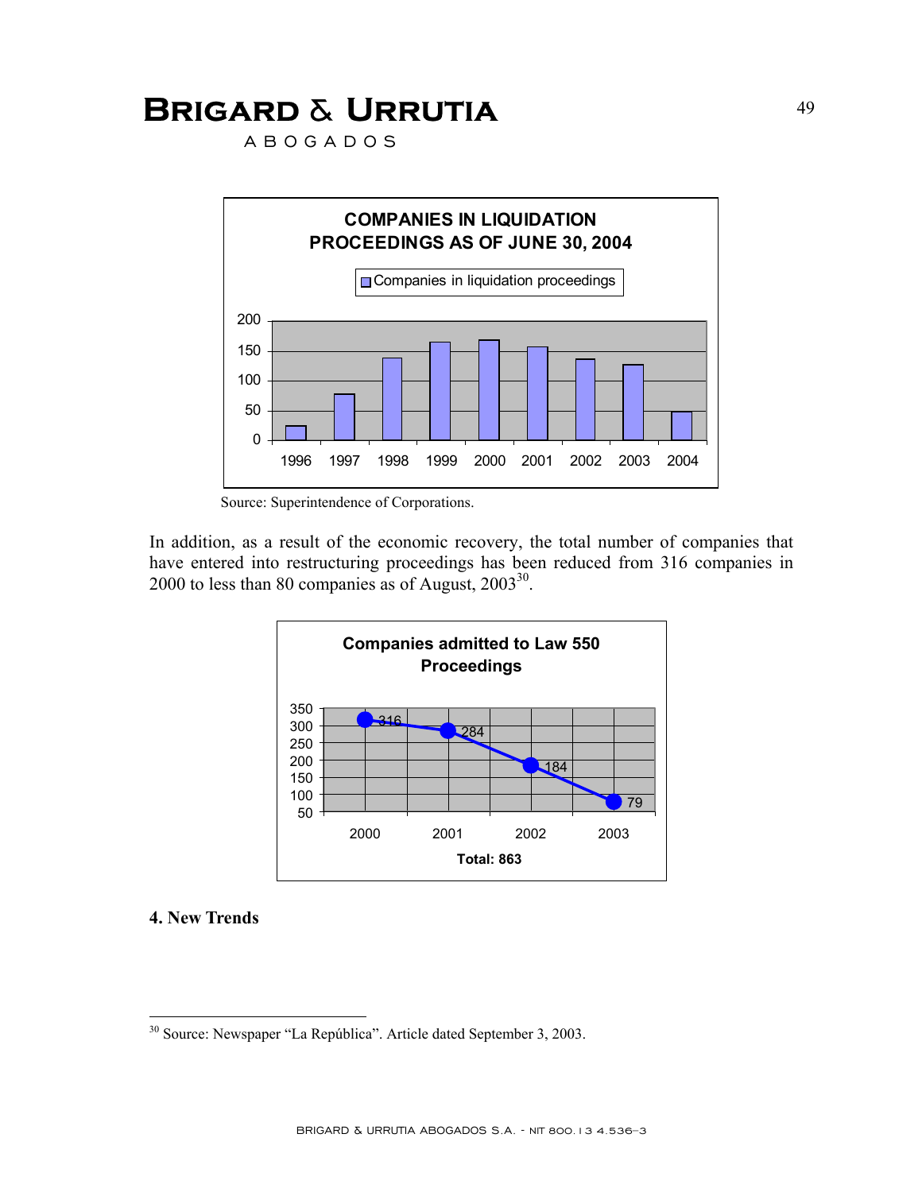**COMPANIES IN LIQUIDATION PROCEEDINGS AS OF JUNE 30, 2004**

| Year | Companies in liquidation proceedings |
|---|---|
| 1996 | ~25 |
| 1997 | ~78 |
| 1998 | ~138 |
| 1999 | ~165 |
| 2000 | ~168 |
| 2001 | ~157 |
| 2002 | ~136 |
| 2003 | ~127 |
| 2004 | ~48 |

Source: Superintendence of Corporations.

In addition, as a result of the economic recovery, the total number of companies that have entered into restructuring proceedings has been reduced from 316 companies in 2000 to less than 80 companies as of August, 2003[30].

**Companies admitted to Law 550 Proceedings**

| Year | Companies |
|---|---|
| 2000 | 316 |
| 2001 | 284 |
| 2002 | 184 |
| 2003 | 79 |

**Total: 863**

## 4. New Trends

---

[30] Source: Newspaper "La República". Article dated September 3, 2003.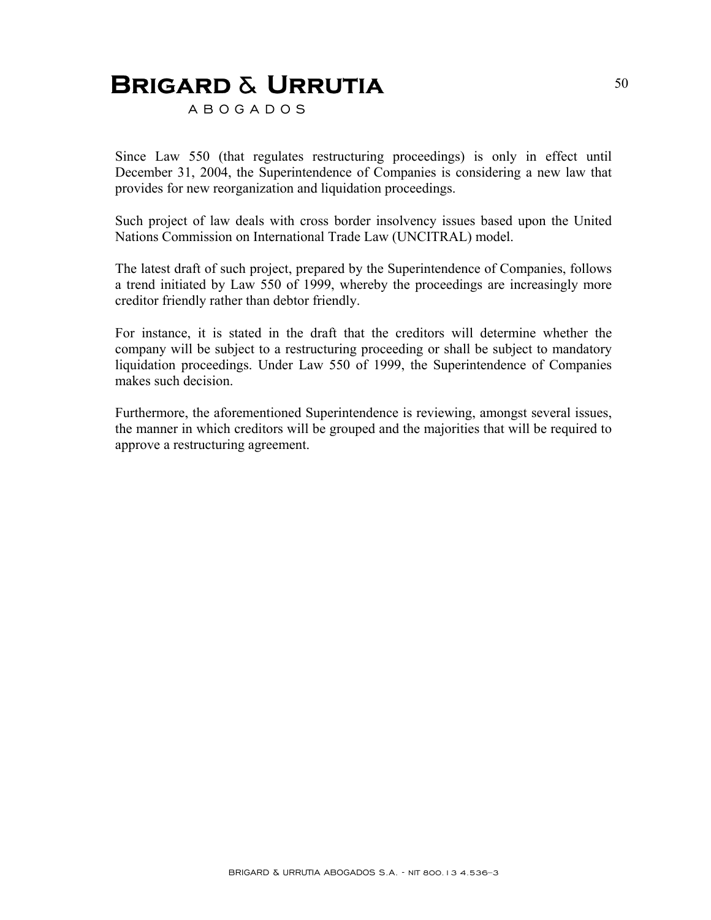Since Law 550 (that regulates restructuring proceedings) is only in effect until December 31, 2004, the Superintendence of Companies is considering a new law that provides for new reorganization and liquidation proceedings.

Such project of law deals with cross border insolvency issues based upon the United Nations Commission on International Trade Law (UNCITRAL) model.

The latest draft of such project, prepared by the Superintendence of Companies, follows a trend initiated by Law 550 of 1999, whereby the proceedings are increasingly more creditor friendly rather than debtor friendly.

For instance, it is stated in the draft that the creditors will determine whether the company will be subject to a restructuring proceeding or shall be subject to mandatory liquidation proceedings. Under Law 550 of 1999, the Superintendence of Companies makes such decision.

Furthermore, the aforementioned Superintendence is reviewing, amongst several issues, the manner in which creditors will be grouped and the majorities that will be required to approve a restructuring agreement.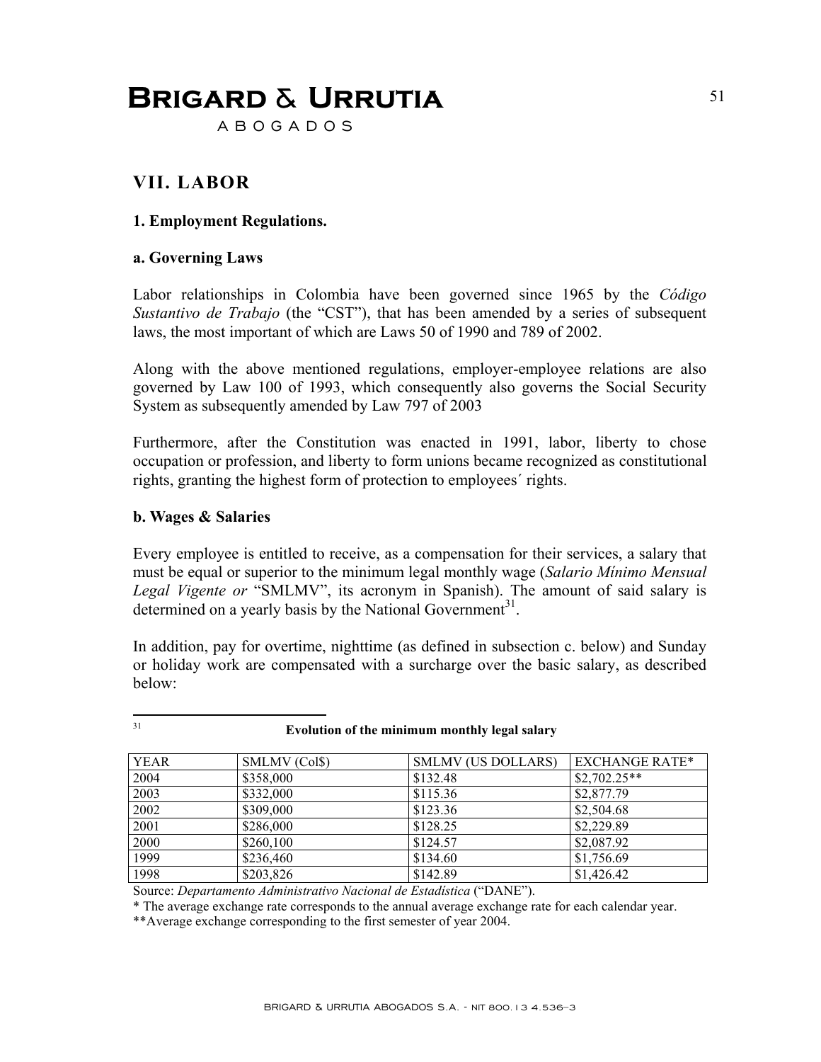## VII. LABOR

### 1. Employment Regulations.

#### a. Governing Laws

Labor relationships in Colombia have been governed since 1965 by the *Código Sustantivo de Trabajo* (the "CST"), that has been amended by a series of subsequent laws, the most important of which are Laws 50 of 1990 and 789 of 2002.

Along with the above mentioned regulations, employer-employee relations are also governed by Law 100 of 1993, which consequently also governs the Social Security System as subsequently amended by Law 797 of 2003

Furthermore, after the Constitution was enacted in 1991, labor, liberty to chose occupation or profession, and liberty to form unions became recognized as constitutional rights, granting the highest form of protection to employees´ rights.

#### b. Wages & Salaries

Every employee is entitled to receive, as a compensation for their services, a salary that must be equal or superior to the minimum legal monthly wage (*Salario Mínimo Mensual Legal Vigente or* "SMLMV", its acronym in Spanish). The amount of said salary is determined on a yearly basis by the National Government[31].

In addition, pay for overtime, nighttime (as defined in subsection c. below) and Sunday or holiday work are compensated with a surcharge over the basic salary, as described below:

---

[31] **Evolution of the minimum monthly legal salary**

| YEAR | SMLMV (Col$) | SMLMV (US DOLLARS) | EXCHANGE RATE* |
|---|---|---|---|
| 2004 | $358,000 | $132.48 | $2,702.25** |
| 2003 | $332,000 | $115.36 | $2,877.79 |
| 2002 | $309,000 | $123.36 | $2,504.68 |
| 2001 | $286,000 | $128.25 | $2,229.89 |
| 2000 | $260,100 | $124.57 | $2,087.92 |
| 1999 | $236,460 | $134.60 | $1,756.69 |
| 1998 | $203,826 | $142.89 | $1,426.42 |

Source: *Departamento Administrativo Nacional de Estadística* ("DANE").

* The average exchange rate corresponds to the annual average exchange rate for each calendar year.

**Average exchange corresponding to the first semester of year 2004.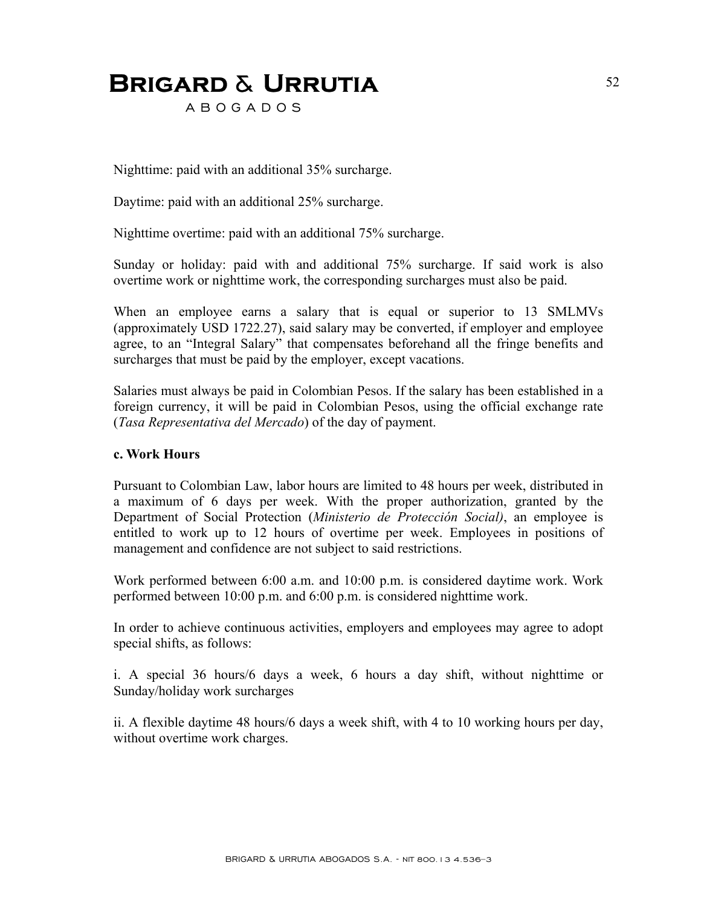Nighttime: paid with an additional 35% surcharge.

Daytime: paid with an additional 25% surcharge.

Nighttime overtime: paid with an additional 75% surcharge.

Sunday or holiday: paid with and additional 75% surcharge. If said work is also overtime work or nighttime work, the corresponding surcharges must also be paid.

When an employee earns a salary that is equal or superior to 13 SMLMVs (approximately USD 1722.27), said salary may be converted, if employer and employee agree, to an "Integral Salary" that compensates beforehand all the fringe benefits and surcharges that must be paid by the employer, except vacations.

Salaries must always be paid in Colombian Pesos. If the salary has been established in a foreign currency, it will be paid in Colombian Pesos, using the official exchange rate (*Tasa Representativa del Mercado*) of the day of payment.

**c. Work Hours**

Pursuant to Colombian Law, labor hours are limited to 48 hours per week, distributed in a maximum of 6 days per week. With the proper authorization, granted by the Department of Social Protection (*Ministerio de Protección Social)*, an employee is entitled to work up to 12 hours of overtime per week. Employees in positions of management and confidence are not subject to said restrictions.

Work performed between 6:00 a.m. and 10:00 p.m. is considered daytime work. Work performed between 10:00 p.m. and 6:00 p.m. is considered nighttime work.

In order to achieve continuous activities, employers and employees may agree to adopt special shifts, as follows:

i. A special 36 hours/6 days a week, 6 hours a day shift, without nighttime or Sunday/holiday work surcharges

ii. A flexible daytime 48 hours/6 days a week shift, with 4 to 10 working hours per day, without overtime work charges.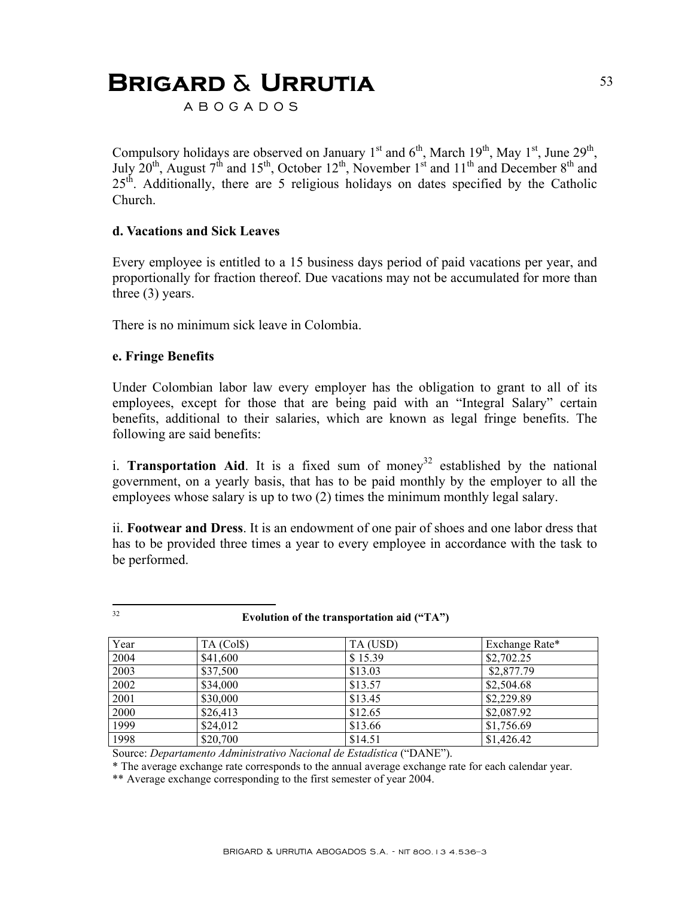Compulsory holidays are observed on January 1st and 6th, March 19th, May 1st, June 29th, July 20th, August 7th and 15th, October 12th, November 1st and 11th and December 8th and 25th. Additionally, there are 5 religious holidays on dates specified by the Catholic Church.

**d. Vacations and Sick Leaves**

Every employee is entitled to a 15 business days period of paid vacations per year, and proportionally for fraction thereof. Due vacations may not be accumulated for more than three (3) years.

There is no minimum sick leave in Colombia.

**e. Fringe Benefits**

Under Colombian labor law every employer has the obligation to grant to all of its employees, except for those that are being paid with an "Integral Salary" certain benefits, additional to their salaries, which are known as legal fringe benefits. The following are said benefits:

i. **Transportation Aid**. It is a fixed sum of money[32] established by the national government, on a yearly basis, that has to be paid monthly by the employer to all the employees whose salary is up to two (2) times the minimum monthly legal salary.

ii. **Footwear and Dress**. It is an endowment of one pair of shoes and one labor dress that has to be provided three times a year to every employee in accordance with the task to be performed.

---

[32] **Evolution of the transportation aid ("TA")**

| Year | TA (Col$) | TA (USD) | Exchange Rate* |
|---|---|---|---|
| 2004 | $41,600 | $ 15.39 | $2,702.25 |
| 2003 | $37,500 | $13.03 | $2,877.79 |
| 2002 | $34,000 | $13.57 | $2,504.68 |
| 2001 | $30,000 | $13.45 | $2,229.89 |
| 2000 | $26,413 | $12.65 | $2,087.92 |
| 1999 | $24,012 | $13.66 | $1,756.69 |
| 1998 | $20,700 | $14.51 | $1,426.42 |

Source: *Departamento Administrativo Nacional de Estadística* ("DANE").

* The average exchange rate corresponds to the annual average exchange rate for each calendar year.

** Average exchange corresponding to the first semester of year 2004.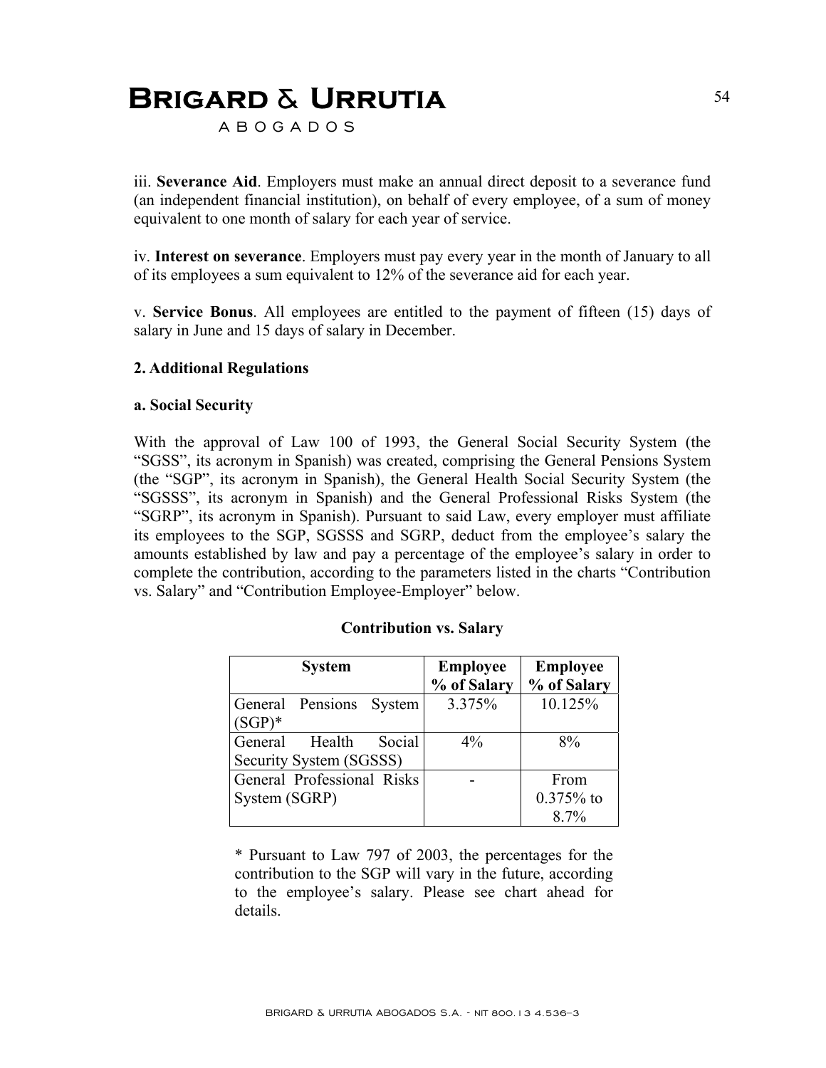iii. **Severance Aid**. Employers must make an annual direct deposit to a severance fund (an independent financial institution), on behalf of every employee, of a sum of money equivalent to one month of salary for each year of service.

iv. **Interest on severance**. Employers must pay every year in the month of January to all of its employees a sum equivalent to 12% of the severance aid for each year.

v. **Service Bonus**. All employees are entitled to the payment of fifteen (15) days of salary in June and 15 days of salary in December.

**2. Additional Regulations**

**a. Social Security**

With the approval of Law 100 of 1993, the General Social Security System (the "SGSS", its acronym in Spanish) was created, comprising the General Pensions System (the "SGP", its acronym in Spanish), the General Health Social Security System (the "SGSSS", its acronym in Spanish) and the General Professional Risks System (the "SGRP", its acronym in Spanish). Pursuant to said Law, every employer must affiliate its employees to the SGP, SGSSS and SGRP, deduct from the employee's salary the amounts established by law and pay a percentage of the employee's salary in order to complete the contribution, according to the parameters listed in the charts "Contribution vs. Salary" and "Contribution Employee-Employer" below.

**Contribution vs. Salary**

| System | Employee % of Salary | Employee % of Salary |
|---|---|---|
| General Pensions System (SGP)* | 3.375% | 10.125% |
| General Health Social Security System (SGSSS) | 4% | 8% |
| General Professional Risks System (SGRP) | - | From 0.375% to 8.7% |

* Pursuant to Law 797 of 2003, the percentages for the contribution to the SGP will vary in the future, according to the employee's salary. Please see chart ahead for details.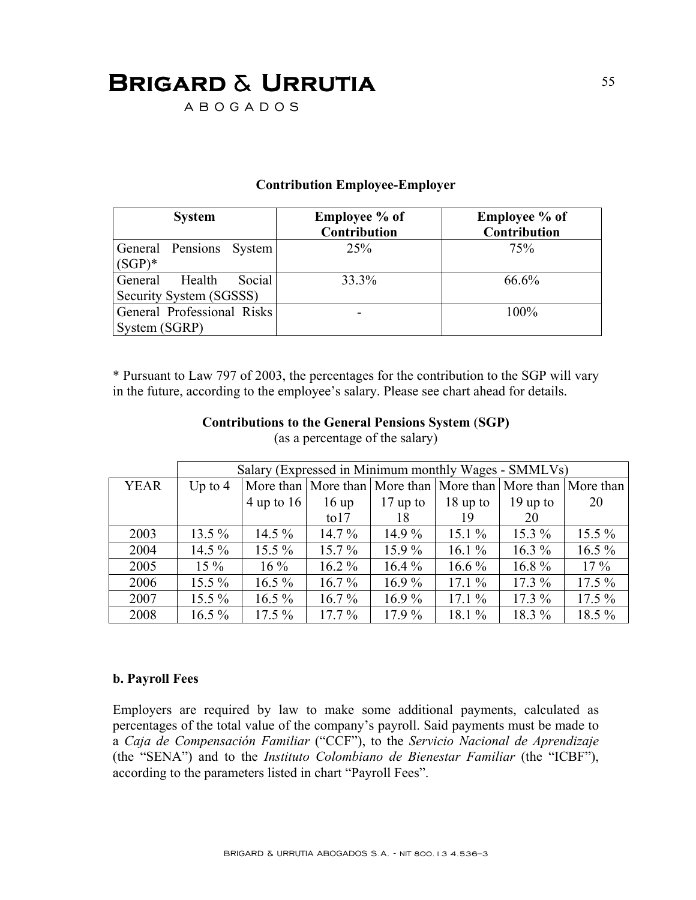**Contribution Employee-Employer**

| System | Employee % of Contribution | Employee % of Contribution |
|---|---|---|
| General Pensions System (SGP)* | 25% | 75% |
| General Health Social Security System (SGSSS) | 33.3% | 66.6% |
| General Professional Risks System (SGRP) | - | 100% |

* Pursuant to Law 797 of 2003, the percentages for the contribution to the SGP will vary in the future, according to the employee's salary. Please see chart ahead for details.

**Contributions to the General Pensions System (SGP)**
(as a percentage of the salary)

| | Salary (Expressed in Minimum monthly Wages - SMMLVs) | | | | | | |
|---|---|---|---|---|---|---|---|
| YEAR | Up to 4 | More than 4 up to 16 | More than 16 up to17 | More than 17 up to 18 | More than 18 up to 19 | More than 19 up to 20 | More than 20 |
| 2003 | 13.5 % | 14.5 % | 14.7 % | 14.9 % | 15.1 % | 15.3 % | 15.5 % |
| 2004 | 14.5 % | 15.5 % | 15.7 % | 15.9 % | 16.1 % | 16.3 % | 16.5 % |
| 2005 | 15 % | 16 % | 16.2 % | 16.4 % | 16.6 % | 16.8 % | 17 % |
| 2006 | 15.5 % | 16.5 % | 16.7 % | 16.9 % | 17.1 % | 17.3 % | 17.5 % |
| 2007 | 15.5 % | 16.5 % | 16.7 % | 16.9 % | 17.1 % | 17.3 % | 17.5 % |
| 2008 | 16.5 % | 17.5 % | 17.7 % | 17.9 % | 18.1 % | 18.3 % | 18.5 % |

**b. Payroll Fees**

Employers are required by law to make some additional payments, calculated as percentages of the total value of the company's payroll. Said payments must be made to a *Caja de Compensación Familiar* ("CCF"), to the *Servicio Nacional de Aprendizaje* (the "SENA") and to the *Instituto Colombiano de Bienestar Familiar* (the "ICBF"), according to the parameters listed in chart "Payroll Fees".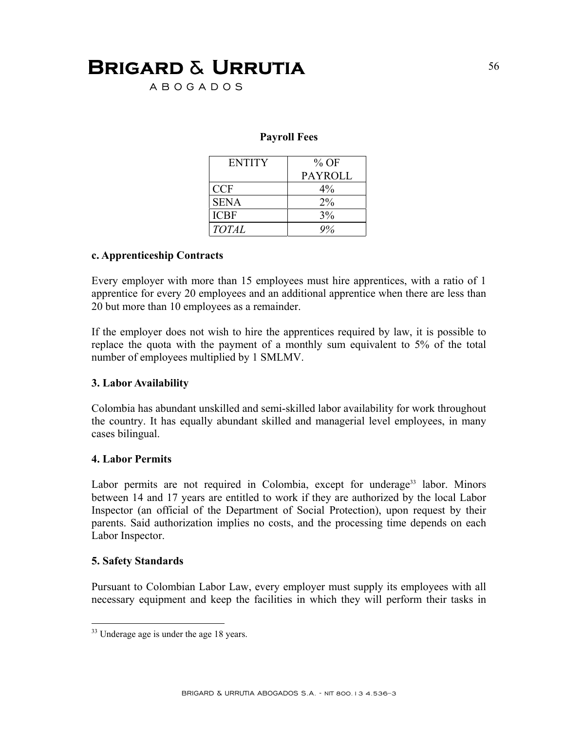**Payroll Fees**

| ENTITY | % OF PAYROLL |
|---|---|
| CCF | 4% |
| SENA | 2% |
| ICBF | 3% |
| *TOTAL* | *9%* |

**c. Apprenticeship Contracts**

Every employer with more than 15 employees must hire apprentices, with a ratio of 1 apprentice for every 20 employees and an additional apprentice when there are less than 20 but more than 10 employees as a remainder.

If the employer does not wish to hire the apprentices required by law, it is possible to replace the quota with the payment of a monthly sum equivalent to 5% of the total number of employees multiplied by 1 SMLMV.

**3. Labor Availability**

Colombia has abundant unskilled and semi-skilled labor availability for work throughout the country. It has equally abundant skilled and managerial level employees, in many cases bilingual.

**4. Labor Permits**

Labor permits are not required in Colombia, except for underage[33] labor. Minors between 14 and 17 years are entitled to work if they are authorized by the local Labor Inspector (an official of the Department of Social Protection), upon request by their parents. Said authorization implies no costs, and the processing time depends on each Labor Inspector.

**5. Safety Standards**

Pursuant to Colombian Labor Law, every employer must supply its employees with all necessary equipment and keep the facilities in which they will perform their tasks in

[33] Underage age is under the age 18 years.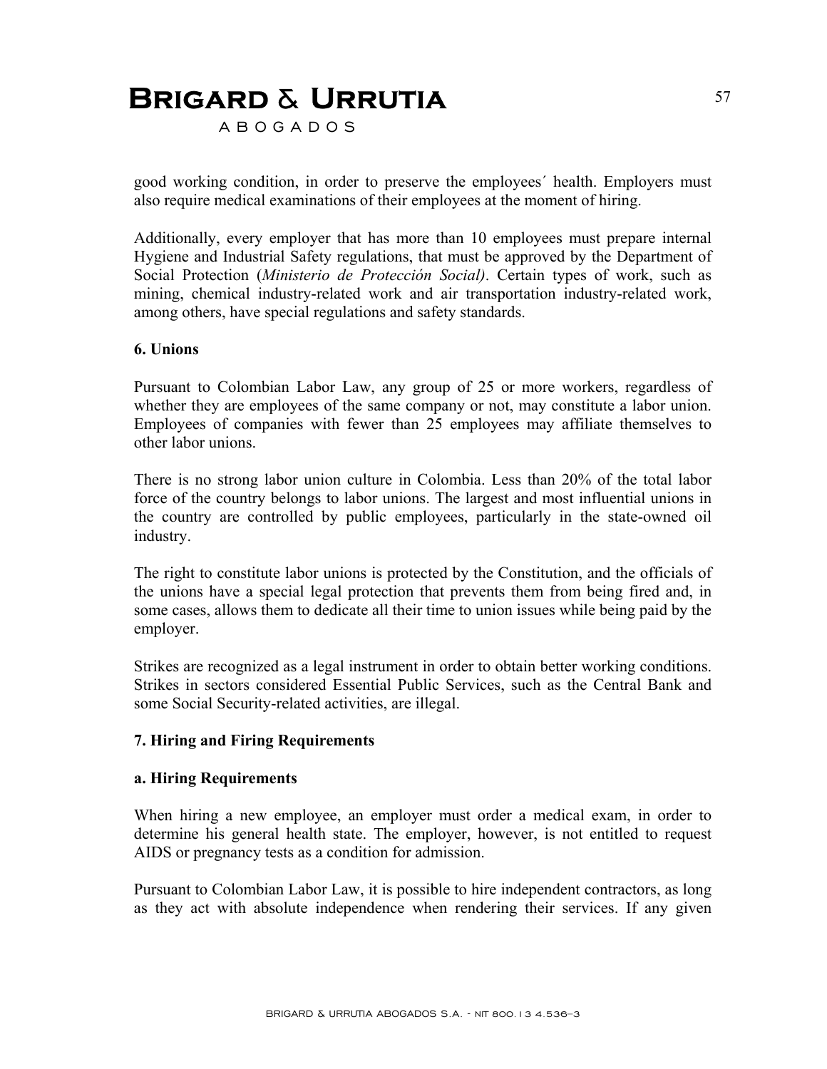good working condition, in order to preserve the employees´ health. Employers must also require medical examinations of their employees at the moment of hiring.

Additionally, every employer that has more than 10 employees must prepare internal Hygiene and Industrial Safety regulations, that must be approved by the Department of Social Protection (*Ministerio de Protección Social)*. Certain types of work, such as mining, chemical industry-related work and air transportation industry-related work, among others, have special regulations and safety standards.

**6. Unions**

Pursuant to Colombian Labor Law, any group of 25 or more workers, regardless of whether they are employees of the same company or not, may constitute a labor union. Employees of companies with fewer than 25 employees may affiliate themselves to other labor unions.

There is no strong labor union culture in Colombia. Less than 20% of the total labor force of the country belongs to labor unions. The largest and most influential unions in the country are controlled by public employees, particularly in the state-owned oil industry.

The right to constitute labor unions is protected by the Constitution, and the officials of the unions have a special legal protection that prevents them from being fired and, in some cases, allows them to dedicate all their time to union issues while being paid by the employer.

Strikes are recognized as a legal instrument in order to obtain better working conditions. Strikes in sectors considered Essential Public Services, such as the Central Bank and some Social Security-related activities, are illegal.

**7. Hiring and Firing Requirements**

**a. Hiring Requirements**

When hiring a new employee, an employer must order a medical exam, in order to determine his general health state. The employer, however, is not entitled to request AIDS or pregnancy tests as a condition for admission.

Pursuant to Colombian Labor Law, it is possible to hire independent contractors, as long as they act with absolute independence when rendering their services. If any given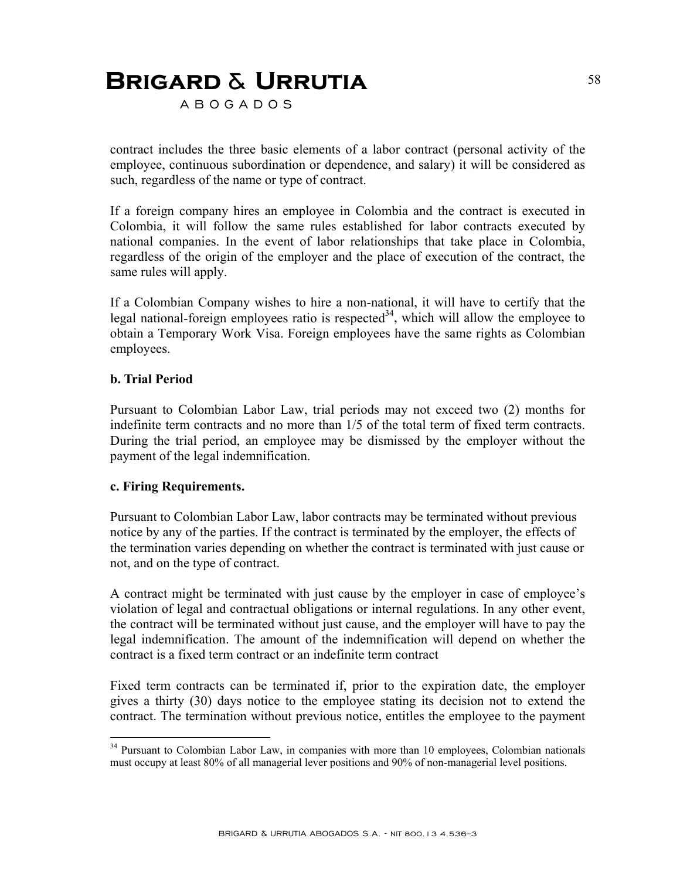contract includes the three basic elements of a labor contract (personal activity of the employee, continuous subordination or dependence, and salary) it will be considered as such, regardless of the name or type of contract.

If a foreign company hires an employee in Colombia and the contract is executed in Colombia, it will follow the same rules established for labor contracts executed by national companies. In the event of labor relationships that take place in Colombia, regardless of the origin of the employer and the place of execution of the contract, the same rules will apply.

If a Colombian Company wishes to hire a non-national, it will have to certify that the legal national-foreign employees ratio is respected[34], which will allow the employee to obtain a Temporary Work Visa. Foreign employees have the same rights as Colombian employees.

**b. Trial Period**

Pursuant to Colombian Labor Law, trial periods may not exceed two (2) months for indefinite term contracts and no more than 1/5 of the total term of fixed term contracts. During the trial period, an employee may be dismissed by the employer without the payment of the legal indemnification.

**c. Firing Requirements.**

Pursuant to Colombian Labor Law, labor contracts may be terminated without previous notice by any of the parties. If the contract is terminated by the employer, the effects of the termination varies depending on whether the contract is terminated with just cause or not, and on the type of contract.

A contract might be terminated with just cause by the employer in case of employee's violation of legal and contractual obligations or internal regulations. In any other event, the contract will be terminated without just cause, and the employer will have to pay the legal indemnification. The amount of the indemnification will depend on whether the contract is a fixed term contract or an indefinite term contract

Fixed term contracts can be terminated if, prior to the expiration date, the employer gives a thirty (30) days notice to the employee stating its decision not to extend the contract. The termination without previous notice, entitles the employee to the payment

[34] Pursuant to Colombian Labor Law, in companies with more than 10 employees, Colombian nationals must occupy at least 80% of all managerial lever positions and 90% of non-managerial level positions.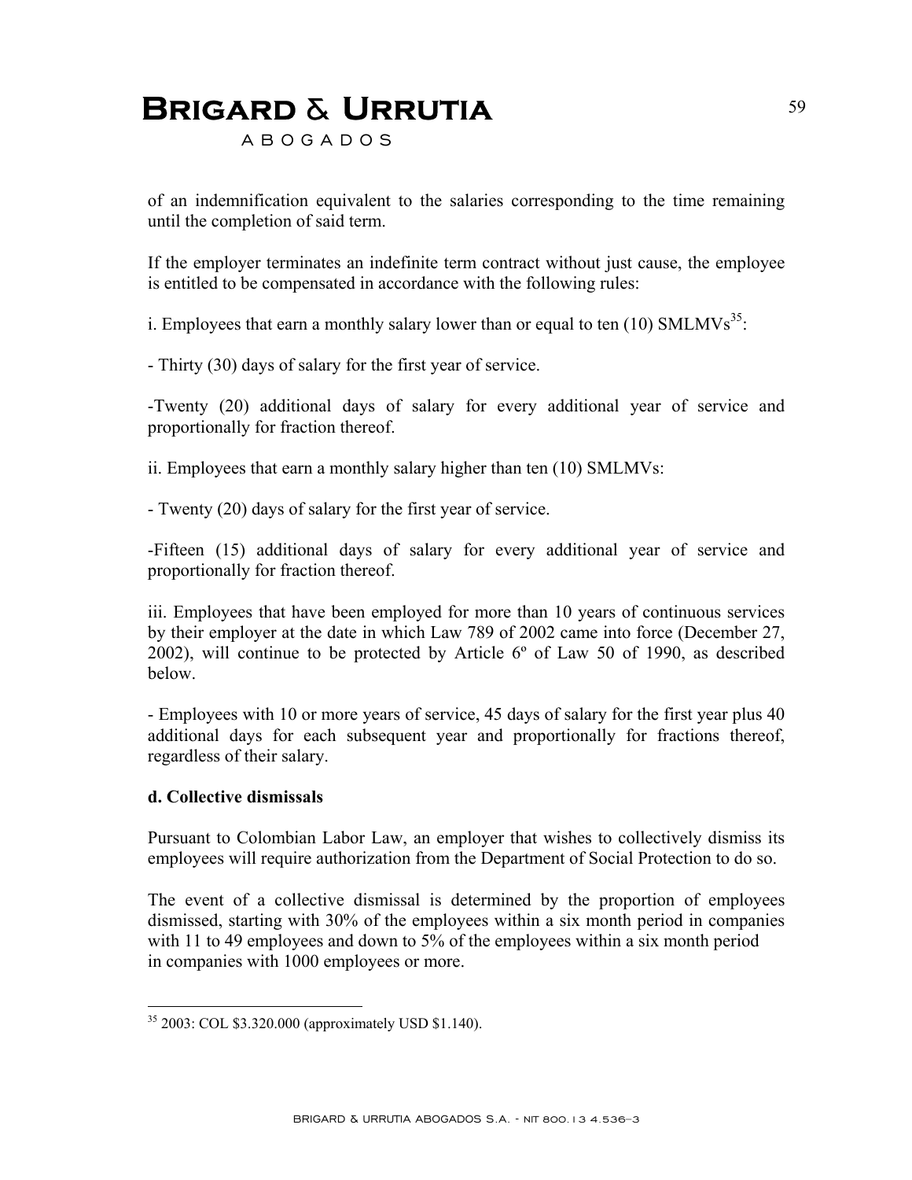of an indemnification equivalent to the salaries corresponding to the time remaining until the completion of said term.

If the employer terminates an indefinite term contract without just cause, the employee is entitled to be compensated in accordance with the following rules:

i. Employees that earn a monthly salary lower than or equal to ten (10) SMLMVs[35]:

- Thirty (30) days of salary for the first year of service.

-Twenty (20) additional days of salary for every additional year of service and proportionally for fraction thereof.

ii. Employees that earn a monthly salary higher than ten (10) SMLMVs:

- Twenty (20) days of salary for the first year of service.

-Fifteen (15) additional days of salary for every additional year of service and proportionally for fraction thereof.

iii. Employees that have been employed for more than 10 years of continuous services by their employer at the date in which Law 789 of 2002 came into force (December 27, 2002), will continue to be protected by Article 6º of Law 50 of 1990, as described below.

- Employees with 10 or more years of service, 45 days of salary for the first year plus 40 additional days for each subsequent year and proportionally for fractions thereof, regardless of their salary.

**d. Collective dismissals**

Pursuant to Colombian Labor Law, an employer that wishes to collectively dismiss its employees will require authorization from the Department of Social Protection to do so.

The event of a collective dismissal is determined by the proportion of employees dismissed, starting with 30% of the employees within a six month period in companies with 11 to 49 employees and down to 5% of the employees within a six month period in companies with 1000 employees or more.

---

[35] 2003: COL $3.320.000 (approximately USD $1.140).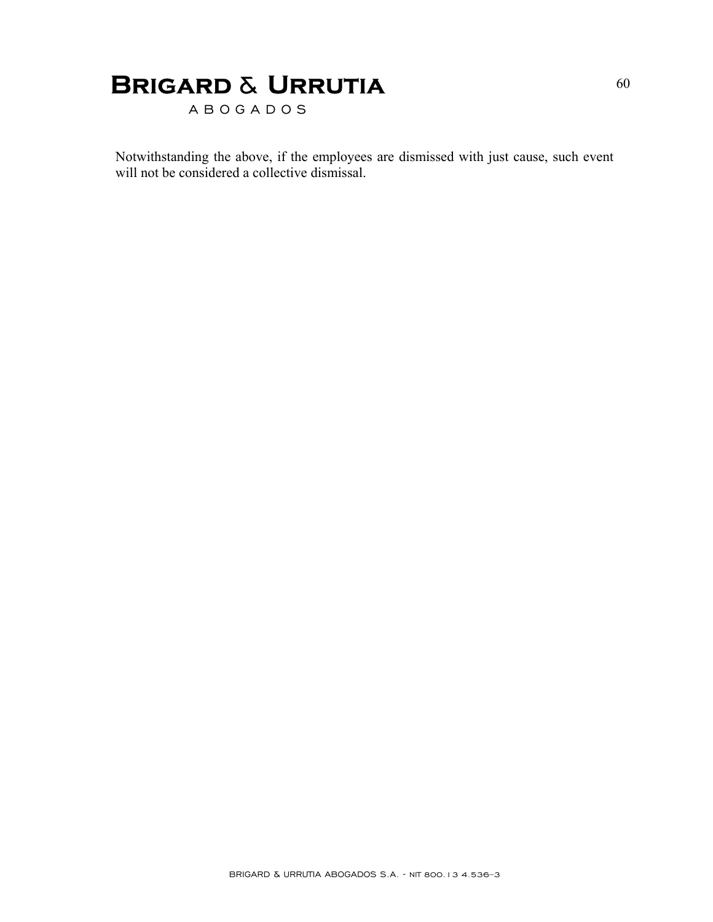Notwithstanding the above, if the employees are dismissed with just cause, such event will not be considered a collective dismissal.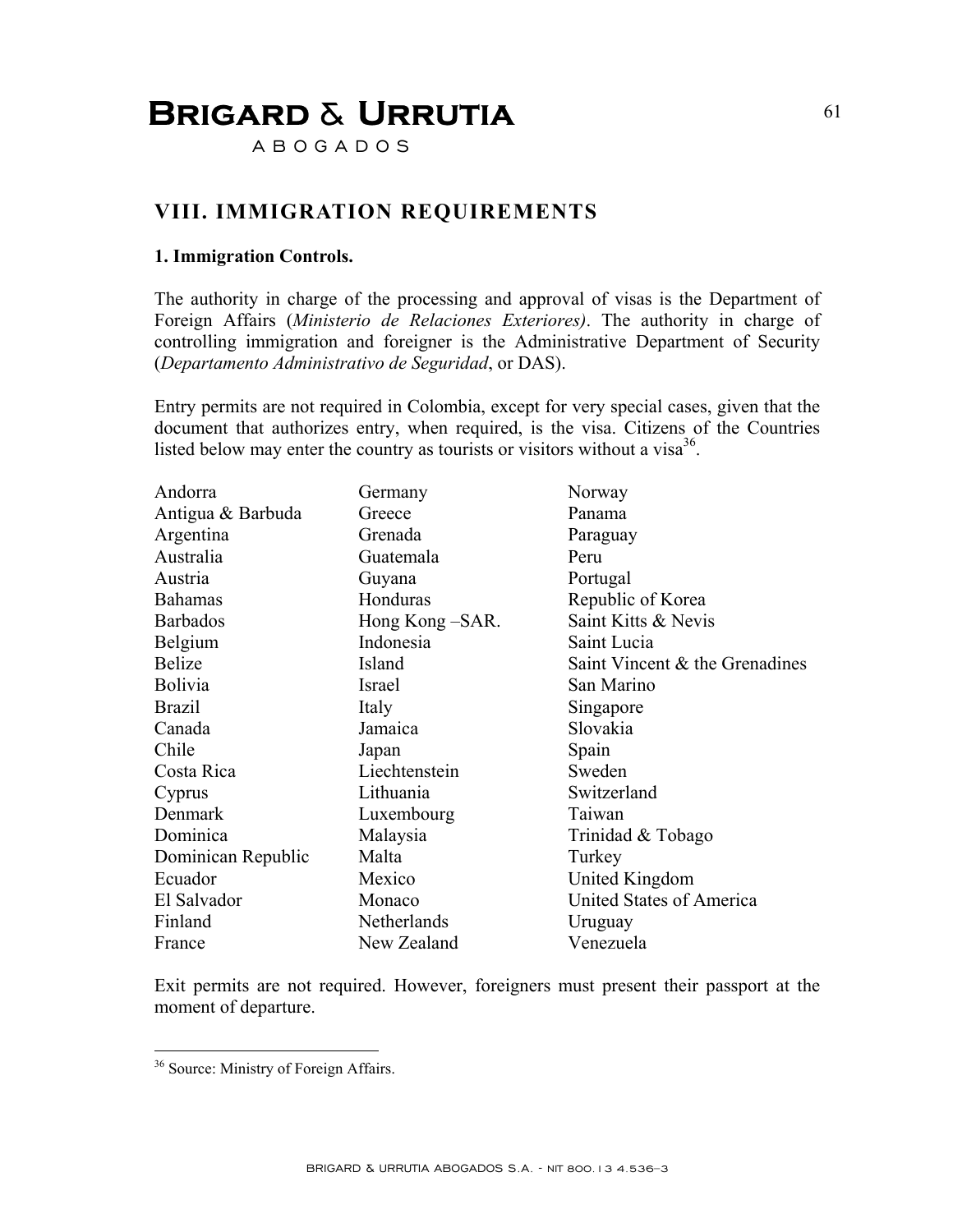## VIII. IMMIGRATION REQUIREMENTS

### 1. Immigration Controls.

The authority in charge of the processing and approval of visas is the Department of Foreign Affairs (*Ministerio de Relaciones Exteriores)*. The authority in charge of controlling immigration and foreigner is the Administrative Department of Security (*Departamento Administrativo de Seguridad*, or DAS).

Entry permits are not required in Colombia, except for very special cases, given that the document that authorizes entry, when required, is the visa. Citizens of the Countries listed below may enter the country as tourists or visitors without a visa[36].

| | | |
|---|---|---|
| Andorra | Germany | Norway |
| Antigua & Barbuda | Greece | Panama |
| Argentina | Grenada | Paraguay |
| Australia | Guatemala | Peru |
| Austria | Guyana | Portugal |
| Bahamas | Honduras | Republic of Korea |
| Barbados | Hong Kong –SAR. | Saint Kitts & Nevis |
| Belgium | Indonesia | Saint Lucia |
| Belize | Island | Saint Vincent & the Grenadines |
| Bolivia | Israel | San Marino |
| Brazil | Italy | Singapore |
| Canada | Jamaica | Slovakia |
| Chile | Japan | Spain |
| Costa Rica | Liechtenstein | Sweden |
| Cyprus | Lithuania | Switzerland |
| Denmark | Luxembourg | Taiwan |
| Dominica | Malaysia | Trinidad & Tobago |
| Dominican Republic | Malta | Turkey |
| Ecuador | Mexico | United Kingdom |
| El Salvador | Monaco | United States of America |
| Finland | Netherlands | Uruguay |
| France | New Zealand | Venezuela |

Exit permits are not required. However, foreigners must present their passport at the moment of departure.

---

[36] Source: Ministry of Foreign Affairs.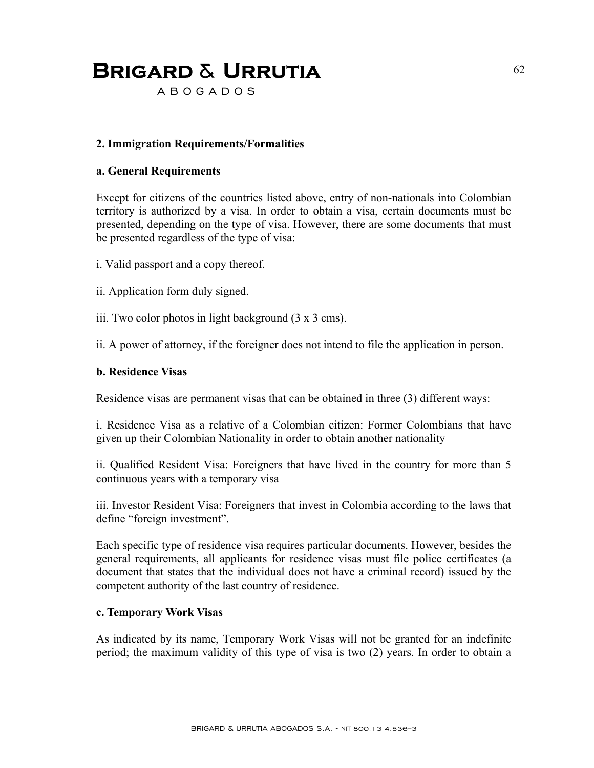**2. Immigration Requirements/Formalities**

**a. General Requirements**

Except for citizens of the countries listed above, entry of non-nationals into Colombian territory is authorized by a visa. In order to obtain a visa, certain documents must be presented, depending on the type of visa. However, there are some documents that must be presented regardless of the type of visa:

i. Valid passport and a copy thereof.

ii. Application form duly signed.

iii. Two color photos in light background (3 x 3 cms).

ii. A power of attorney, if the foreigner does not intend to file the application in person.

**b. Residence Visas**

Residence visas are permanent visas that can be obtained in three (3) different ways:

i. Residence Visa as a relative of a Colombian citizen: Former Colombians that have given up their Colombian Nationality in order to obtain another nationality

ii. Qualified Resident Visa: Foreigners that have lived in the country for more than 5 continuous years with a temporary visa

iii. Investor Resident Visa: Foreigners that invest in Colombia according to the laws that define "foreign investment".

Each specific type of residence visa requires particular documents. However, besides the general requirements, all applicants for residence visas must file police certificates (a document that states that the individual does not have a criminal record) issued by the competent authority of the last country of residence.

**c. Temporary Work Visas**

As indicated by its name, Temporary Work Visas will not be granted for an indefinite period; the maximum validity of this type of visa is two (2) years. In order to obtain a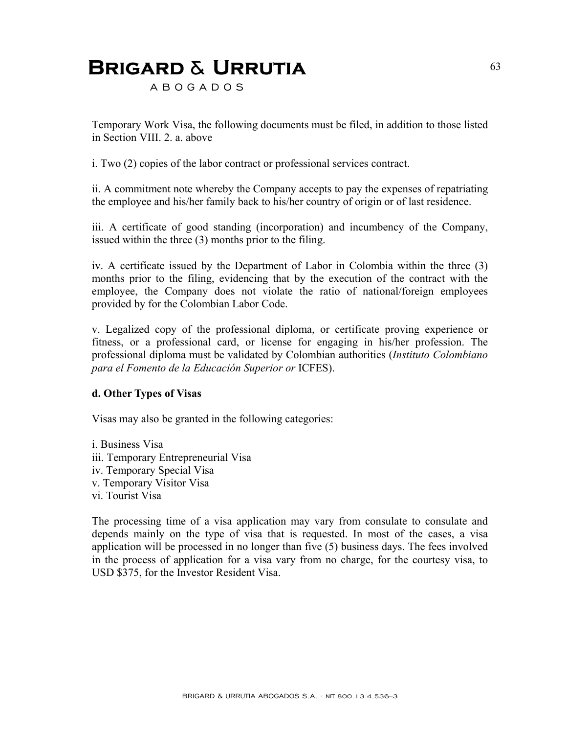Temporary Work Visa, the following documents must be filed, in addition to those listed in Section VIII. 2. a. above

i. Two (2) copies of the labor contract or professional services contract.

ii. A commitment note whereby the Company accepts to pay the expenses of repatriating the employee and his/her family back to his/her country of origin or of last residence.

iii. A certificate of good standing (incorporation) and incumbency of the Company, issued within the three (3) months prior to the filing.

iv. A certificate issued by the Department of Labor in Colombia within the three (3) months prior to the filing, evidencing that by the execution of the contract with the employee, the Company does not violate the ratio of national/foreign employees provided by for the Colombian Labor Code.

v. Legalized copy of the professional diploma, or certificate proving experience or fitness, or a professional card, or license for engaging in his/her profession. The professional diploma must be validated by Colombian authorities (*Instituto Colombiano para el Fomento de la Educación Superior or* ICFES).

**d. Other Types of Visas**

Visas may also be granted in the following categories:

i. Business Visa
iii. Temporary Entrepreneurial Visa
iv. Temporary Special Visa
v. Temporary Visitor Visa
vi. Tourist Visa

The processing time of a visa application may vary from consulate to consulate and depends mainly on the type of visa that is requested. In most of the cases, a visa application will be processed in no longer than five (5) business days. The fees involved in the process of application for a visa vary from no charge, for the courtesy visa, to USD $375, for the Investor Resident Visa.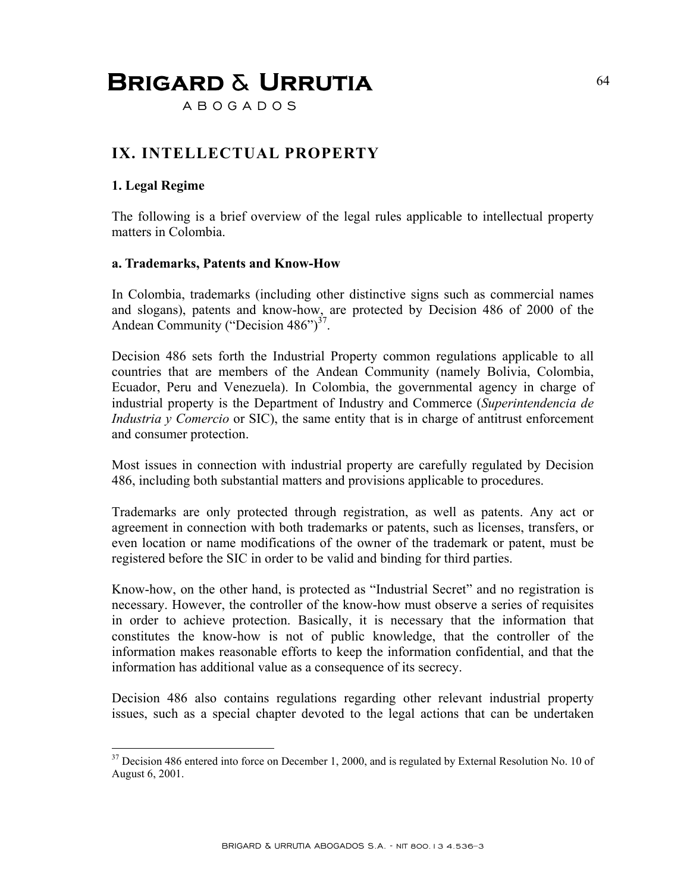# IX. INTELLECTUAL PROPERTY

## 1. Legal Regime

The following is a brief overview of the legal rules applicable to intellectual property matters in Colombia.

### a. Trademarks, Patents and Know-How

In Colombia, trademarks (including other distinctive signs such as commercial names and slogans), patents and know-how, are protected by Decision 486 of 2000 of the Andean Community ("Decision 486")[37].

Decision 486 sets forth the Industrial Property common regulations applicable to all countries that are members of the Andean Community (namely Bolivia, Colombia, Ecuador, Peru and Venezuela). In Colombia, the governmental agency in charge of industrial property is the Department of Industry and Commerce (*Superintendencia de Industria y Comercio* or SIC), the same entity that is in charge of antitrust enforcement and consumer protection.

Most issues in connection with industrial property are carefully regulated by Decision 486, including both substantial matters and provisions applicable to procedures.

Trademarks are only protected through registration, as well as patents. Any act or agreement in connection with both trademarks or patents, such as licenses, transfers, or even location or name modifications of the owner of the trademark or patent, must be registered before the SIC in order to be valid and binding for third parties.

Know-how, on the other hand, is protected as "Industrial Secret" and no registration is necessary. However, the controller of the know-how must observe a series of requisites in order to achieve protection. Basically, it is necessary that the information that constitutes the know-how is not of public knowledge, that the controller of the information makes reasonable efforts to keep the information confidential, and that the information has additional value as a consequence of its secrecy.

Decision 486 also contains regulations regarding other relevant industrial property issues, such as a special chapter devoted to the legal actions that can be undertaken

---

[37] Decision 486 entered into force on December 1, 2000, and is regulated by External Resolution No. 10 of August 6, 2001.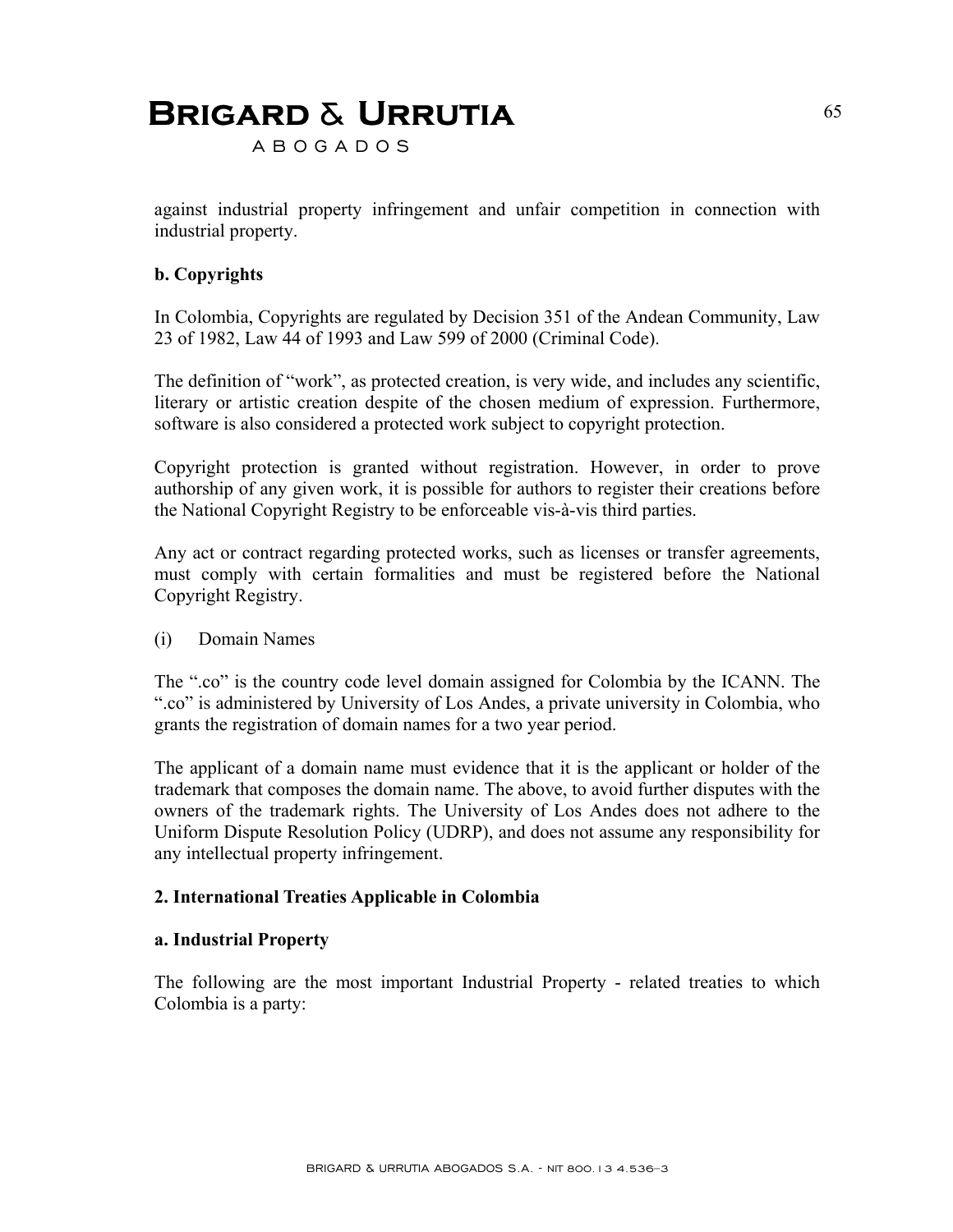against industrial property infringement and unfair competition in connection with industrial property.

### b. Copyrights

In Colombia, Copyrights are regulated by Decision 351 of the Andean Community, Law 23 of 1982, Law 44 of 1993 and Law 599 of 2000 (Criminal Code).

The definition of "work", as protected creation, is very wide, and includes any scientific, literary or artistic creation despite of the chosen medium of expression. Furthermore, software is also considered a protected work subject to copyright protection.

Copyright protection is granted without registration. However, in order to prove authorship of any given work, it is possible for authors to register their creations before the National Copyright Registry to be enforceable vis-à-vis third parties.

Any act or contract regarding protected works, such as licenses or transfer agreements, must comply with certain formalities and must be registered before the National Copyright Registry.

(i) Domain Names

The ".co" is the country code level domain assigned for Colombia by the ICANN. The ".co" is administered by University of Los Andes, a private university in Colombia, who grants the registration of domain names for a two year period.

The applicant of a domain name must evidence that it is the applicant or holder of the trademark that composes the domain name. The above, to avoid further disputes with the owners of the trademark rights. The University of Los Andes does not adhere to the Uniform Dispute Resolution Policy (UDRP), and does not assume any responsibility for any intellectual property infringement.

## 2. International Treaties Applicable in Colombia

### a. Industrial Property

The following are the most important Industrial Property - related treaties to which Colombia is a party: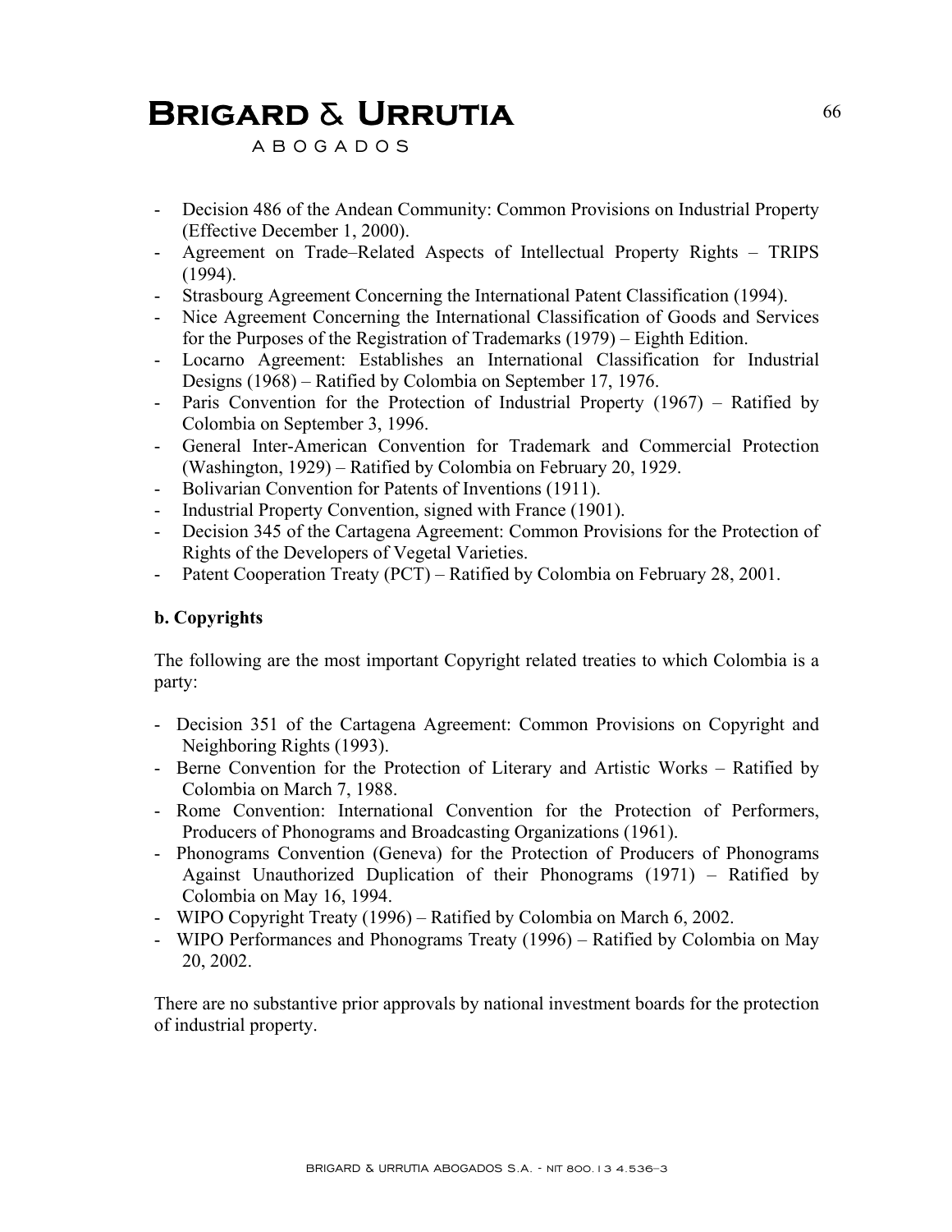- Decision 486 of the Andean Community: Common Provisions on Industrial Property (Effective December 1, 2000).
- Agreement on Trade–Related Aspects of Intellectual Property Rights – TRIPS (1994).
- Strasbourg Agreement Concerning the International Patent Classification (1994).
- Nice Agreement Concerning the International Classification of Goods and Services for the Purposes of the Registration of Trademarks (1979) – Eighth Edition.
- Locarno Agreement: Establishes an International Classification for Industrial Designs (1968) – Ratified by Colombia on September 17, 1976.
- Paris Convention for the Protection of Industrial Property (1967) – Ratified by Colombia on September 3, 1996.
- General Inter-American Convention for Trademark and Commercial Protection (Washington, 1929) – Ratified by Colombia on February 20, 1929.
- Bolivarian Convention for Patents of Inventions (1911).
- Industrial Property Convention, signed with France (1901).
- Decision 345 of the Cartagena Agreement: Common Provisions for the Protection of Rights of the Developers of Vegetal Varieties.
- Patent Cooperation Treaty (PCT) – Ratified by Colombia on February 28, 2001.

**b. Copyrights**

The following are the most important Copyright related treaties to which Colombia is a party:

- Decision 351 of the Cartagena Agreement: Common Provisions on Copyright and Neighboring Rights (1993).
- Berne Convention for the Protection of Literary and Artistic Works – Ratified by Colombia on March 7, 1988.
- Rome Convention: International Convention for the Protection of Performers, Producers of Phonograms and Broadcasting Organizations (1961).
- Phonograms Convention (Geneva) for the Protection of Producers of Phonograms Against Unauthorized Duplication of their Phonograms (1971) – Ratified by Colombia on May 16, 1994.
- WIPO Copyright Treaty (1996) – Ratified by Colombia on March 6, 2002.
- WIPO Performances and Phonograms Treaty (1996) – Ratified by Colombia on May 20, 2002.

There are no substantive prior approvals by national investment boards for the protection of industrial property.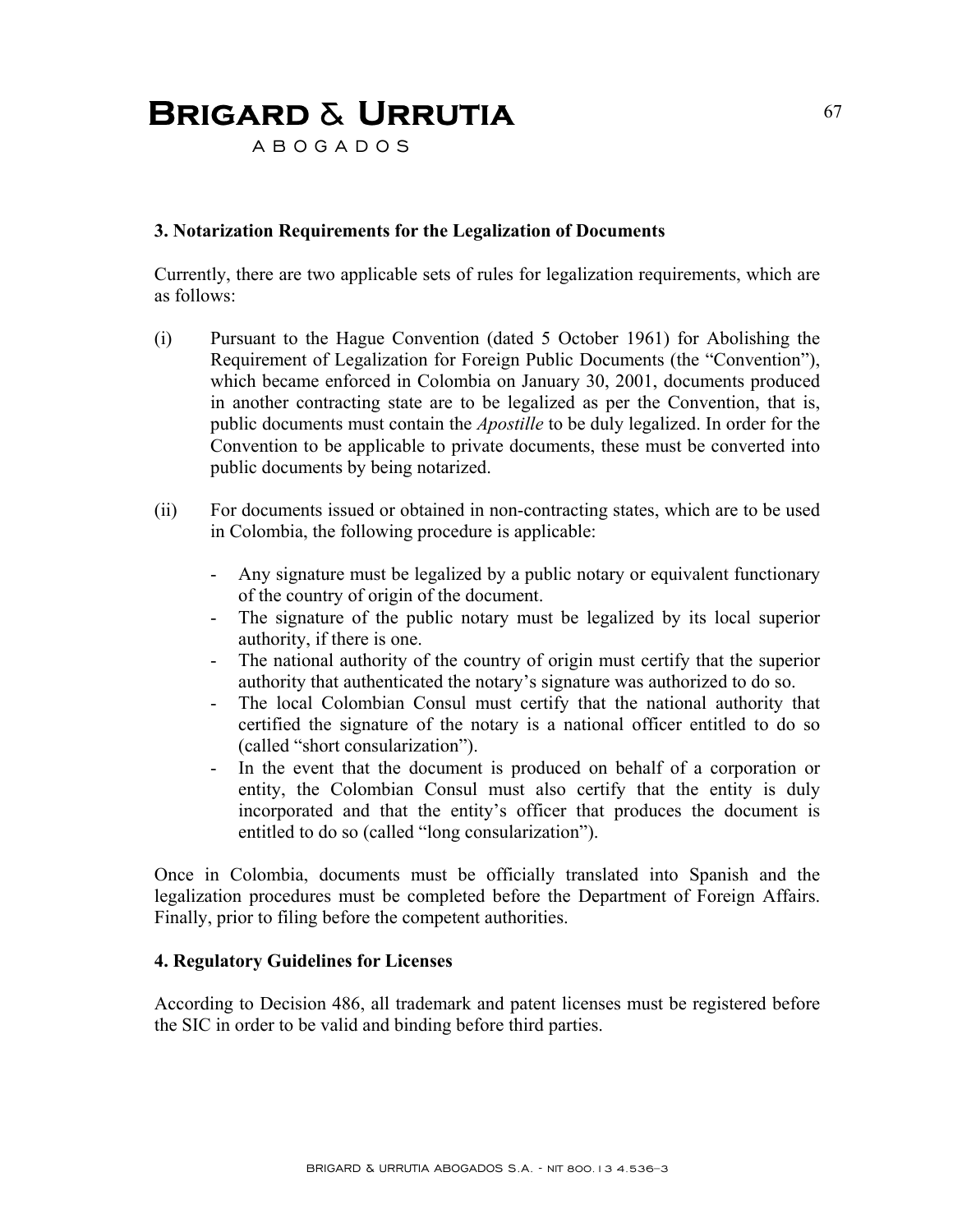### 3. Notarization Requirements for the Legalization of Documents

Currently, there are two applicable sets of rules for legalization requirements, which are as follows:

(i) Pursuant to the Hague Convention (dated 5 October 1961) for Abolishing the Requirement of Legalization for Foreign Public Documents (the "Convention"), which became enforced in Colombia on January 30, 2001, documents produced in another contracting state are to be legalized as per the Convention, that is, public documents must contain the *Apostille* to be duly legalized. In order for the Convention to be applicable to private documents, these must be converted into public documents by being notarized.

(ii) For documents issued or obtained in non-contracting states, which are to be used in Colombia, the following procedure is applicable:

- Any signature must be legalized by a public notary or equivalent functionary of the country of origin of the document.
- The signature of the public notary must be legalized by its local superior authority, if there is one.
- The national authority of the country of origin must certify that the superior authority that authenticated the notary's signature was authorized to do so.
- The local Colombian Consul must certify that the national authority that certified the signature of the notary is a national officer entitled to do so (called "short consularization").
- In the event that the document is produced on behalf of a corporation or entity, the Colombian Consul must also certify that the entity is duly incorporated and that the entity's officer that produces the document is entitled to do so (called "long consularization").

Once in Colombia, documents must be officially translated into Spanish and the legalization procedures must be completed before the Department of Foreign Affairs. Finally, prior to filing before the competent authorities.

### 4. Regulatory Guidelines for Licenses

According to Decision 486, all trademark and patent licenses must be registered before the SIC in order to be valid and binding before third parties.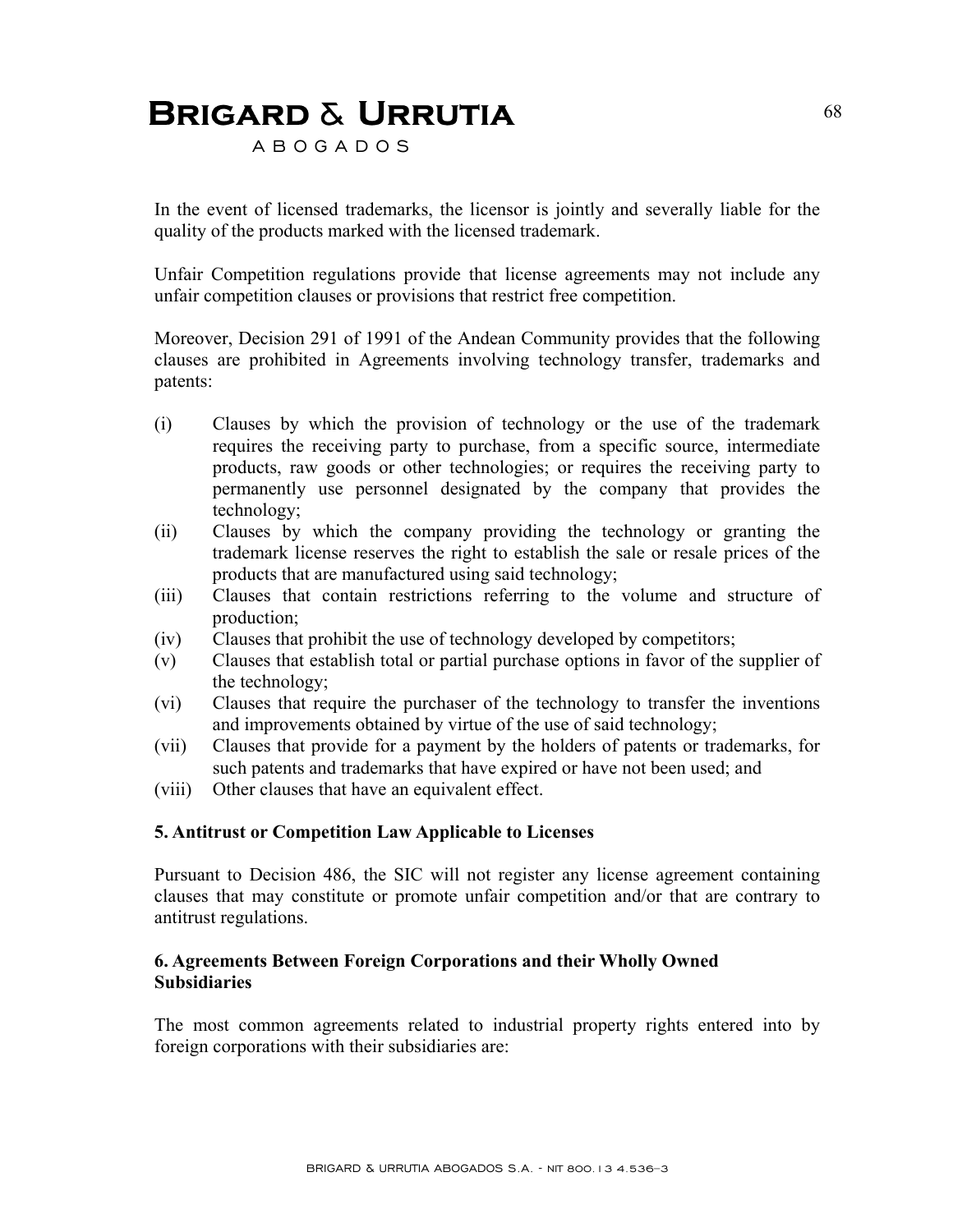In the event of licensed trademarks, the licensor is jointly and severally liable for the quality of the products marked with the licensed trademark.

Unfair Competition regulations provide that license agreements may not include any unfair competition clauses or provisions that restrict free competition.

Moreover, Decision 291 of 1991 of the Andean Community provides that the following clauses are prohibited in Agreements involving technology transfer, trademarks and patents:

(i) Clauses by which the provision of technology or the use of the trademark requires the receiving party to purchase, from a specific source, intermediate products, raw goods or other technologies; or requires the receiving party to permanently use personnel designated by the company that provides the technology;
(ii) Clauses by which the company providing the technology or granting the trademark license reserves the right to establish the sale or resale prices of the products that are manufactured using said technology;
(iii) Clauses that contain restrictions referring to the volume and structure of production;
(iv) Clauses that prohibit the use of technology developed by competitors;
(v) Clauses that establish total or partial purchase options in favor of the supplier of the technology;
(vi) Clauses that require the purchaser of the technology to transfer the inventions and improvements obtained by virtue of the use of said technology;
(vii) Clauses that provide for a payment by the holders of patents or trademarks, for such patents and trademarks that have expired or have not been used; and
(viii) Other clauses that have an equivalent effect.

**5. Antitrust or Competition Law Applicable to Licenses**

Pursuant to Decision 486, the SIC will not register any license agreement containing clauses that may constitute or promote unfair competition and/or that are contrary to antitrust regulations.

**6. Agreements Between Foreign Corporations and their Wholly Owned Subsidiaries**

The most common agreements related to industrial property rights entered into by foreign corporations with their subsidiaries are: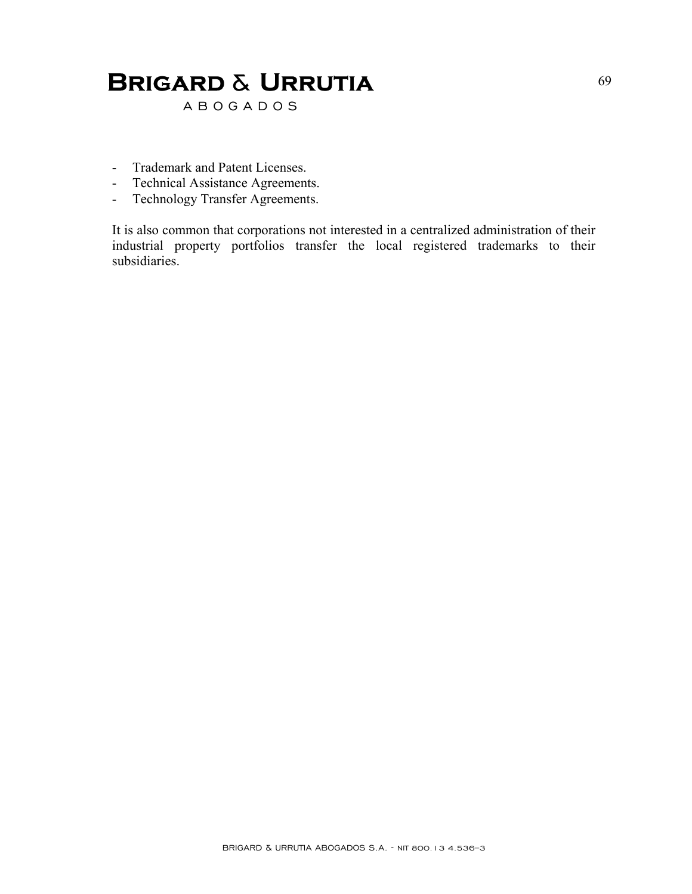- Trademark and Patent Licenses.
- Technical Assistance Agreements.
- Technology Transfer Agreements.

It is also common that corporations not interested in a centralized administration of their industrial property portfolios transfer the local registered trademarks to their subsidiaries.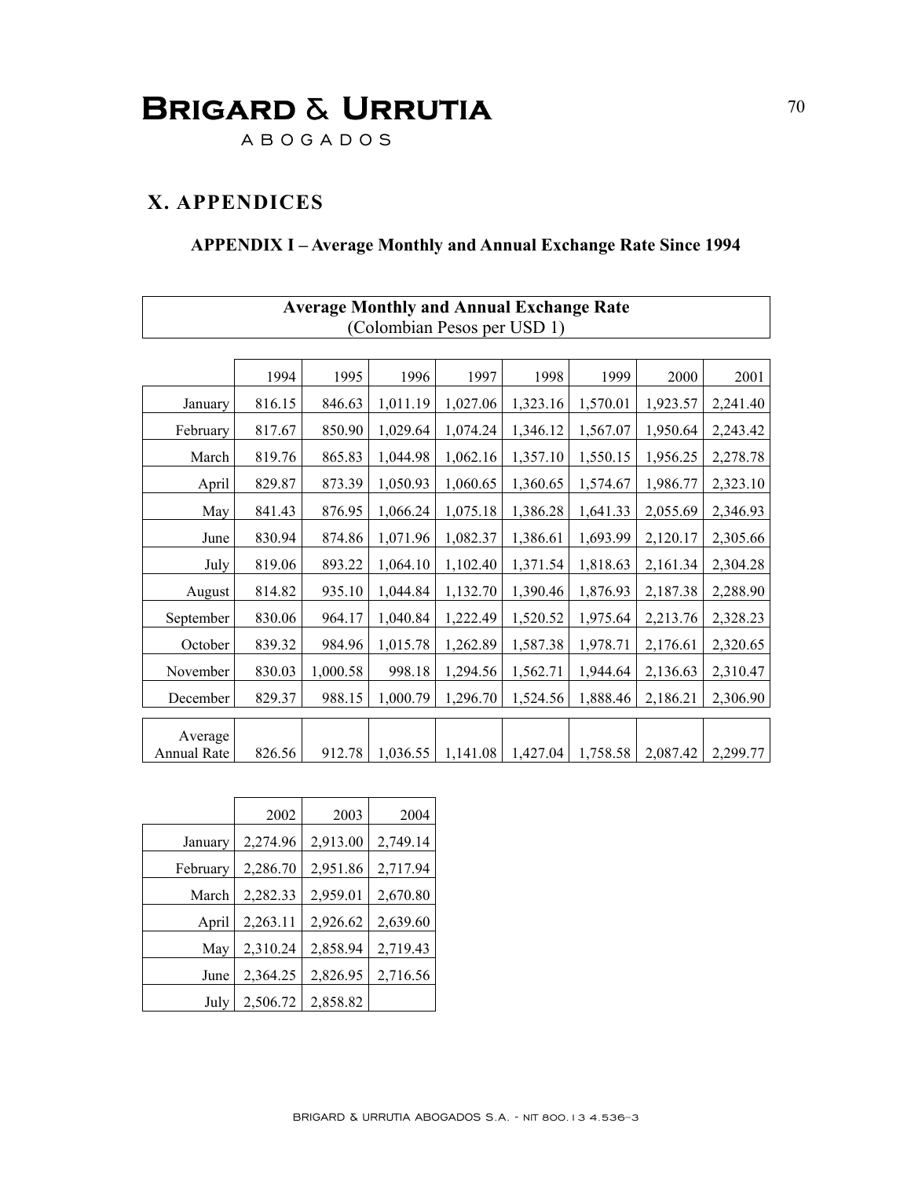# X. APPENDICES

## APPENDIX I – Average Monthly and Annual Exchange Rate Since 1994

**Average Monthly and Annual Exchange Rate**
(Colombian Pesos per USD 1)

| | 1994 | 1995 | 1996 | 1997 | 1998 | 1999 | 2000 | 2001 |
|---|---|---|---|---|---|---|---|---|
| January | 816.15 | 846.63 | 1,011.19 | 1,027.06 | 1,323.16 | 1,570.01 | 1,923.57 | 2,241.40 |
| February | 817.67 | 850.90 | 1,029.64 | 1,074.24 | 1,346.12 | 1,567.07 | 1,950.64 | 2,243.42 |
| March | 819.76 | 865.83 | 1,044.98 | 1,062.16 | 1,357.10 | 1,550.15 | 1,956.25 | 2,278.78 |
| April | 829.87 | 873.39 | 1,050.93 | 1,060.65 | 1,360.65 | 1,574.67 | 1,986.77 | 2,323.10 |
| May | 841.43 | 876.95 | 1,066.24 | 1,075.18 | 1,386.28 | 1,641.33 | 2,055.69 | 2,346.93 |
| June | 830.94 | 874.86 | 1,071.96 | 1,082.37 | 1,386.61 | 1,693.99 | 2,120.17 | 2,305.66 |
| July | 819.06 | 893.22 | 1,064.10 | 1,102.40 | 1,371.54 | 1,818.63 | 2,161.34 | 2,304.28 |
| August | 814.82 | 935.10 | 1,044.84 | 1,132.70 | 1,390.46 | 1,876.93 | 2,187.38 | 2,288.90 |
| September | 830.06 | 964.17 | 1,040.84 | 1,222.49 | 1,520.52 | 1,975.64 | 2,213.76 | 2,328.23 |
| October | 839.32 | 984.96 | 1,015.78 | 1,262.89 | 1,587.38 | 1,978.71 | 2,176.61 | 2,320.65 |
| November | 830.03 | 1,000.58 | 998.18 | 1,294.56 | 1,562.71 | 1,944.64 | 2,136.63 | 2,310.47 |
| December | 829.37 | 988.15 | 1,000.79 | 1,296.70 | 1,524.56 | 1,888.46 | 2,186.21 | 2,306.90 |
| Average Annual Rate | 826.56 | 912.78 | 1,036.55 | 1,141.08 | 1,427.04 | 1,758.58 | 2,087.42 | 2,299.77 |

| | 2002 | 2003 | 2004 |
|---|---|---|---|
| January | 2,274.96 | 2,913.00 | 2,749.14 |
| February | 2,286.70 | 2,951.86 | 2,717.94 |
| March | 2,282.33 | 2,959.01 | 2,670.80 |
| April | 2,263.11 | 2,926.62 | 2,639.60 |
| May | 2,310.24 | 2,858.94 | 2,719.43 |
| June | 2,364.25 | 2,826.95 | 2,716.56 |
| July | 2,506.72 | 2,858.82 | |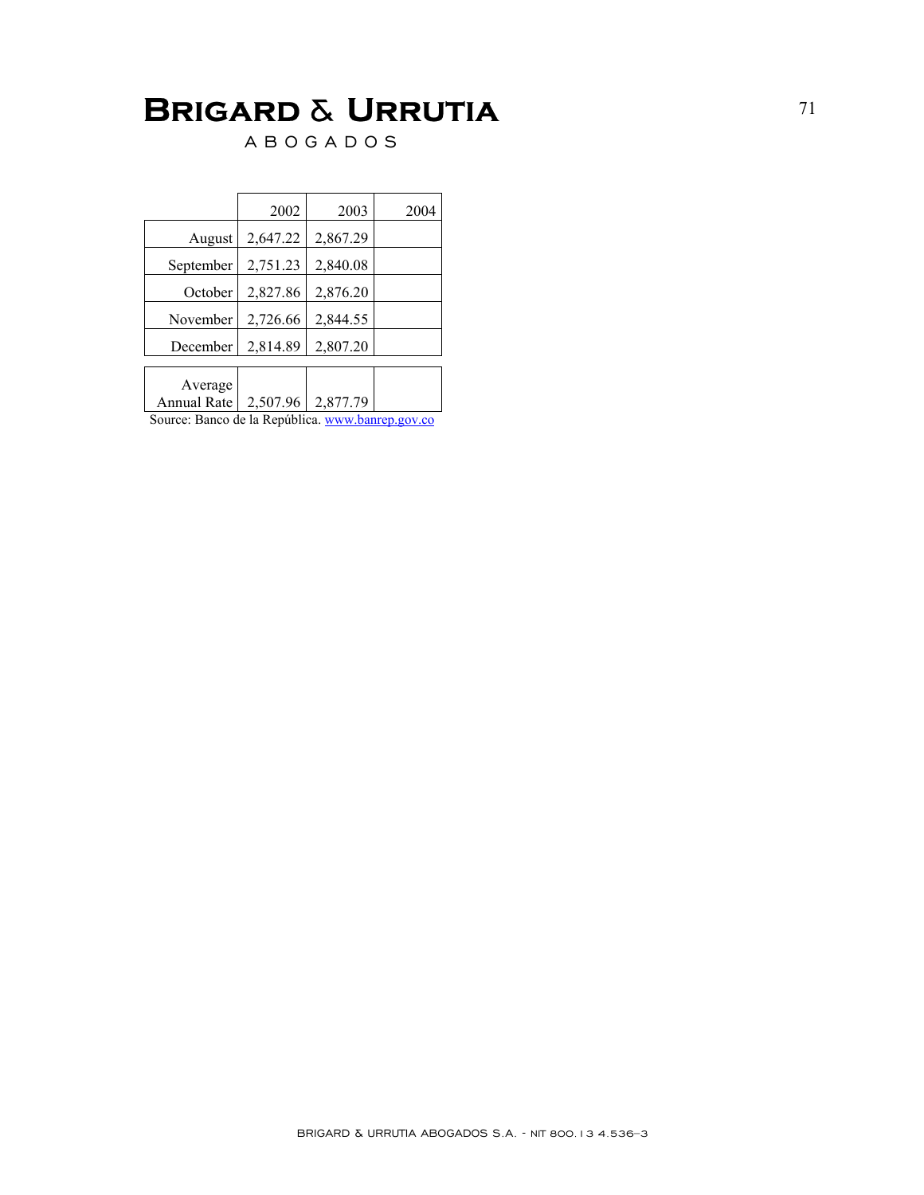| | 2002 | 2003 | 2004 |
|---|---|---|---|
| August | 2,647.22 | 2,867.29 | |
| September | 2,751.23 | 2,840.08 | |
| October | 2,827.86 | 2,876.20 | |
| November | 2,726.66 | 2,844.55 | |
| December | 2,814.89 | 2,807.20 | |
| Average Annual Rate | 2,507.96 | 2,877.79 | |

Source: Banco de la República. www.banrep.gov.co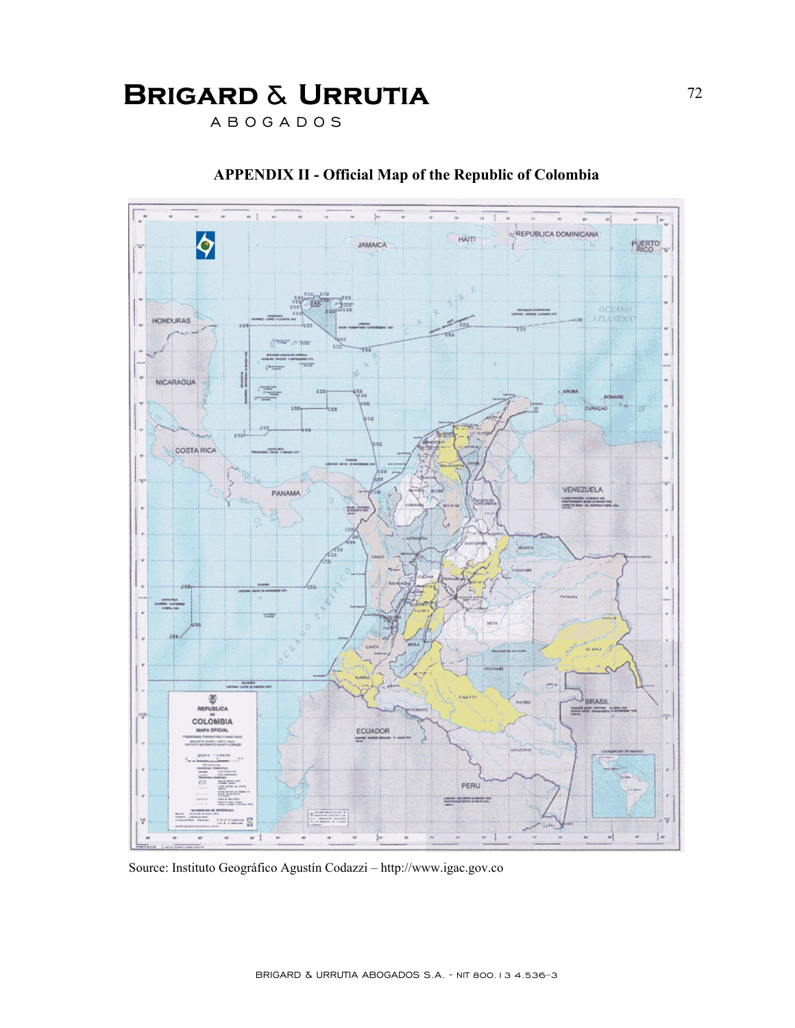## APPENDIX II - Official Map of the Republic of Colombia

Source: Instituto Geográfico Agustín Codazzi – http://www.igac.gov.co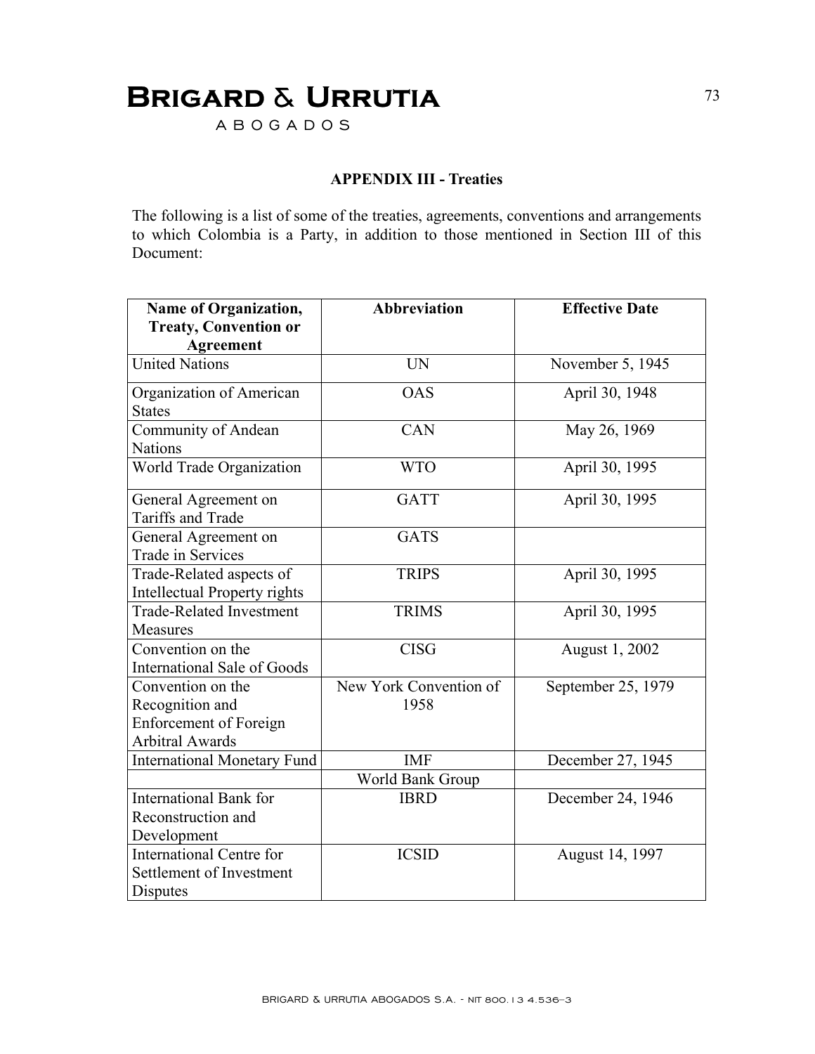## APPENDIX III - Treaties

The following is a list of some of the treaties, agreements, conventions and arrangements to which Colombia is a Party, in addition to those mentioned in Section III of this Document:

| Name of Organization, Treaty, Convention or Agreement | Abbreviation | Effective Date |
|---|---|---|
| United Nations | UN | November 5, 1945 |
| Organization of American States | OAS | April 30, 1948 |
| Community of Andean Nations | CAN | May 26, 1969 |
| World Trade Organization | WTO | April 30, 1995 |
| General Agreement on Tariffs and Trade | GATT | April 30, 1995 |
| General Agreement on Trade in Services | GATS | |
| Trade-Related aspects of Intellectual Property rights | TRIPS | April 30, 1995 |
| Trade-Related Investment Measures | TRIMS | April 30, 1995 |
| Convention on the International Sale of Goods | CISG | August 1, 2002 |
| Convention on the Recognition and Enforcement of Foreign Arbitral Awards | New York Convention of 1958 | September 25, 1979 |
| International Monetary Fund | IMF | December 27, 1945 |
| | World Bank Group | |
| International Bank for Reconstruction and Development | IBRD | December 24, 1946 |
| International Centre for Settlement of Investment Disputes | ICSID | August 14, 1997 |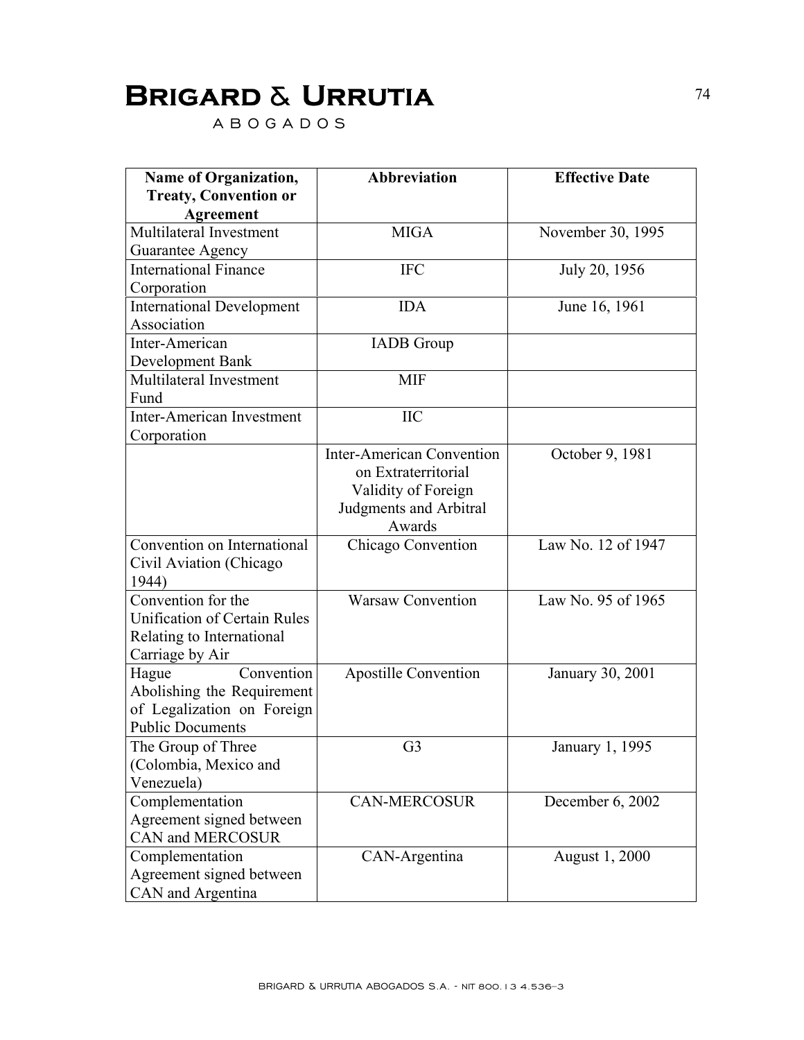| Name of Organization, Treaty, Convention or Agreement | Abbreviation | Effective Date |
|---|---|---|
| Multilateral Investment Guarantee Agency | MIGA | November 30, 1995 |
| International Finance Corporation | IFC | July 20, 1956 |
| International Development Association | IDA | June 16, 1961 |
| Inter-American Development Bank | IADB Group | |
| Multilateral Investment Fund | MIF | |
| Inter-American Investment Corporation | IIC | |
| | Inter-American Convention on Extraterritorial Validity of Foreign Judgments and Arbitral Awards | October 9, 1981 |
| Convention on International Civil Aviation (Chicago 1944) | Chicago Convention | Law No. 12 of 1947 |
| Convention for the Unification of Certain Rules Relating to International Carriage by Air | Warsaw Convention | Law No. 95 of 1965 |
| Hague Convention Abolishing the Requirement of Legalization on Foreign Public Documents | Apostille Convention | January 30, 2001 |
| The Group of Three (Colombia, Mexico and Venezuela) | G3 | January 1, 1995 |
| Complementation Agreement signed between CAN and MERCOSUR | CAN-MERCOSUR | December 6, 2002 |
| Complementation Agreement signed between CAN and Argentina | CAN-Argentina | August 1, 2000 |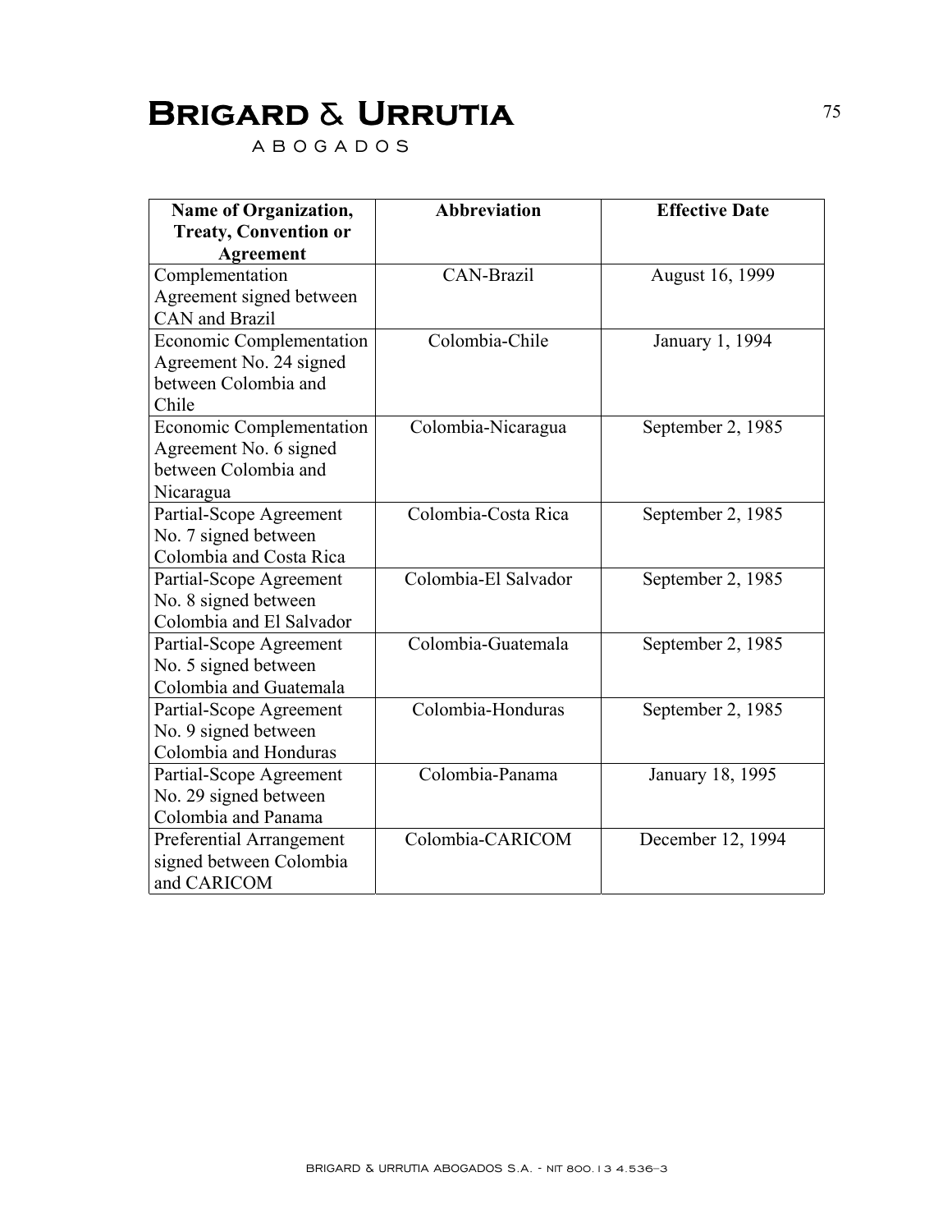| Name of Organization, Treaty, Convention or Agreement | Abbreviation | Effective Date |
|---|---|---|
| Complementation Agreement signed between CAN and Brazil | CAN-Brazil | August 16, 1999 |
| Economic Complementation Agreement No. 24 signed between Colombia and Chile | Colombia-Chile | January 1, 1994 |
| Economic Complementation Agreement No. 6 signed between Colombia and Nicaragua | Colombia-Nicaragua | September 2, 1985 |
| Partial-Scope Agreement No. 7 signed between Colombia and Costa Rica | Colombia-Costa Rica | September 2, 1985 |
| Partial-Scope Agreement No. 8 signed between Colombia and El Salvador | Colombia-El Salvador | September 2, 1985 |
| Partial-Scope Agreement No. 5 signed between Colombia and Guatemala | Colombia-Guatemala | September 2, 1985 |
| Partial-Scope Agreement No. 9 signed between Colombia and Honduras | Colombia-Honduras | September 2, 1985 |
| Partial-Scope Agreement No. 29 signed between Colombia and Panama | Colombia-Panama | January 18, 1995 |
| Preferential Arrangement signed between Colombia and CARICOM | Colombia-CARICOM | December 12, 1994 |